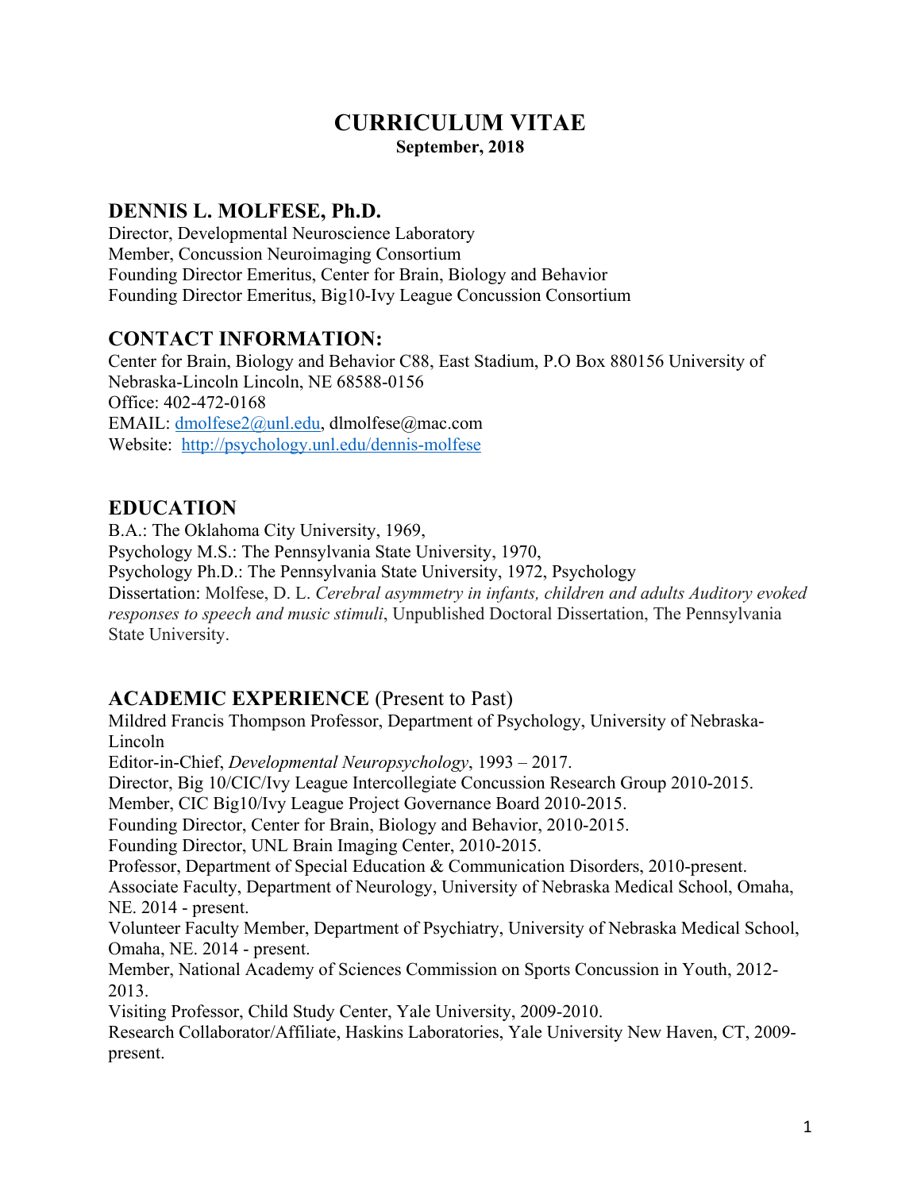# CURRICULUM VITAE

**September, 2018**

## DENNIS L. MOLFESE, Ph.D.

Director, Developmental Neuroscience Laboratory
Member, Concussion Neuroimaging Consortium
Founding Director Emeritus, Center for Brain, Biology and Behavior
Founding Director Emeritus, Big10-Ivy League Concussion Consortium

## CONTACT INFORMATION:

Center for Brain, Biology and Behavior C88, East Stadium, P.O Box 880156 University of Nebraska-Lincoln Lincoln, NE 68588-0156
Office: 402-472-0168
EMAIL: dmolfese2@unl.edu, dlmolfese@mac.com
Website: http://psychology.unl.edu/dennis-molfese

## EDUCATION

B.A.: The Oklahoma City University, 1969,
Psychology M.S.: The Pennsylvania State University, 1970,
Psychology Ph.D.: The Pennsylvania State University, 1972, Psychology
Dissertation: Molfese, D. L. *Cerebral asymmetry in infants, children and adults Auditory evoked responses to speech and music stimuli*, Unpublished Doctoral Dissertation, The Pennsylvania State University.

## ACADEMIC EXPERIENCE (Present to Past)

Mildred Francis Thompson Professor, Department of Psychology, University of Nebraska-Lincoln
Editor-in-Chief, *Developmental Neuropsychology*, 1993 – 2017.
Director, Big 10/CIC/Ivy League Intercollegiate Concussion Research Group 2010-2015.
Member, CIC Big10/Ivy League Project Governance Board 2010-2015.
Founding Director, Center for Brain, Biology and Behavior, 2010-2015.
Founding Director, UNL Brain Imaging Center, 2010-2015.
Professor, Department of Special Education & Communication Disorders, 2010-present.
Associate Faculty, Department of Neurology, University of Nebraska Medical School, Omaha, NE. 2014 - present.
Volunteer Faculty Member, Department of Psychiatry, University of Nebraska Medical School, Omaha, NE. 2014 - present.
Member, National Academy of Sciences Commission on Sports Concussion in Youth, 2012-2013.
Visiting Professor, Child Study Center, Yale University, 2009-2010.
Research Collaborator/Affiliate, Haskins Laboratories, Yale University New Haven, CT, 2009-present.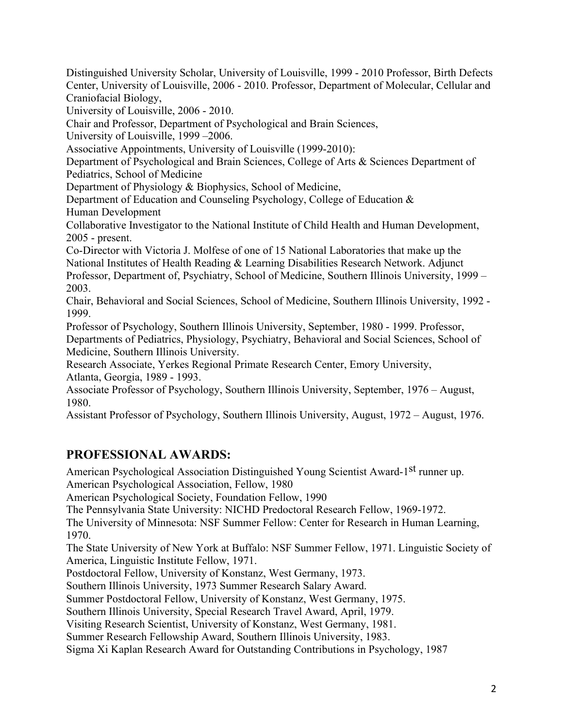Distinguished University Scholar, University of Louisville, 1999 - 2010 Professor, Birth Defects Center, University of Louisville, 2006 - 2010. Professor, Department of Molecular, Cellular and Craniofacial Biology,

University of Louisville, 2006 - 2010.

Chair and Professor, Department of Psychological and Brain Sciences,

University of Louisville, 1999 –2006.

Associative Appointments, University of Louisville (1999-2010):

Department of Psychological and Brain Sciences, College of Arts & Sciences Department of Pediatrics, School of Medicine

Department of Physiology & Biophysics, School of Medicine,

Department of Education and Counseling Psychology, College of Education &

Human Development

Collaborative Investigator to the National Institute of Child Health and Human Development, 2005 - present.

Co-Director with Victoria J. Molfese of one of 15 National Laboratories that make up the National Institutes of Health Reading & Learning Disabilities Research Network. Adjunct Professor, Department of, Psychiatry, School of Medicine, Southern Illinois University, 1999 – 2003.

Chair, Behavioral and Social Sciences, School of Medicine, Southern Illinois University, 1992 - 1999.

Professor of Psychology, Southern Illinois University, September, 1980 - 1999. Professor, Departments of Pediatrics, Physiology, Psychiatry, Behavioral and Social Sciences, School of Medicine, Southern Illinois University.

Research Associate, Yerkes Regional Primate Research Center, Emory University,

Atlanta, Georgia, 1989 - 1993.

Associate Professor of Psychology, Southern Illinois University, September, 1976 – August, 1980.

Assistant Professor of Psychology, Southern Illinois University, August, 1972 – August, 1976.

## PROFESSIONAL AWARDS:

American Psychological Association Distinguished Young Scientist Award-1st runner up.

American Psychological Association, Fellow, 1980

American Psychological Society, Foundation Fellow, 1990

The Pennsylvania State University: NICHD Predoctoral Research Fellow, 1969-1972.

The University of Minnesota: NSF Summer Fellow: Center for Research in Human Learning, 1970.

The State University of New York at Buffalo: NSF Summer Fellow, 1971. Linguistic Society of America, Linguistic Institute Fellow, 1971.

Postdoctoral Fellow, University of Konstanz, West Germany, 1973.

Southern Illinois University, 1973 Summer Research Salary Award.

Summer Postdoctoral Fellow, University of Konstanz, West Germany, 1975.

Southern Illinois University, Special Research Travel Award, April, 1979.

Visiting Research Scientist, University of Konstanz, West Germany, 1981.

Summer Research Fellowship Award, Southern Illinois University, 1983.

Sigma Xi Kaplan Research Award for Outstanding Contributions in Psychology, 1987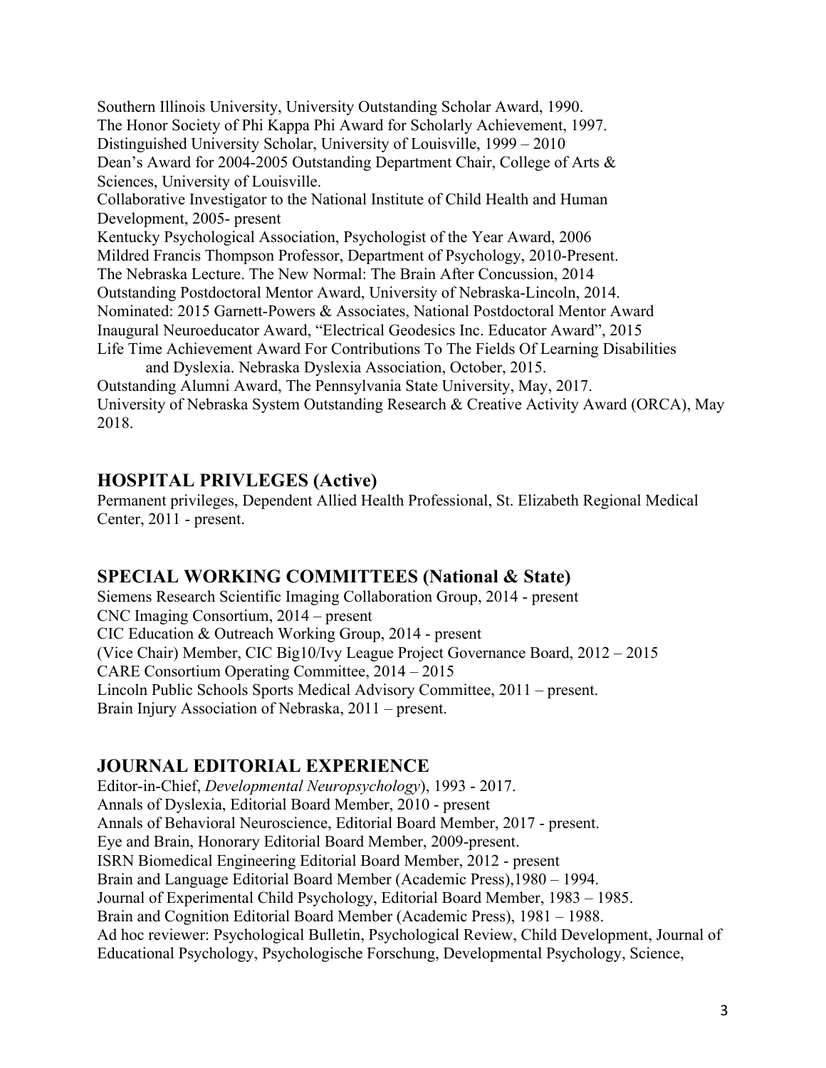Southern Illinois University, University Outstanding Scholar Award, 1990.
The Honor Society of Phi Kappa Phi Award for Scholarly Achievement, 1997.
Distinguished University Scholar, University of Louisville, 1999 – 2010
Dean's Award for 2004-2005 Outstanding Department Chair, College of Arts & Sciences, University of Louisville.
Collaborative Investigator to the National Institute of Child Health and Human Development, 2005- present
Kentucky Psychological Association, Psychologist of the Year Award, 2006
Mildred Francis Thompson Professor, Department of Psychology, 2010-Present.
The Nebraska Lecture. The New Normal: The Brain After Concussion, 2014
Outstanding Postdoctoral Mentor Award, University of Nebraska-Lincoln, 2014.
Nominated: 2015 Garnett-Powers & Associates, National Postdoctoral Mentor Award
Inaugural Neuroeducator Award, "Electrical Geodesics Inc. Educator Award", 2015
Life Time Achievement Award For Contributions To The Fields Of Learning Disabilities and Dyslexia. Nebraska Dyslexia Association, October, 2015.
Outstanding Alumni Award, The Pennsylvania State University, May, 2017.
University of Nebraska System Outstanding Research & Creative Activity Award (ORCA), May 2018.

## HOSPITAL PRIVLEGES (Active)

Permanent privileges, Dependent Allied Health Professional, St. Elizabeth Regional Medical Center, 2011 - present.

## SPECIAL WORKING COMMITTEES (National & State)

Siemens Research Scientific Imaging Collaboration Group, 2014 - present
CNC Imaging Consortium, 2014 – present
CIC Education & Outreach Working Group, 2014 - present
(Vice Chair) Member, CIC Big10/Ivy League Project Governance Board, 2012 – 2015
CARE Consortium Operating Committee, 2014 – 2015
Lincoln Public Schools Sports Medical Advisory Committee, 2011 – present.
Brain Injury Association of Nebraska, 2011 – present.

## JOURNAL EDITORIAL EXPERIENCE

Editor-in-Chief, *Developmental Neuropsychology*), 1993 - 2017.
Annals of Dyslexia, Editorial Board Member, 2010 - present
Annals of Behavioral Neuroscience, Editorial Board Member, 2017 - present.
Eye and Brain, Honorary Editorial Board Member, 2009-present.
ISRN Biomedical Engineering Editorial Board Member, 2012 - present
Brain and Language Editorial Board Member (Academic Press),1980 – 1994.
Journal of Experimental Child Psychology, Editorial Board Member, 1983 – 1985.
Brain and Cognition Editorial Board Member (Academic Press), 1981 – 1988.
Ad hoc reviewer: Psychological Bulletin, Psychological Review, Child Development, Journal of Educational Psychology, Psychologische Forschung, Developmental Psychology, Science,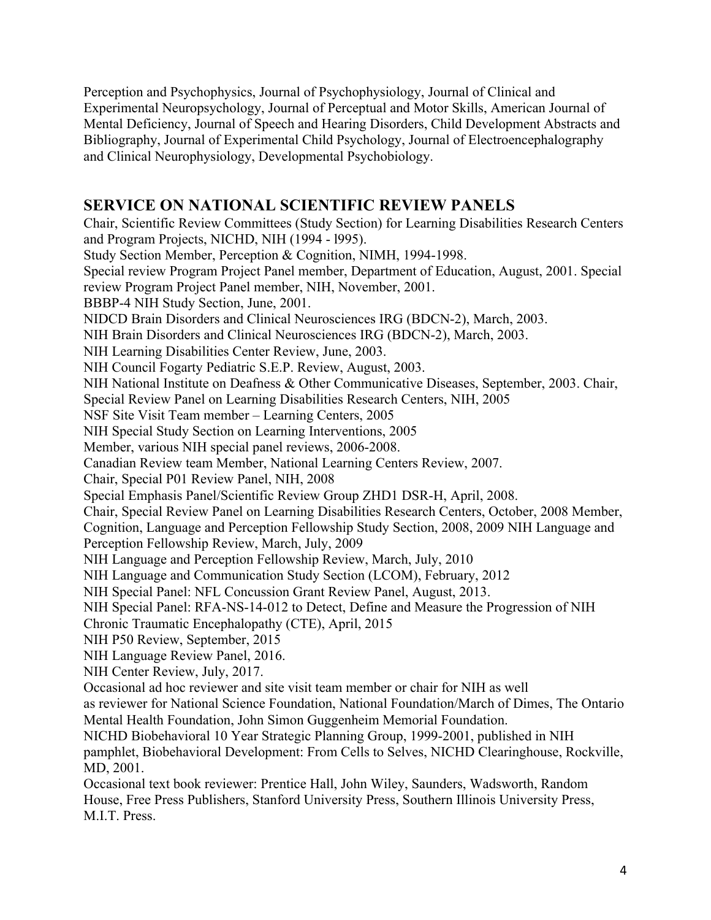Perception and Psychophysics, Journal of Psychophysiology, Journal of Clinical and Experimental Neuropsychology, Journal of Perceptual and Motor Skills, American Journal of Mental Deficiency, Journal of Speech and Hearing Disorders, Child Development Abstracts and Bibliography, Journal of Experimental Child Psychology, Journal of Electroencephalography and Clinical Neurophysiology, Developmental Psychobiology.

## SERVICE ON NATIONAL SCIENTIFIC REVIEW PANELS

Chair, Scientific Review Committees (Study Section) for Learning Disabilities Research Centers and Program Projects, NICHD, NIH (1994 - l995).
Study Section Member, Perception & Cognition, NIMH, 1994-1998.
Special review Program Project Panel member, Department of Education, August, 2001. Special review Program Project Panel member, NIH, November, 2001.
BBBP-4 NIH Study Section, June, 2001.
NIDCD Brain Disorders and Clinical Neurosciences IRG (BDCN-2), March, 2003.
NIH Brain Disorders and Clinical Neurosciences IRG (BDCN-2), March, 2003.
NIH Learning Disabilities Center Review, June, 2003.
NIH Council Fogarty Pediatric S.E.P. Review, August, 2003.
NIH National Institute on Deafness & Other Communicative Diseases, September, 2003. Chair, Special Review Panel on Learning Disabilities Research Centers, NIH, 2005
NSF Site Visit Team member – Learning Centers, 2005
NIH Special Study Section on Learning Interventions, 2005
Member, various NIH special panel reviews, 2006-2008.
Canadian Review team Member, National Learning Centers Review, 2007.
Chair, Special P01 Review Panel, NIH, 2008
Special Emphasis Panel/Scientific Review Group ZHD1 DSR-H, April, 2008.
Chair, Special Review Panel on Learning Disabilities Research Centers, October, 2008 Member, Cognition, Language and Perception Fellowship Study Section, 2008, 2009 NIH Language and Perception Fellowship Review, March, July, 2009
NIH Language and Perception Fellowship Review, March, July, 2010
NIH Language and Communication Study Section (LCOM), February, 2012
NIH Special Panel: NFL Concussion Grant Review Panel, August, 2013.
NIH Special Panel: RFA-NS-14-012 to Detect, Define and Measure the Progression of NIH Chronic Traumatic Encephalopathy (CTE), April, 2015
NIH P50 Review, September, 2015
NIH Language Review Panel, 2016.
NIH Center Review, July, 2017.
Occasional ad hoc reviewer and site visit team member or chair for NIH as well as reviewer for National Science Foundation, National Foundation/March of Dimes, The Ontario Mental Health Foundation, John Simon Guggenheim Memorial Foundation.
NICHD Biobehavioral 10 Year Strategic Planning Group, 1999-2001, published in NIH pamphlet, Biobehavioral Development: From Cells to Selves, NICHD Clearinghouse, Rockville, MD, 2001.
Occasional text book reviewer: Prentice Hall, John Wiley, Saunders, Wadsworth, Random House, Free Press Publishers, Stanford University Press, Southern Illinois University Press, M.I.T. Press.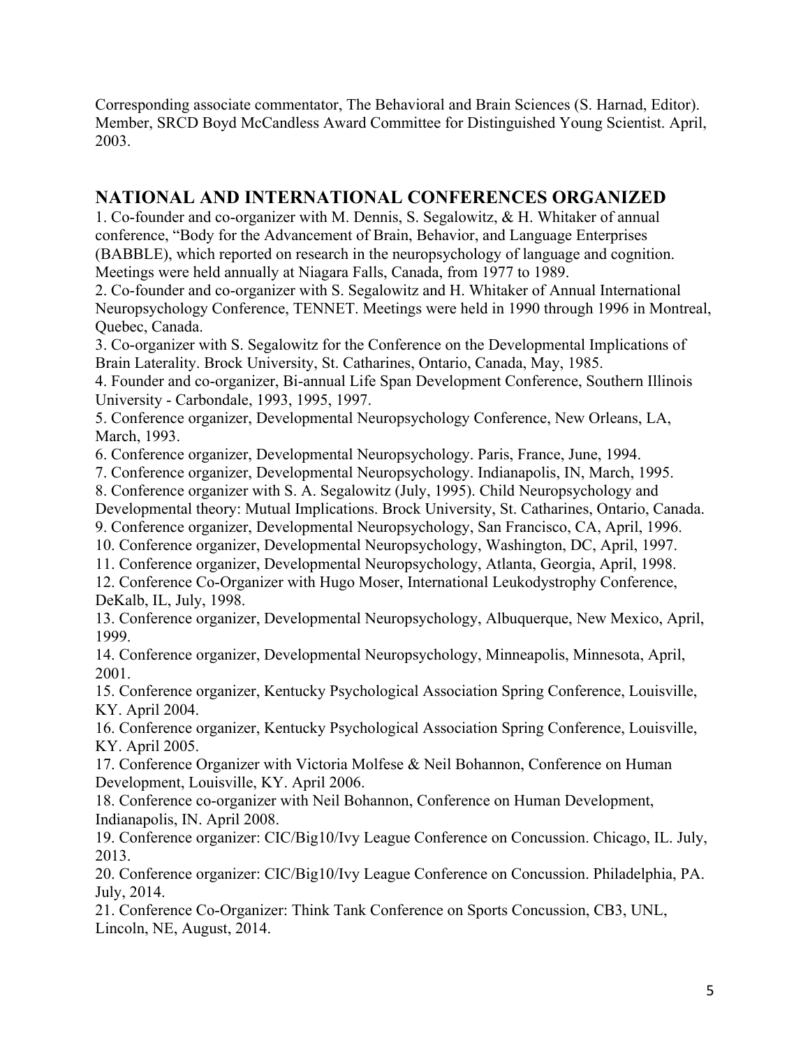Corresponding associate commentator, The Behavioral and Brain Sciences (S. Harnad, Editor).
Member, SRCD Boyd McCandless Award Committee for Distinguished Young Scientist. April, 2003.

## NATIONAL AND INTERNATIONAL CONFERENCES ORGANIZED

1. Co-founder and co-organizer with M. Dennis, S. Segalowitz, & H. Whitaker of annual conference, "Body for the Advancement of Brain, Behavior, and Language Enterprises (BABBLE), which reported on research in the neuropsychology of language and cognition. Meetings were held annually at Niagara Falls, Canada, from 1977 to 1989.
2. Co-founder and co-organizer with S. Segalowitz and H. Whitaker of Annual International Neuropsychology Conference, TENNET. Meetings were held in 1990 through 1996 in Montreal, Quebec, Canada.
3. Co-organizer with S. Segalowitz for the Conference on the Developmental Implications of Brain Laterality. Brock University, St. Catharines, Ontario, Canada, May, 1985.
4. Founder and co-organizer, Bi-annual Life Span Development Conference, Southern Illinois University - Carbondale, 1993, 1995, 1997.
5. Conference organizer, Developmental Neuropsychology Conference, New Orleans, LA, March, 1993.
6. Conference organizer, Developmental Neuropsychology. Paris, France, June, 1994.
7. Conference organizer, Developmental Neuropsychology. Indianapolis, IN, March, 1995.
8. Conference organizer with S. A. Segalowitz (July, 1995). Child Neuropsychology and Developmental theory: Mutual Implications. Brock University, St. Catharines, Ontario, Canada.
9. Conference organizer, Developmental Neuropsychology, San Francisco, CA, April, 1996.
10. Conference organizer, Developmental Neuropsychology, Washington, DC, April, 1997.
11. Conference organizer, Developmental Neuropsychology, Atlanta, Georgia, April, 1998.
12. Conference Co-Organizer with Hugo Moser, International Leukodystrophy Conference, DeKalb, IL, July, 1998.
13. Conference organizer, Developmental Neuropsychology, Albuquerque, New Mexico, April, 1999.
14. Conference organizer, Developmental Neuropsychology, Minneapolis, Minnesota, April, 2001.
15. Conference organizer, Kentucky Psychological Association Spring Conference, Louisville, KY. April 2004.
16. Conference organizer, Kentucky Psychological Association Spring Conference, Louisville, KY. April 2005.
17. Conference Organizer with Victoria Molfese & Neil Bohannon, Conference on Human Development, Louisville, KY. April 2006.
18. Conference co-organizer with Neil Bohannon, Conference on Human Development, Indianapolis, IN. April 2008.
19. Conference organizer: CIC/Big10/Ivy League Conference on Concussion. Chicago, IL. July, 2013.
20. Conference organizer: CIC/Big10/Ivy League Conference on Concussion. Philadelphia, PA. July, 2014.
21. Conference Co-Organizer: Think Tank Conference on Sports Concussion, CB3, UNL, Lincoln, NE, August, 2014.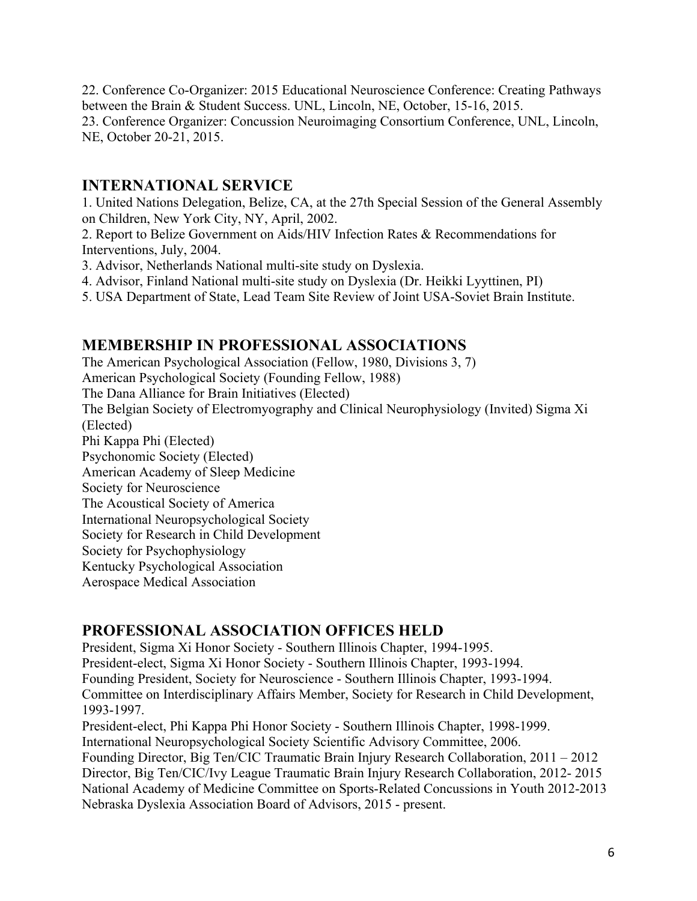22. Conference Co-Organizer: 2015 Educational Neuroscience Conference: Creating Pathways between the Brain & Student Success. UNL, Lincoln, NE, October, 15-16, 2015.
23. Conference Organizer: Concussion Neuroimaging Consortium Conference, UNL, Lincoln, NE, October 20-21, 2015.

## INTERNATIONAL SERVICE

1. United Nations Delegation, Belize, CA, at the 27th Special Session of the General Assembly on Children, New York City, NY, April, 2002.
2. Report to Belize Government on Aids/HIV Infection Rates & Recommendations for Interventions, July, 2004.
3. Advisor, Netherlands National multi-site study on Dyslexia.
4. Advisor, Finland National multi-site study on Dyslexia (Dr. Heikki Lyyttinen, PI)
5. USA Department of State, Lead Team Site Review of Joint USA-Soviet Brain Institute.

## MEMBERSHIP IN PROFESSIONAL ASSOCIATIONS

The American Psychological Association (Fellow, 1980, Divisions 3, 7)
American Psychological Society (Founding Fellow, 1988)
The Dana Alliance for Brain Initiatives (Elected)
The Belgian Society of Electromyography and Clinical Neurophysiology (Invited) Sigma Xi (Elected)
Phi Kappa Phi (Elected)
Psychonomic Society (Elected)
American Academy of Sleep Medicine
Society for Neuroscience
The Acoustical Society of America
International Neuropsychological Society
Society for Research in Child Development
Society for Psychophysiology
Kentucky Psychological Association
Aerospace Medical Association

## PROFESSIONAL ASSOCIATION OFFICES HELD

President, Sigma Xi Honor Society - Southern Illinois Chapter, 1994-1995.
President-elect, Sigma Xi Honor Society - Southern Illinois Chapter, 1993-1994.
Founding President, Society for Neuroscience - Southern Illinois Chapter, 1993-1994.
Committee on Interdisciplinary Affairs Member, Society for Research in Child Development, 1993-1997.
President-elect, Phi Kappa Phi Honor Society - Southern Illinois Chapter, 1998-1999.
International Neuropsychological Society Scientific Advisory Committee, 2006.
Founding Director, Big Ten/CIC Traumatic Brain Injury Research Collaboration, 2011 – 2012
Director, Big Ten/CIC/Ivy League Traumatic Brain Injury Research Collaboration, 2012- 2015
National Academy of Medicine Committee on Sports-Related Concussions in Youth 2012-2013
Nebraska Dyslexia Association Board of Advisors, 2015 - present.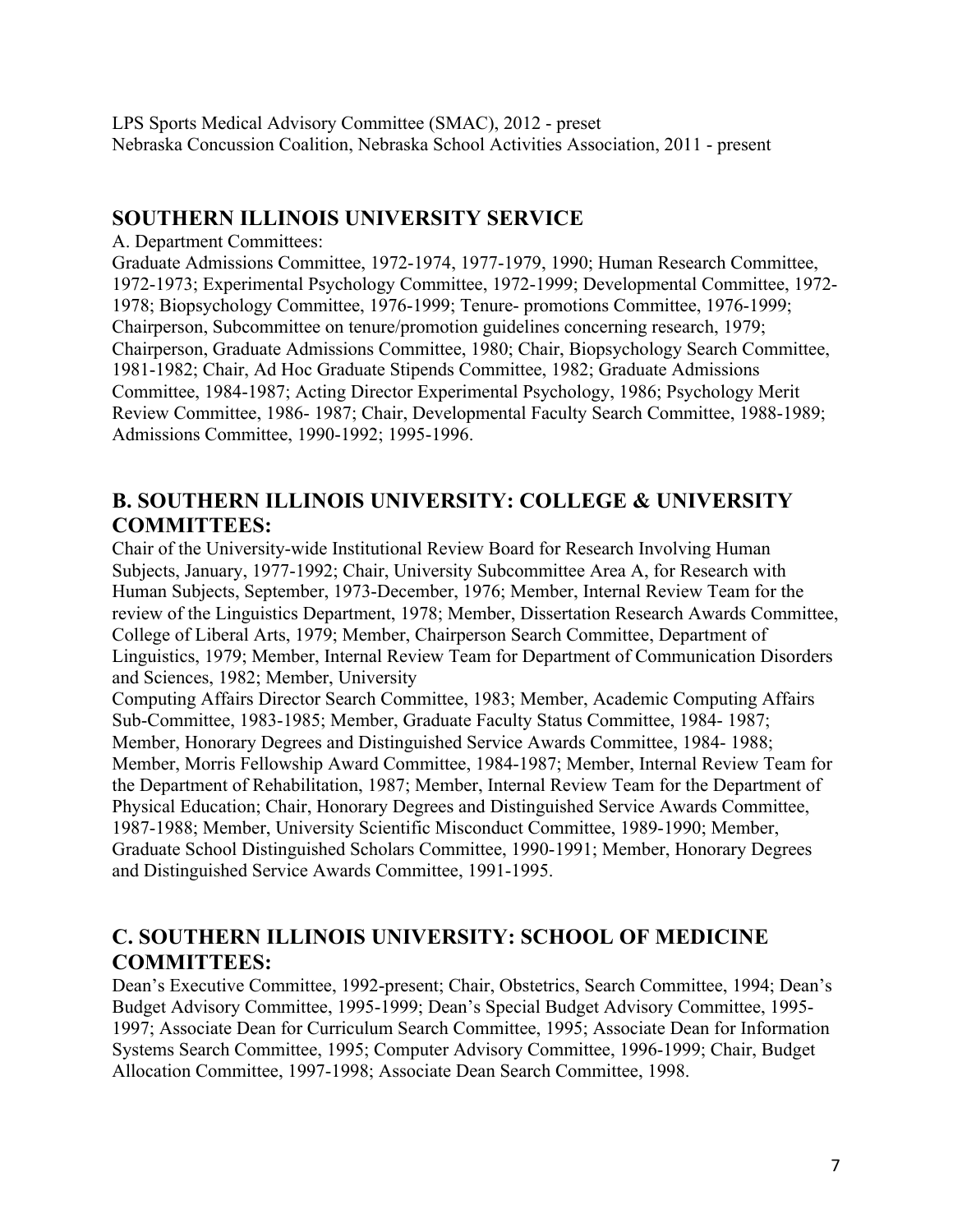LPS Sports Medical Advisory Committee (SMAC), 2012 - preset
Nebraska Concussion Coalition, Nebraska School Activities Association, 2011 - present

## SOUTHERN ILLINOIS UNIVERSITY SERVICE

A. Department Committees:
Graduate Admissions Committee, 1972-1974, 1977-1979, 1990; Human Research Committee, 1972-1973; Experimental Psychology Committee, 1972-1999; Developmental Committee, 1972-1978; Biopsychology Committee, 1976-1999; Tenure- promotions Committee, 1976-1999; Chairperson, Subcommittee on tenure/promotion guidelines concerning research, 1979; Chairperson, Graduate Admissions Committee, 1980; Chair, Biopsychology Search Committee, 1981-1982; Chair, Ad Hoc Graduate Stipends Committee, 1982; Graduate Admissions Committee, 1984-1987; Acting Director Experimental Psychology, 1986; Psychology Merit Review Committee, 1986- 1987; Chair, Developmental Faculty Search Committee, 1988-1989; Admissions Committee, 1990-1992; 1995-1996.

## B. SOUTHERN ILLINOIS UNIVERSITY: COLLEGE & UNIVERSITY COMMITTEES:

Chair of the University-wide Institutional Review Board for Research Involving Human Subjects, January, 1977-1992; Chair, University Subcommittee Area A, for Research with Human Subjects, September, 1973-December, 1976; Member, Internal Review Team for the review of the Linguistics Department, 1978; Member, Dissertation Research Awards Committee, College of Liberal Arts, 1979; Member, Chairperson Search Committee, Department of Linguistics, 1979; Member, Internal Review Team for Department of Communication Disorders and Sciences, 1982; Member, University
Computing Affairs Director Search Committee, 1983; Member, Academic Computing Affairs Sub-Committee, 1983-1985; Member, Graduate Faculty Status Committee, 1984- 1987; Member, Honorary Degrees and Distinguished Service Awards Committee, 1984- 1988; Member, Morris Fellowship Award Committee, 1984-1987; Member, Internal Review Team for the Department of Rehabilitation, 1987; Member, Internal Review Team for the Department of Physical Education; Chair, Honorary Degrees and Distinguished Service Awards Committee, 1987-1988; Member, University Scientific Misconduct Committee, 1989-1990; Member, Graduate School Distinguished Scholars Committee, 1990-1991; Member, Honorary Degrees and Distinguished Service Awards Committee, 1991-1995.

## C. SOUTHERN ILLINOIS UNIVERSITY: SCHOOL OF MEDICINE COMMITTEES:

Dean's Executive Committee, 1992-present; Chair, Obstetrics, Search Committee, 1994; Dean's Budget Advisory Committee, 1995-1999; Dean's Special Budget Advisory Committee, 1995-1997; Associate Dean for Curriculum Search Committee, 1995; Associate Dean for Information Systems Search Committee, 1995; Computer Advisory Committee, 1996-1999; Chair, Budget Allocation Committee, 1997-1998; Associate Dean Search Committee, 1998.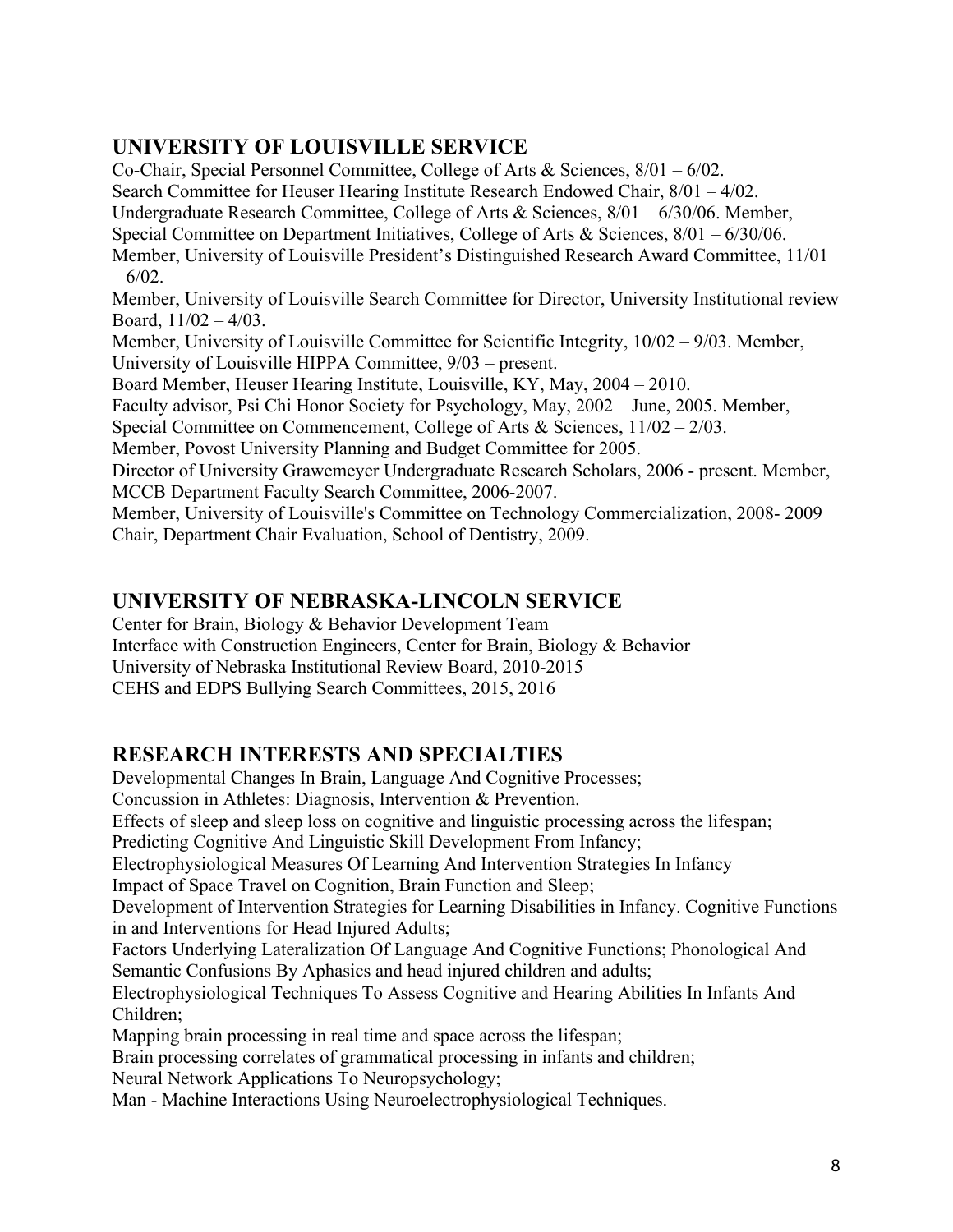## UNIVERSITY OF LOUISVILLE SERVICE

Co-Chair, Special Personnel Committee, College of Arts & Sciences, 8/01 – 6/02.
Search Committee for Heuser Hearing Institute Research Endowed Chair, 8/01 – 4/02.
Undergraduate Research Committee, College of Arts & Sciences, 8/01 – 6/30/06. Member, Special Committee on Department Initiatives, College of Arts & Sciences, 8/01 – 6/30/06.
Member, University of Louisville President's Distinguished Research Award Committee, 11/01 – 6/02.
Member, University of Louisville Search Committee for Director, University Institutional review Board, 11/02 – 4/03.
Member, University of Louisville Committee for Scientific Integrity, 10/02 – 9/03. Member, University of Louisville HIPPA Committee, 9/03 – present.
Board Member, Heuser Hearing Institute, Louisville, KY, May, 2004 – 2010.
Faculty advisor, Psi Chi Honor Society for Psychology, May, 2002 – June, 2005. Member, Special Committee on Commencement, College of Arts & Sciences, 11/02 – 2/03.
Member, Povost University Planning and Budget Committee for 2005.
Director of University Grawemeyer Undergraduate Research Scholars, 2006 - present. Member, MCCB Department Faculty Search Committee, 2006-2007.
Member, University of Louisville's Committee on Technology Commercialization, 2008- 2009
Chair, Department Chair Evaluation, School of Dentistry, 2009.

## UNIVERSITY OF NEBRASKA-LINCOLN SERVICE

Center for Brain, Biology & Behavior Development Team
Interface with Construction Engineers, Center for Brain, Biology & Behavior
University of Nebraska Institutional Review Board, 2010-2015
CEHS and EDPS Bullying Search Committees, 2015, 2016

## RESEARCH INTERESTS AND SPECIALTIES

Developmental Changes In Brain, Language And Cognitive Processes;
Concussion in Athletes: Diagnosis, Intervention & Prevention.
Effects of sleep and sleep loss on cognitive and linguistic processing across the lifespan;
Predicting Cognitive And Linguistic Skill Development From Infancy;
Electrophysiological Measures Of Learning And Intervention Strategies In Infancy
Impact of Space Travel on Cognition, Brain Function and Sleep;
Development of Intervention Strategies for Learning Disabilities in Infancy. Cognitive Functions in and Interventions for Head Injured Adults;
Factors Underlying Lateralization Of Language And Cognitive Functions; Phonological And Semantic Confusions By Aphasics and head injured children and adults;
Electrophysiological Techniques To Assess Cognitive and Hearing Abilities In Infants And Children;
Mapping brain processing in real time and space across the lifespan;
Brain processing correlates of grammatical processing in infants and children;
Neural Network Applications To Neuropsychology;
Man - Machine Interactions Using Neuroelectrophysiological Techniques.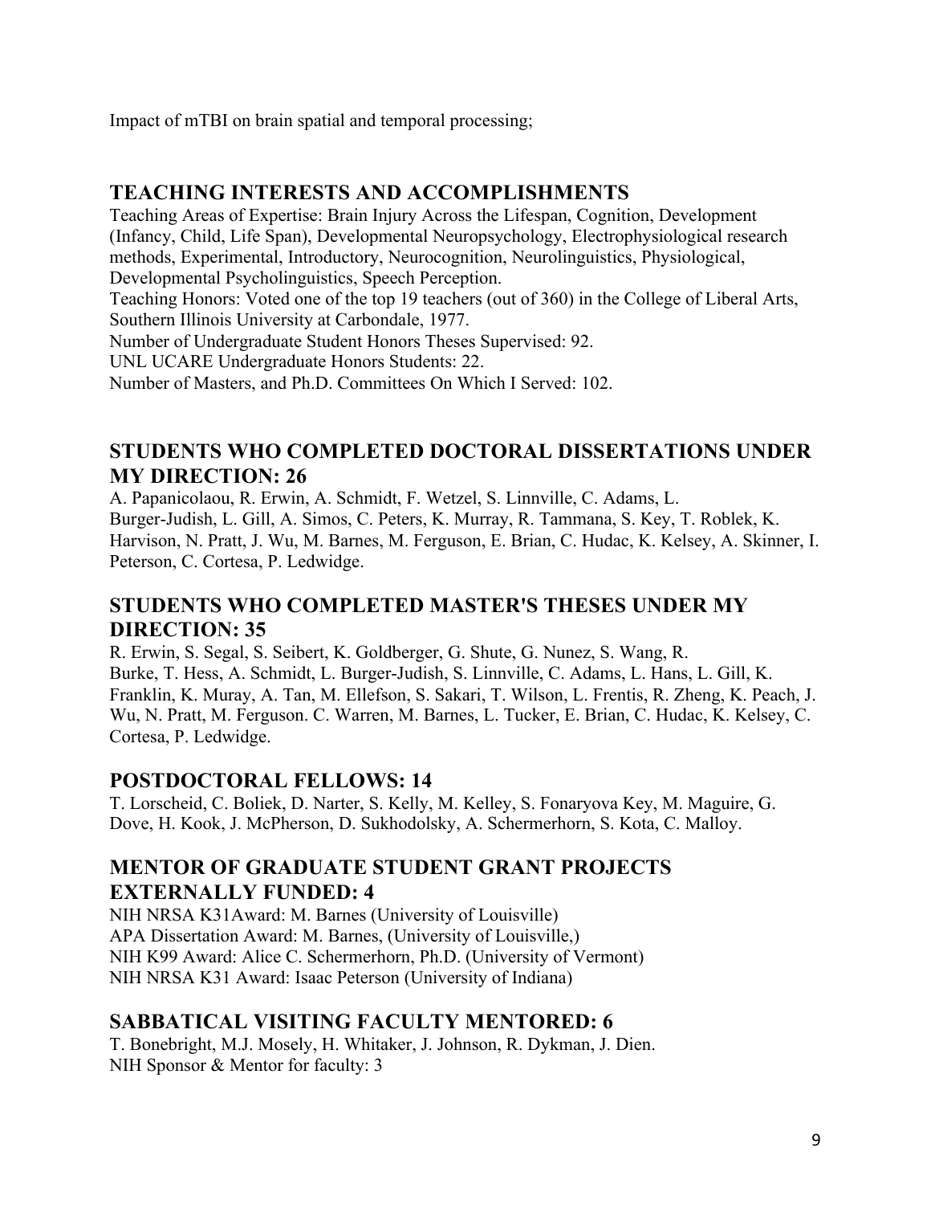Impact of mTBI on brain spatial and temporal processing;

## TEACHING INTERESTS AND ACCOMPLISHMENTS

Teaching Areas of Expertise: Brain Injury Across the Lifespan, Cognition, Development (Infancy, Child, Life Span), Developmental Neuropsychology, Electrophysiological research methods, Experimental, Introductory, Neurocognition, Neurolinguistics, Physiological, Developmental Psycholinguistics, Speech Perception.
Teaching Honors: Voted one of the top 19 teachers (out of 360) in the College of Liberal Arts, Southern Illinois University at Carbondale, 1977.
Number of Undergraduate Student Honors Theses Supervised: 92.
UNL UCARE Undergraduate Honors Students: 22.
Number of Masters, and Ph.D. Committees On Which I Served: 102.

## STUDENTS WHO COMPLETED DOCTORAL DISSERTATIONS UNDER MY DIRECTION: 26

A. Papanicolaou, R. Erwin, A. Schmidt, F. Wetzel, S. Linnville, C. Adams, L. Burger-Judish, L. Gill, A. Simos, C. Peters, K. Murray, R. Tammana, S. Key, T. Roblek, K. Harvison, N. Pratt, J. Wu, M. Barnes, M. Ferguson, E. Brian, C. Hudac, K. Kelsey, A. Skinner, I. Peterson, C. Cortesa, P. Ledwidge.

## STUDENTS WHO COMPLETED MASTER'S THESES UNDER MY DIRECTION: 35

R. Erwin, S. Segal, S. Seibert, K. Goldberger, G. Shute, G. Nunez, S. Wang, R. Burke, T. Hess, A. Schmidt, L. Burger-Judish, S. Linnville, C. Adams, L. Hans, L. Gill, K. Franklin, K. Muray, A. Tan, M. Ellefson, S. Sakari, T. Wilson, L. Frentis, R. Zheng, K. Peach, J. Wu, N. Pratt, M. Ferguson. C. Warren, M. Barnes, L. Tucker, E. Brian, C. Hudac, K. Kelsey, C. Cortesa, P. Ledwidge.

## POSTDOCTORAL FELLOWS: 14

T. Lorscheid, C. Boliek, D. Narter, S. Kelly, M. Kelley, S. Fonaryova Key, M. Maguire, G. Dove, H. Kook, J. McPherson, D. Sukhodolsky, A. Schermerhorn, S. Kota, C. Malloy.

## MENTOR OF GRADUATE STUDENT GRANT PROJECTS EXTERNALLY FUNDED: 4

NIH NRSA K31Award: M. Barnes (University of Louisville)
APA Dissertation Award: M. Barnes, (University of Louisville,)
NIH K99 Award: Alice C. Schermerhorn, Ph.D. (University of Vermont)
NIH NRSA K31 Award: Isaac Peterson (University of Indiana)

## SABBATICAL VISITING FACULTY MENTORED: 6

T. Bonebright, M.J. Mosely, H. Whitaker, J. Johnson, R. Dykman, J. Dien.
NIH Sponsor & Mentor for faculty: 3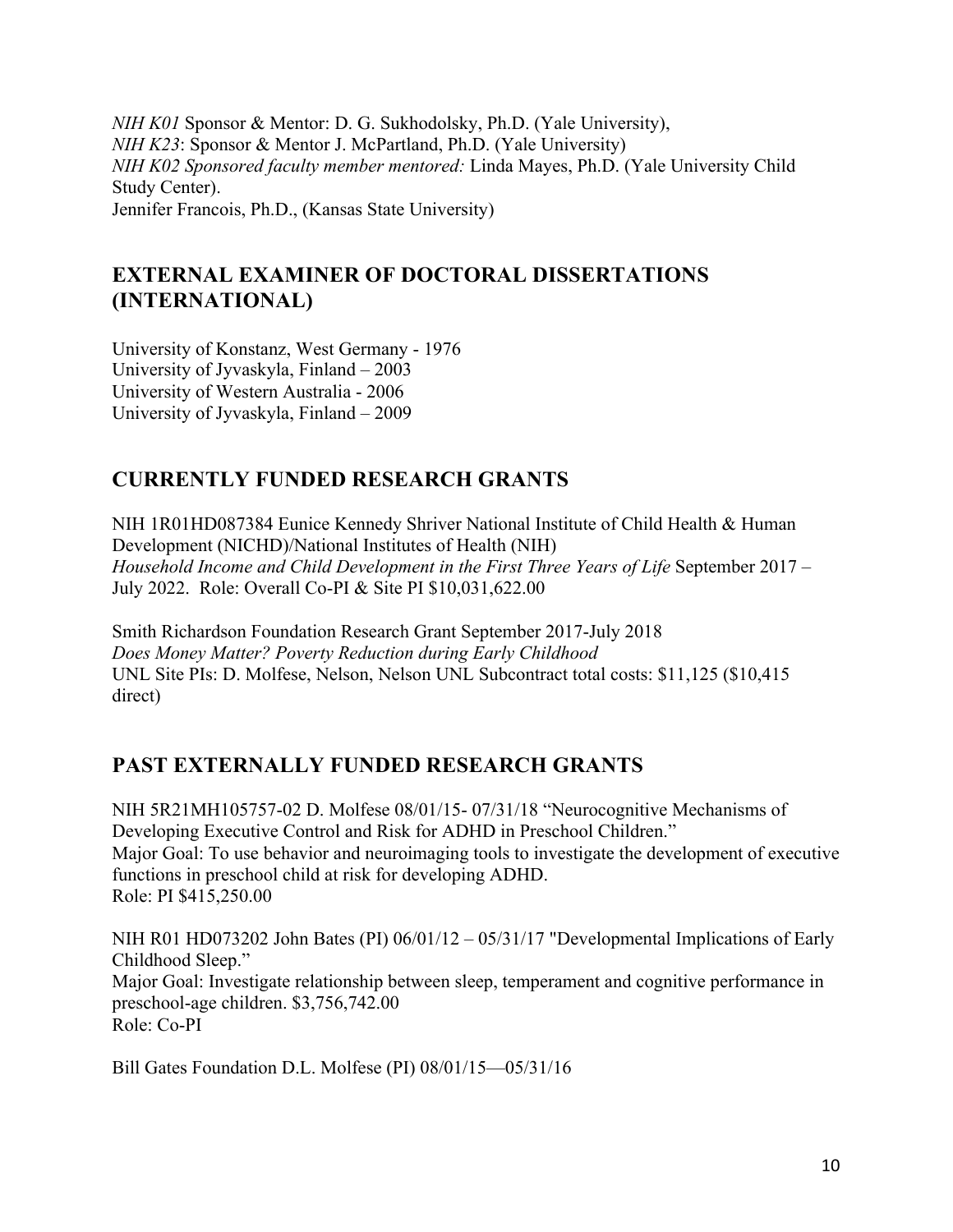*NIH K01* Sponsor & Mentor: D. G. Sukhodolsky, Ph.D. (Yale University),
*NIH K23*: Sponsor & Mentor J. McPartland, Ph.D. (Yale University)
*NIH K02 Sponsored faculty member mentored:* Linda Mayes, Ph.D. (Yale University Child Study Center).
Jennifer Francois, Ph.D., (Kansas State University)

## EXTERNAL EXAMINER OF DOCTORAL DISSERTATIONS (INTERNATIONAL)

University of Konstanz, West Germany - 1976
University of Jyvaskyla, Finland – 2003
University of Western Australia - 2006
University of Jyvaskyla, Finland – 2009

## CURRENTLY FUNDED RESEARCH GRANTS

NIH 1R01HD087384 Eunice Kennedy Shriver National Institute of Child Health & Human Development (NICHD)/National Institutes of Health (NIH)
*Household Income and Child Development in the First Three Years of Life* September 2017 – July 2022. Role: Overall Co-PI & Site PI $10,031,622.00

Smith Richardson Foundation Research Grant September 2017-July 2018
*Does Money Matter? Poverty Reduction during Early Childhood*
UNL Site PIs: D. Molfese, Nelson, Nelson UNL Subcontract total costs: $11,125 ($10,415 direct)

## PAST EXTERNALLY FUNDED RESEARCH GRANTS

NIH 5R21MH105757-02 D. Molfese 08/01/15- 07/31/18 "Neurocognitive Mechanisms of Developing Executive Control and Risk for ADHD in Preschool Children."
Major Goal: To use behavior and neuroimaging tools to investigate the development of executive functions in preschool child at risk for developing ADHD.
Role: PI $415,250.00

NIH R01 HD073202 John Bates (PI) 06/01/12 – 05/31/17 "Developmental Implications of Early Childhood Sleep."
Major Goal: Investigate relationship between sleep, temperament and cognitive performance in preschool-age children. $3,756,742.00
Role: Co-PI

Bill Gates Foundation D.L. Molfese (PI) 08/01/15—05/31/16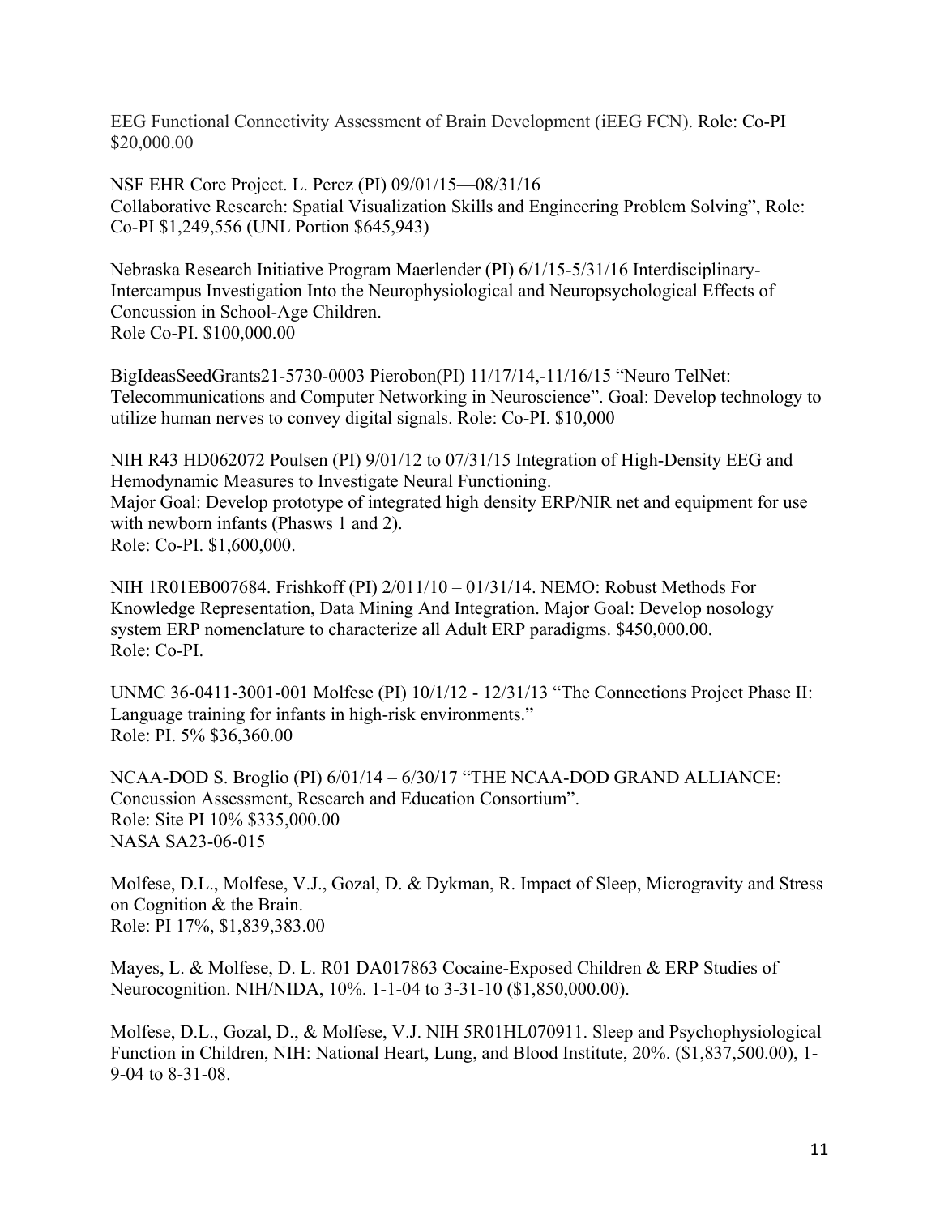EEG Functional Connectivity Assessment of Brain Development (iEEG FCN). Role: Co-PI $20,000.00

NSF EHR Core Project. L. Perez (PI) 09/01/15—08/31/16
Collaborative Research: Spatial Visualization Skills and Engineering Problem Solving", Role: Co-PI $1,249,556 (UNL Portion $645,943)

Nebraska Research Initiative Program Maerlender (PI) 6/1/15-5/31/16 Interdisciplinary-Intercampus Investigation Into the Neurophysiological and Neuropsychological Effects of Concussion in School-Age Children.
Role Co-PI. $100,000.00

BigIdeasSeedGrants21-5730-0003 Pierobon(PI) 11/17/14,-11/16/15 "Neuro TelNet: Telecommunications and Computer Networking in Neuroscience". Goal: Develop technology to utilize human nerves to convey digital signals. Role: Co-PI. $10,000

NIH R43 HD062072 Poulsen (PI) 9/01/12 to 07/31/15 Integration of High-Density EEG and Hemodynamic Measures to Investigate Neural Functioning.
Major Goal: Develop prototype of integrated high density ERP/NIR net and equipment for use with newborn infants (Phasws 1 and 2).
Role: Co-PI. $1,600,000.

NIH 1R01EB007684. Frishkoff (PI) 2/011/10 – 01/31/14. NEMO: Robust Methods For Knowledge Representation, Data Mining And Integration. Major Goal: Develop nosology system ERP nomenclature to characterize all Adult ERP paradigms. $450,000.00.
Role: Co-PI.

UNMC 36-0411-3001-001 Molfese (PI) 10/1/12 - 12/31/13 "The Connections Project Phase II: Language training for infants in high-risk environments."
Role: PI. 5% $36,360.00

NCAA-DOD S. Broglio (PI) 6/01/14 – 6/30/17 "THE NCAA-DOD GRAND ALLIANCE: Concussion Assessment, Research and Education Consortium".
Role: Site PI 10% $335,000.00
NASA SA23-06-015

Molfese, D.L., Molfese, V.J., Gozal, D. & Dykman, R. Impact of Sleep, Microgravity and Stress on Cognition & the Brain.
Role: PI 17%, $1,839,383.00

Mayes, L. & Molfese, D. L. R01 DA017863 Cocaine-Exposed Children & ERP Studies of Neurocognition. NIH/NIDA, 10%. 1-1-04 to 3-31-10 ($1,850,000.00).

Molfese, D.L., Gozal, D., & Molfese, V.J. NIH 5R01HL070911. Sleep and Psychophysiological Function in Children, NIH: National Heart, Lung, and Blood Institute, 20%. ($1,837,500.00), 1-9-04 to 8-31-08.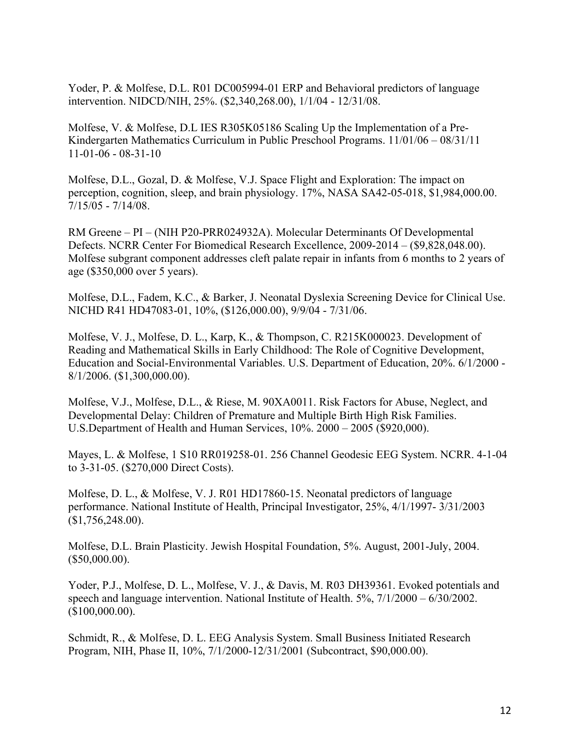Yoder, P. & Molfese, D.L. R01 DC005994-01 ERP and Behavioral predictors of language intervention. NIDCD/NIH, 25%. ($2,340,268.00), 1/1/04 - 12/31/08.

Molfese, V. & Molfese, D.L IES R305K05186 Scaling Up the Implementation of a Pre-Kindergarten Mathematics Curriculum in Public Preschool Programs. 11/01/06 – 08/31/11 11-01-06 - 08-31-10

Molfese, D.L., Gozal, D. & Molfese, V.J. Space Flight and Exploration: The impact on perception, cognition, sleep, and brain physiology. 17%, NASA SA42-05-018, $1,984,000.00. 7/15/05 - 7/14/08.

RM Greene – PI – (NIH P20-PRR024932A). Molecular Determinants Of Developmental Defects. NCRR Center For Biomedical Research Excellence, 2009-2014 – ($9,828,048.00). Molfese subgrant component addresses cleft palate repair in infants from 6 months to 2 years of age ($350,000 over 5 years).

Molfese, D.L., Fadem, K.C., & Barker, J. Neonatal Dyslexia Screening Device for Clinical Use. NICHD R41 HD47083-01, 10%, ($126,000.00), 9/9/04 - 7/31/06.

Molfese, V. J., Molfese, D. L., Karp, K., & Thompson, C. R215K000023. Development of Reading and Mathematical Skills in Early Childhood: The Role of Cognitive Development, Education and Social-Environmental Variables. U.S. Department of Education, 20%. 6/1/2000 - 8/1/2006. ($1,300,000.00).

Molfese, V.J., Molfese, D.L., & Riese, M. 90XA0011. Risk Factors for Abuse, Neglect, and Developmental Delay: Children of Premature and Multiple Birth High Risk Families. U.S.Department of Health and Human Services, 10%. 2000 – 2005 ($920,000).

Mayes, L. & Molfese, 1 S10 RR019258-01. 256 Channel Geodesic EEG System. NCRR. 4-1-04 to 3-31-05. ($270,000 Direct Costs).

Molfese, D. L., & Molfese, V. J. R01 HD17860-15. Neonatal predictors of language performance. National Institute of Health, Principal Investigator, 25%, 4/1/1997- 3/31/2003 ($1,756,248.00).

Molfese, D.L. Brain Plasticity. Jewish Hospital Foundation, 5%. August, 2001-July, 2004. ($50,000.00).

Yoder, P.J., Molfese, D. L., Molfese, V. J., & Davis, M. R03 DH39361. Evoked potentials and speech and language intervention. National Institute of Health. 5%, 7/1/2000 – 6/30/2002. ($100,000.00).

Schmidt, R., & Molfese, D. L. EEG Analysis System. Small Business Initiated Research Program, NIH, Phase II, 10%, 7/1/2000-12/31/2001 (Subcontract, $90,000.00).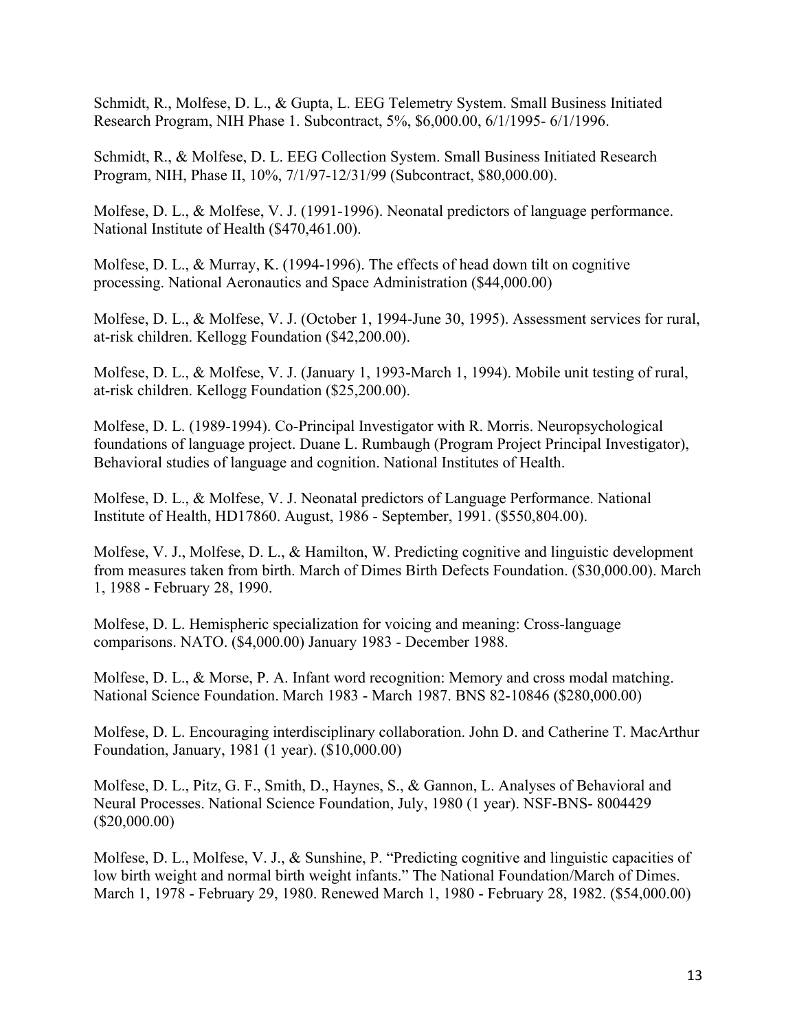Schmidt, R., Molfese, D. L., & Gupta, L. EEG Telemetry System. Small Business Initiated Research Program, NIH Phase 1. Subcontract, 5%, $6,000.00, 6/1/1995- 6/1/1996.

Schmidt, R., & Molfese, D. L. EEG Collection System. Small Business Initiated Research Program, NIH, Phase II, 10%, 7/1/97-12/31/99 (Subcontract, $80,000.00).

Molfese, D. L., & Molfese, V. J. (1991-1996). Neonatal predictors of language performance. National Institute of Health ($470,461.00).

Molfese, D. L., & Murray, K. (1994-1996). The effects of head down tilt on cognitive processing. National Aeronautics and Space Administration ($44,000.00)

Molfese, D. L., & Molfese, V. J. (October 1, 1994-June 30, 1995). Assessment services for rural, at-risk children. Kellogg Foundation ($42,200.00).

Molfese, D. L., & Molfese, V. J. (January 1, 1993-March 1, 1994). Mobile unit testing of rural, at-risk children. Kellogg Foundation ($25,200.00).

Molfese, D. L. (1989-1994). Co-Principal Investigator with R. Morris. Neuropsychological foundations of language project. Duane L. Rumbaugh (Program Project Principal Investigator), Behavioral studies of language and cognition. National Institutes of Health.

Molfese, D. L., & Molfese, V. J. Neonatal predictors of Language Performance. National Institute of Health, HD17860. August, 1986 - September, 1991. ($550,804.00).

Molfese, V. J., Molfese, D. L., & Hamilton, W. Predicting cognitive and linguistic development from measures taken from birth. March of Dimes Birth Defects Foundation. ($30,000.00). March 1, 1988 - February 28, 1990.

Molfese, D. L. Hemispheric specialization for voicing and meaning: Cross-language comparisons. NATO. ($4,000.00) January 1983 - December 1988.

Molfese, D. L., & Morse, P. A. Infant word recognition: Memory and cross modal matching. National Science Foundation. March 1983 - March 1987. BNS 82-10846 ($280,000.00)

Molfese, D. L. Encouraging interdisciplinary collaboration. John D. and Catherine T. MacArthur Foundation, January, 1981 (1 year). ($10,000.00)

Molfese, D. L., Pitz, G. F., Smith, D., Haynes, S., & Gannon, L. Analyses of Behavioral and Neural Processes. National Science Foundation, July, 1980 (1 year). NSF-BNS- 8004429 ($20,000.00)

Molfese, D. L., Molfese, V. J., & Sunshine, P. "Predicting cognitive and linguistic capacities of low birth weight and normal birth weight infants." The National Foundation/March of Dimes. March 1, 1978 - February 29, 1980. Renewed March 1, 1980 - February 28, 1982. ($54,000.00)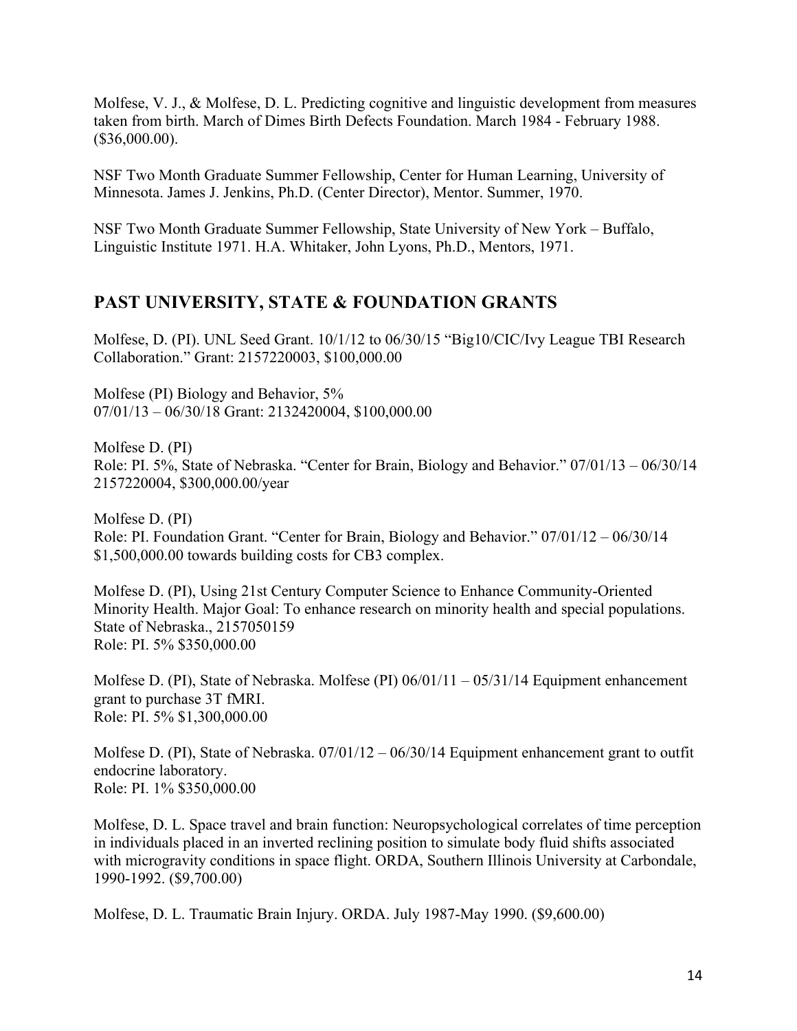Molfese, V. J., & Molfese, D. L. Predicting cognitive and linguistic development from measures taken from birth. March of Dimes Birth Defects Foundation. March 1984 - February 1988. ($36,000.00).

NSF Two Month Graduate Summer Fellowship, Center for Human Learning, University of Minnesota. James J. Jenkins, Ph.D. (Center Director), Mentor. Summer, 1970.

NSF Two Month Graduate Summer Fellowship, State University of New York – Buffalo, Linguistic Institute 1971. H.A. Whitaker, John Lyons, Ph.D., Mentors, 1971.

## PAST UNIVERSITY, STATE & FOUNDATION GRANTS

Molfese, D. (PI). UNL Seed Grant. 10/1/12 to 06/30/15 "Big10/CIC/Ivy League TBI Research Collaboration." Grant: 2157220003, $100,000.00

Molfese (PI) Biology and Behavior, 5%
07/01/13 – 06/30/18 Grant: 2132420004, $100,000.00

Molfese D. (PI)
Role: PI. 5%, State of Nebraska. "Center for Brain, Biology and Behavior." 07/01/13 – 06/30/14 2157220004, $300,000.00/year

Molfese D. (PI)
Role: PI. Foundation Grant. "Center for Brain, Biology and Behavior." 07/01/12 – 06/30/14 $1,500,000.00 towards building costs for CB3 complex.

Molfese D. (PI), Using 21st Century Computer Science to Enhance Community-Oriented Minority Health. Major Goal: To enhance research on minority health and special populations. State of Nebraska., 2157050159
Role: PI. 5% $350,000.00

Molfese D. (PI), State of Nebraska. Molfese (PI) 06/01/11 – 05/31/14 Equipment enhancement grant to purchase 3T fMRI.
Role: PI. 5% $1,300,000.00

Molfese D. (PI), State of Nebraska. 07/01/12 – 06/30/14 Equipment enhancement grant to outfit endocrine laboratory.
Role: PI. 1% $350,000.00

Molfese, D. L. Space travel and brain function: Neuropsychological correlates of time perception in individuals placed in an inverted reclining position to simulate body fluid shifts associated with microgravity conditions in space flight. ORDA, Southern Illinois University at Carbondale, 1990-1992. ($9,700.00)

Molfese, D. L. Traumatic Brain Injury. ORDA. July 1987-May 1990. ($9,600.00)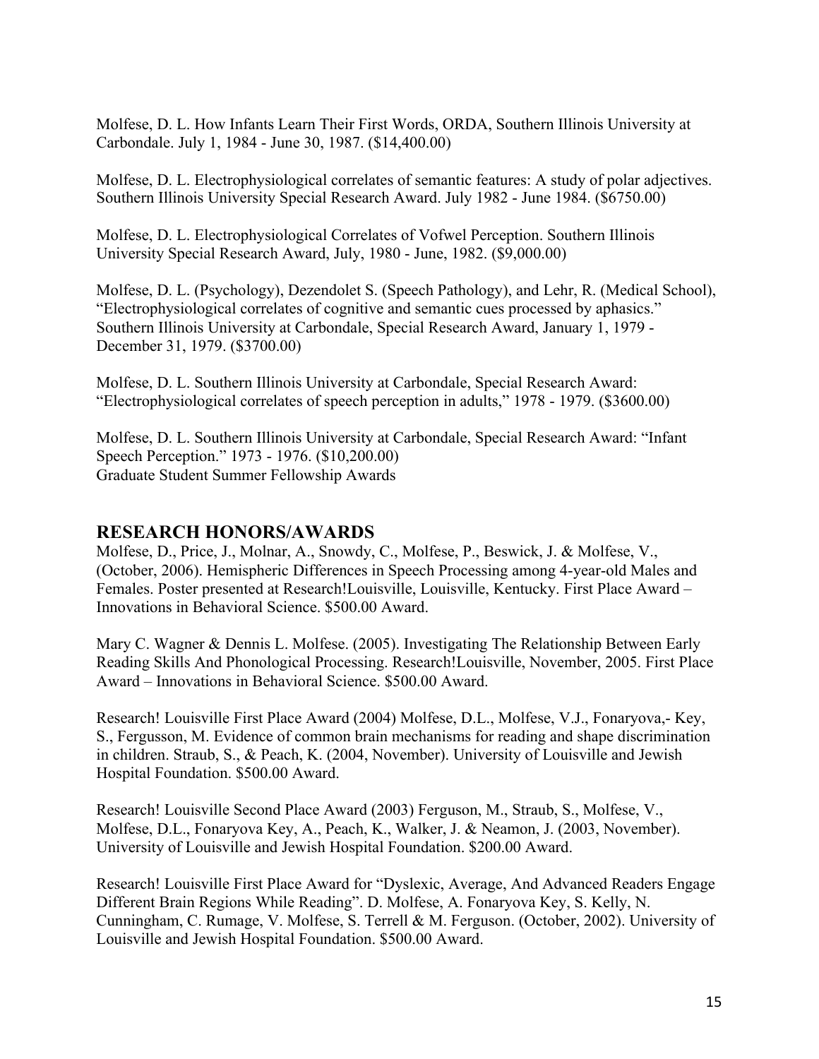Molfese, D. L. How Infants Learn Their First Words, ORDA, Southern Illinois University at Carbondale. July 1, 1984 - June 30, 1987. ($14,400.00)

Molfese, D. L. Electrophysiological correlates of semantic features: A study of polar adjectives. Southern Illinois University Special Research Award. July 1982 - June 1984. ($6750.00)

Molfese, D. L. Electrophysiological Correlates of Vofwel Perception. Southern Illinois University Special Research Award, July, 1980 - June, 1982. ($9,000.00)

Molfese, D. L. (Psychology), Dezendolet S. (Speech Pathology), and Lehr, R. (Medical School), "Electrophysiological correlates of cognitive and semantic cues processed by aphasics." Southern Illinois University at Carbondale, Special Research Award, January 1, 1979 - December 31, 1979. ($3700.00)

Molfese, D. L. Southern Illinois University at Carbondale, Special Research Award: "Electrophysiological correlates of speech perception in adults," 1978 - 1979. ($3600.00)

Molfese, D. L. Southern Illinois University at Carbondale, Special Research Award: "Infant Speech Perception." 1973 - 1976. ($10,200.00)
Graduate Student Summer Fellowship Awards

## RESEARCH HONORS/AWARDS

Molfese, D., Price, J., Molnar, A., Snowdy, C., Molfese, P., Beswick, J. & Molfese, V., (October, 2006). Hemispheric Differences in Speech Processing among 4-year-old Males and Females. Poster presented at Research!Louisville, Louisville, Kentucky. First Place Award – Innovations in Behavioral Science. $500.00 Award.

Mary C. Wagner & Dennis L. Molfese. (2005). Investigating The Relationship Between Early Reading Skills And Phonological Processing. Research!Louisville, November, 2005. First Place Award – Innovations in Behavioral Science. $500.00 Award.

Research! Louisville First Place Award (2004) Molfese, D.L., Molfese, V.J., Fonaryova,- Key, S., Fergusson, M. Evidence of common brain mechanisms for reading and shape discrimination in children. Straub, S., & Peach, K. (2004, November). University of Louisville and Jewish Hospital Foundation. $500.00 Award.

Research! Louisville Second Place Award (2003) Ferguson, M., Straub, S., Molfese, V., Molfese, D.L., Fonaryova Key, A., Peach, K., Walker, J. & Neamon, J. (2003, November). University of Louisville and Jewish Hospital Foundation. $200.00 Award.

Research! Louisville First Place Award for "Dyslexic, Average, And Advanced Readers Engage Different Brain Regions While Reading". D. Molfese, A. Fonaryova Key, S. Kelly, N. Cunningham, C. Rumage, V. Molfese, S. Terrell & M. Ferguson. (October, 2002). University of Louisville and Jewish Hospital Foundation. $500.00 Award.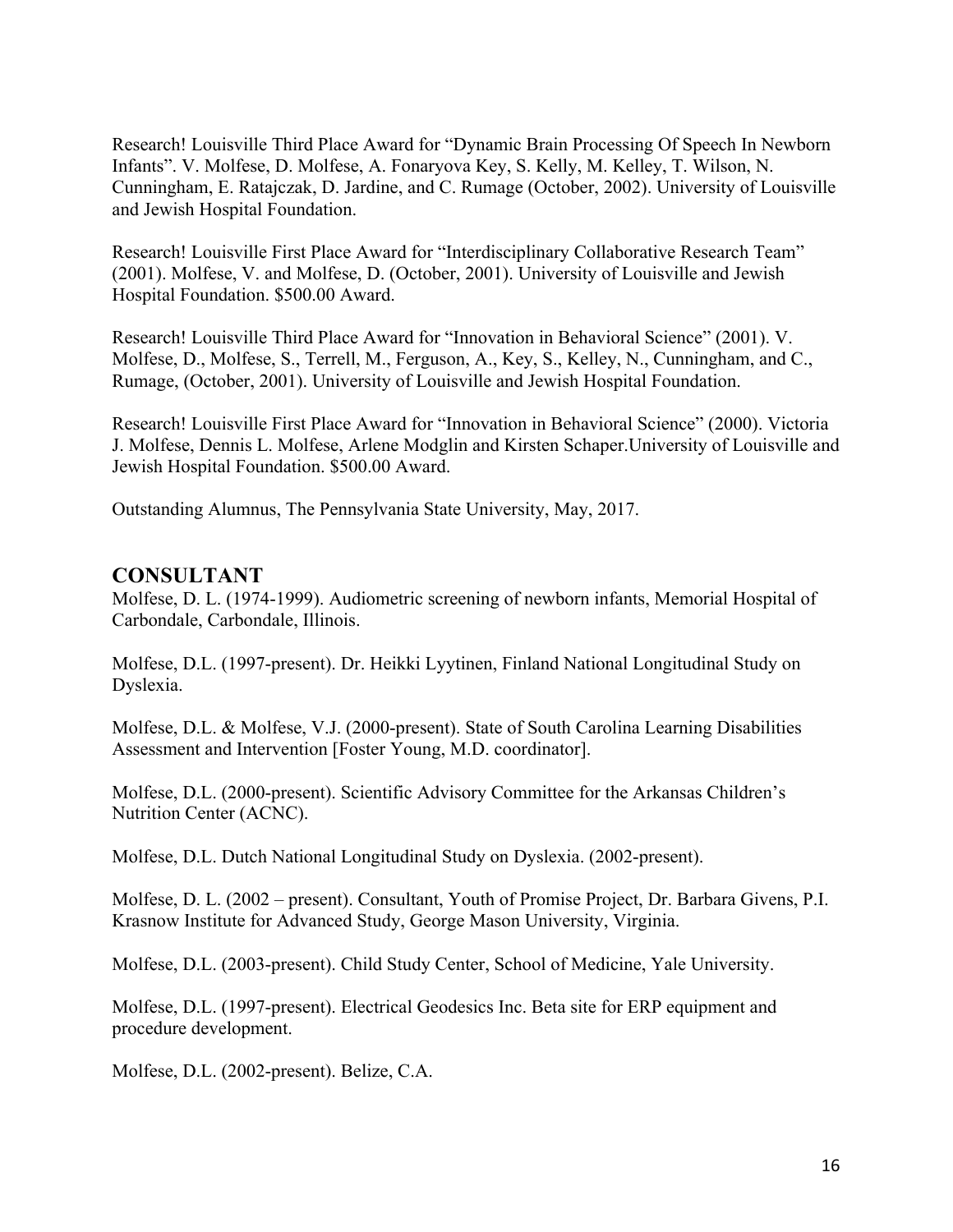Research! Louisville Third Place Award for "Dynamic Brain Processing Of Speech In Newborn Infants". V. Molfese, D. Molfese, A. Fonaryova Key, S. Kelly, M. Kelley, T. Wilson, N. Cunningham, E. Ratajczak, D. Jardine, and C. Rumage (October, 2002). University of Louisville and Jewish Hospital Foundation.

Research! Louisville First Place Award for "Interdisciplinary Collaborative Research Team" (2001). Molfese, V. and Molfese, D. (October, 2001). University of Louisville and Jewish Hospital Foundation. $500.00 Award.

Research! Louisville Third Place Award for "Innovation in Behavioral Science" (2001). V. Molfese, D., Molfese, S., Terrell, M., Ferguson, A., Key, S., Kelley, N., Cunningham, and C., Rumage, (October, 2001). University of Louisville and Jewish Hospital Foundation.

Research! Louisville First Place Award for "Innovation in Behavioral Science" (2000). Victoria J. Molfese, Dennis L. Molfese, Arlene Modglin and Kirsten Schaper.University of Louisville and Jewish Hospital Foundation. $500.00 Award.

Outstanding Alumnus, The Pennsylvania State University, May, 2017.

## CONSULTANT

Molfese, D. L. (1974-1999). Audiometric screening of newborn infants, Memorial Hospital of Carbondale, Carbondale, Illinois.

Molfese, D.L. (1997-present). Dr. Heikki Lyytinen, Finland National Longitudinal Study on Dyslexia.

Molfese, D.L. & Molfese, V.J. (2000-present). State of South Carolina Learning Disabilities Assessment and Intervention [Foster Young, M.D. coordinator].

Molfese, D.L. (2000-present). Scientific Advisory Committee for the Arkansas Children's Nutrition Center (ACNC).

Molfese, D.L. Dutch National Longitudinal Study on Dyslexia. (2002-present).

Molfese, D. L. (2002 – present). Consultant, Youth of Promise Project, Dr. Barbara Givens, P.I. Krasnow Institute for Advanced Study, George Mason University, Virginia.

Molfese, D.L. (2003-present). Child Study Center, School of Medicine, Yale University.

Molfese, D.L. (1997-present). Electrical Geodesics Inc. Beta site for ERP equipment and procedure development.

Molfese, D.L. (2002-present). Belize, C.A.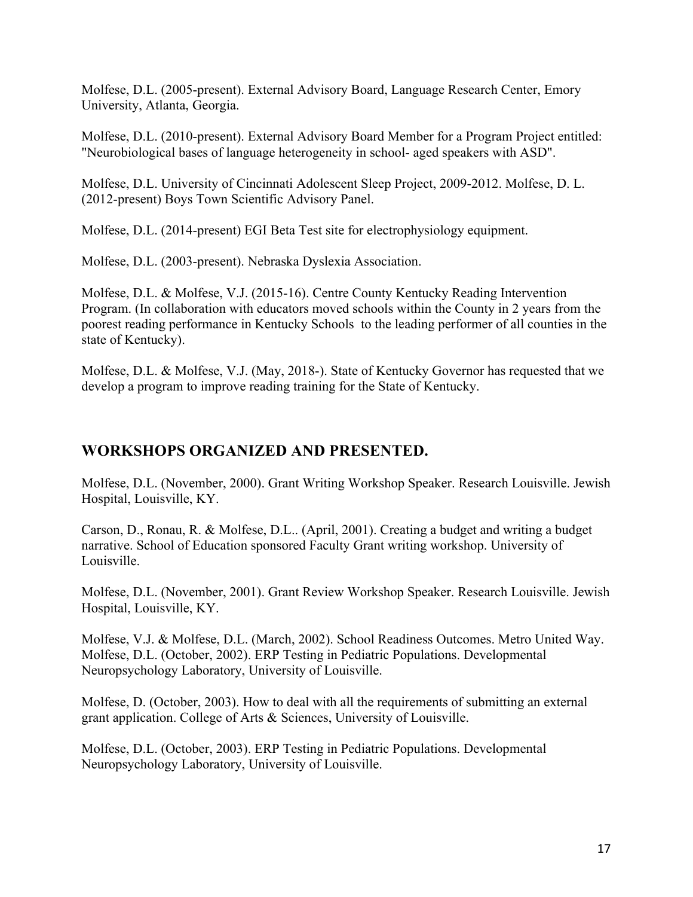Molfese, D.L. (2005-present). External Advisory Board, Language Research Center, Emory University, Atlanta, Georgia.

Molfese, D.L. (2010-present). External Advisory Board Member for a Program Project entitled: "Neurobiological bases of language heterogeneity in school- aged speakers with ASD".

Molfese, D.L. University of Cincinnati Adolescent Sleep Project, 2009-2012. Molfese, D. L. (2012-present) Boys Town Scientific Advisory Panel.

Molfese, D.L. (2014-present) EGI Beta Test site for electrophysiology equipment.

Molfese, D.L. (2003-present). Nebraska Dyslexia Association.

Molfese, D.L. & Molfese, V.J. (2015-16). Centre County Kentucky Reading Intervention Program. (In collaboration with educators moved schools within the County in 2 years from the poorest reading performance in Kentucky Schools to the leading performer of all counties in the state of Kentucky).

Molfese, D.L. & Molfese, V.J. (May, 2018-). State of Kentucky Governor has requested that we develop a program to improve reading training for the State of Kentucky.

## WORKSHOPS ORGANIZED AND PRESENTED.

Molfese, D.L. (November, 2000). Grant Writing Workshop Speaker. Research Louisville. Jewish Hospital, Louisville, KY.

Carson, D., Ronau, R. & Molfese, D.L.. (April, 2001). Creating a budget and writing a budget narrative. School of Education sponsored Faculty Grant writing workshop. University of Louisville.

Molfese, D.L. (November, 2001). Grant Review Workshop Speaker. Research Louisville. Jewish Hospital, Louisville, KY.

Molfese, V.J. & Molfese, D.L. (March, 2002). School Readiness Outcomes. Metro United Way.
Molfese, D.L. (October, 2002). ERP Testing in Pediatric Populations. Developmental Neuropsychology Laboratory, University of Louisville.

Molfese, D. (October, 2003). How to deal with all the requirements of submitting an external grant application. College of Arts & Sciences, University of Louisville.

Molfese, D.L. (October, 2003). ERP Testing in Pediatric Populations. Developmental Neuropsychology Laboratory, University of Louisville.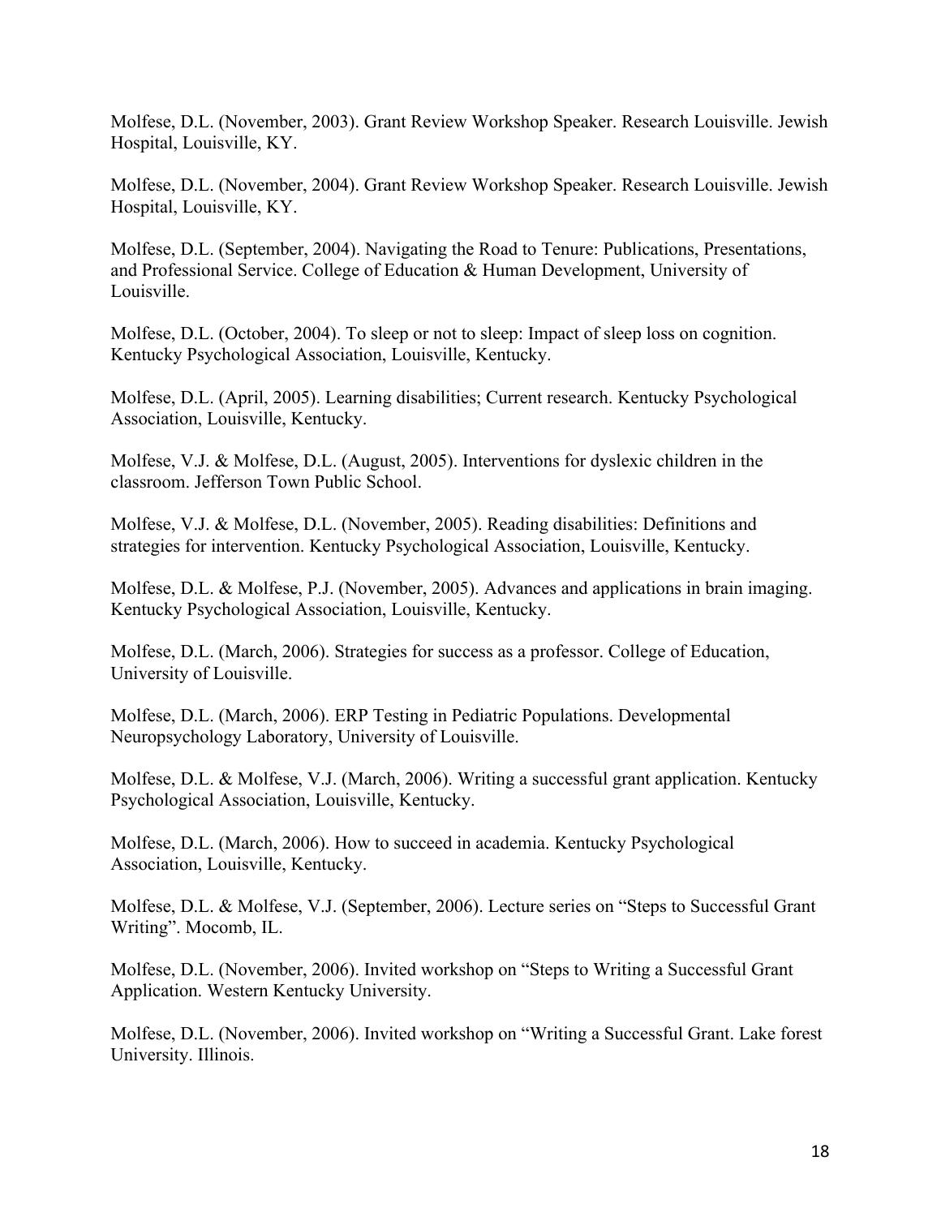Molfese, D.L. (November, 2003). Grant Review Workshop Speaker. Research Louisville. Jewish Hospital, Louisville, KY.

Molfese, D.L. (November, 2004). Grant Review Workshop Speaker. Research Louisville. Jewish Hospital, Louisville, KY.

Molfese, D.L. (September, 2004). Navigating the Road to Tenure: Publications, Presentations, and Professional Service. College of Education & Human Development, University of Louisville.

Molfese, D.L. (October, 2004). To sleep or not to sleep: Impact of sleep loss on cognition. Kentucky Psychological Association, Louisville, Kentucky.

Molfese, D.L. (April, 2005). Learning disabilities; Current research. Kentucky Psychological Association, Louisville, Kentucky.

Molfese, V.J. & Molfese, D.L. (August, 2005). Interventions for dyslexic children in the classroom. Jefferson Town Public School.

Molfese, V.J. & Molfese, D.L. (November, 2005). Reading disabilities: Definitions and strategies for intervention. Kentucky Psychological Association, Louisville, Kentucky.

Molfese, D.L. & Molfese, P.J. (November, 2005). Advances and applications in brain imaging. Kentucky Psychological Association, Louisville, Kentucky.

Molfese, D.L. (March, 2006). Strategies for success as a professor. College of Education, University of Louisville.

Molfese, D.L. (March, 2006). ERP Testing in Pediatric Populations. Developmental Neuropsychology Laboratory, University of Louisville.

Molfese, D.L. & Molfese, V.J. (March, 2006). Writing a successful grant application. Kentucky Psychological Association, Louisville, Kentucky.

Molfese, D.L. (March, 2006). How to succeed in academia. Kentucky Psychological Association, Louisville, Kentucky.

Molfese, D.L. & Molfese, V.J. (September, 2006). Lecture series on "Steps to Successful Grant Writing". Mocomb, IL.

Molfese, D.L. (November, 2006). Invited workshop on "Steps to Writing a Successful Grant Application. Western Kentucky University.

Molfese, D.L. (November, 2006). Invited workshop on "Writing a Successful Grant. Lake forest University. Illinois.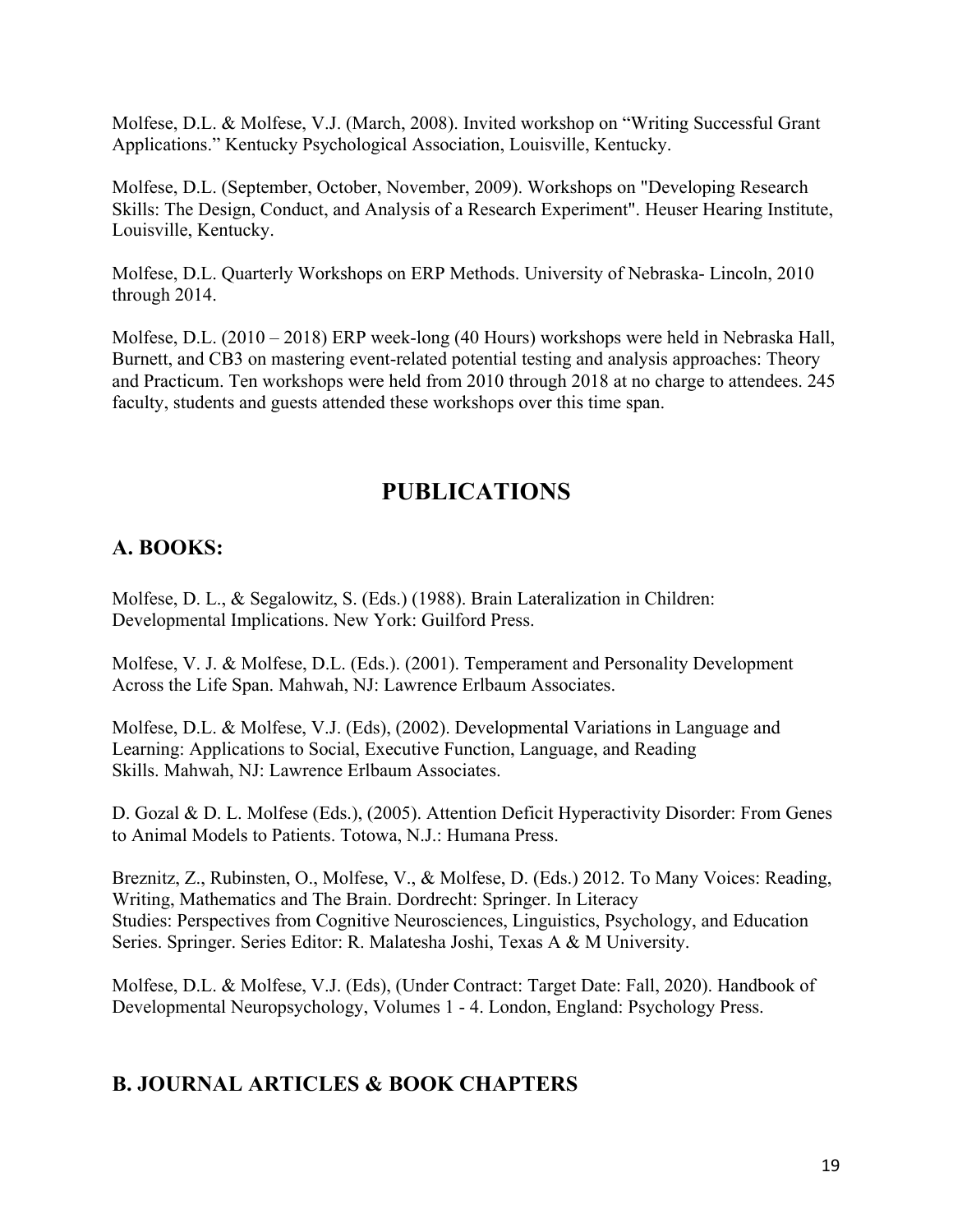Molfese, D.L. & Molfese, V.J. (March, 2008). Invited workshop on "Writing Successful Grant Applications." Kentucky Psychological Association, Louisville, Kentucky.

Molfese, D.L. (September, October, November, 2009). Workshops on "Developing Research Skills: The Design, Conduct, and Analysis of a Research Experiment". Heuser Hearing Institute, Louisville, Kentucky.

Molfese, D.L. Quarterly Workshops on ERP Methods. University of Nebraska- Lincoln, 2010 through 2014.

Molfese, D.L. (2010 – 2018) ERP week-long (40 Hours) workshops were held in Nebraska Hall, Burnett, and CB3 on mastering event-related potential testing and analysis approaches: Theory and Practicum. Ten workshops were held from 2010 through 2018 at no charge to attendees. 245 faculty, students and guests attended these workshops over this time span.

# PUBLICATIONS

## A. BOOKS:

Molfese, D. L., & Segalowitz, S. (Eds.) (1988). Brain Lateralization in Children: Developmental Implications. New York: Guilford Press.

Molfese, V. J. & Molfese, D.L. (Eds.). (2001). Temperament and Personality Development Across the Life Span. Mahwah, NJ: Lawrence Erlbaum Associates.

Molfese, D.L. & Molfese, V.J. (Eds), (2002). Developmental Variations in Language and Learning: Applications to Social, Executive Function, Language, and Reading Skills. Mahwah, NJ: Lawrence Erlbaum Associates.

D. Gozal & D. L. Molfese (Eds.), (2005). Attention Deficit Hyperactivity Disorder: From Genes to Animal Models to Patients. Totowa, N.J.: Humana Press.

Breznitz, Z., Rubinsten, O., Molfese, V., & Molfese, D. (Eds.) 2012. To Many Voices: Reading, Writing, Mathematics and The Brain. Dordrecht: Springer. In Literacy Studies: Perspectives from Cognitive Neurosciences, Linguistics, Psychology, and Education Series. Springer. Series Editor: R. Malatesha Joshi, Texas A & M University.

Molfese, D.L. & Molfese, V.J. (Eds), (Under Contract: Target Date: Fall, 2020). Handbook of Developmental Neuropsychology, Volumes 1 - 4. London, England: Psychology Press.

## B. JOURNAL ARTICLES & BOOK CHAPTERS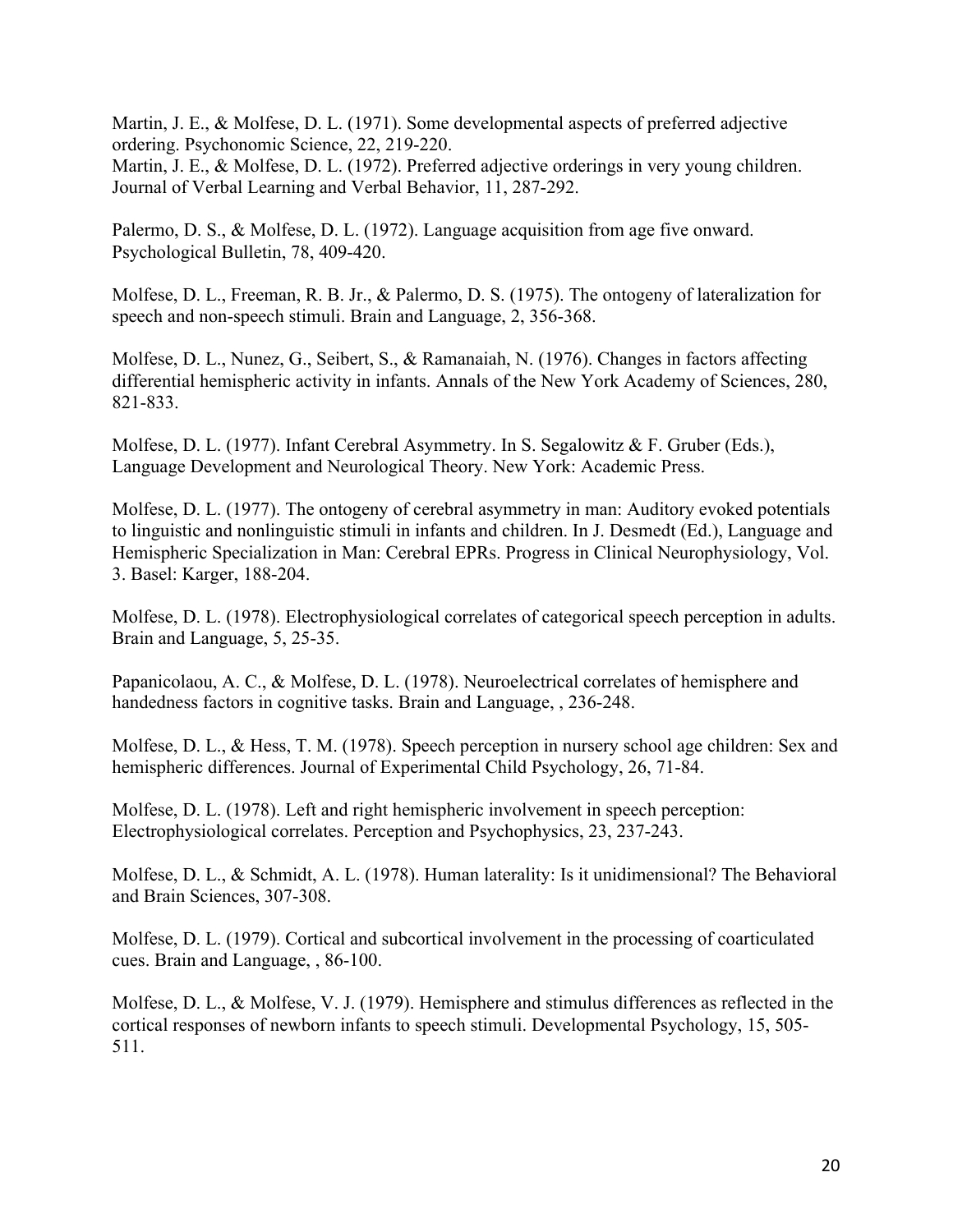Martin, J. E., & Molfese, D. L. (1971). Some developmental aspects of preferred adjective ordering. Psychonomic Science, 22, 219-220.
Martin, J. E., & Molfese, D. L. (1972). Preferred adjective orderings in very young children. Journal of Verbal Learning and Verbal Behavior, 11, 287-292.

Palermo, D. S., & Molfese, D. L. (1972). Language acquisition from age five onward. Psychological Bulletin, 78, 409-420.

Molfese, D. L., Freeman, R. B. Jr., & Palermo, D. S. (1975). The ontogeny of lateralization for speech and non-speech stimuli. Brain and Language, 2, 356-368.

Molfese, D. L., Nunez, G., Seibert, S., & Ramanaiah, N. (1976). Changes in factors affecting differential hemispheric activity in infants. Annals of the New York Academy of Sciences, 280, 821-833.

Molfese, D. L. (1977). Infant Cerebral Asymmetry. In S. Segalowitz & F. Gruber (Eds.), Language Development and Neurological Theory. New York: Academic Press.

Molfese, D. L. (1977). The ontogeny of cerebral asymmetry in man: Auditory evoked potentials to linguistic and nonlinguistic stimuli in infants and children. In J. Desmedt (Ed.), Language and Hemispheric Specialization in Man: Cerebral EPRs. Progress in Clinical Neurophysiology, Vol. 3. Basel: Karger, 188-204.

Molfese, D. L. (1978). Electrophysiological correlates of categorical speech perception in adults. Brain and Language, 5, 25-35.

Papanicolaou, A. C., & Molfese, D. L. (1978). Neuroelectrical correlates of hemisphere and handedness factors in cognitive tasks. Brain and Language, , 236-248.

Molfese, D. L., & Hess, T. M. (1978). Speech perception in nursery school age children: Sex and hemispheric differences. Journal of Experimental Child Psychology, 26, 71-84.

Molfese, D. L. (1978). Left and right hemispheric involvement in speech perception: Electrophysiological correlates. Perception and Psychophysics, 23, 237-243.

Molfese, D. L., & Schmidt, A. L. (1978). Human laterality: Is it unidimensional? The Behavioral and Brain Sciences, 307-308.

Molfese, D. L. (1979). Cortical and subcortical involvement in the processing of coarticulated cues. Brain and Language, , 86-100.

Molfese, D. L., & Molfese, V. J. (1979). Hemisphere and stimulus differences as reflected in the cortical responses of newborn infants to speech stimuli. Developmental Psychology, 15, 505-511.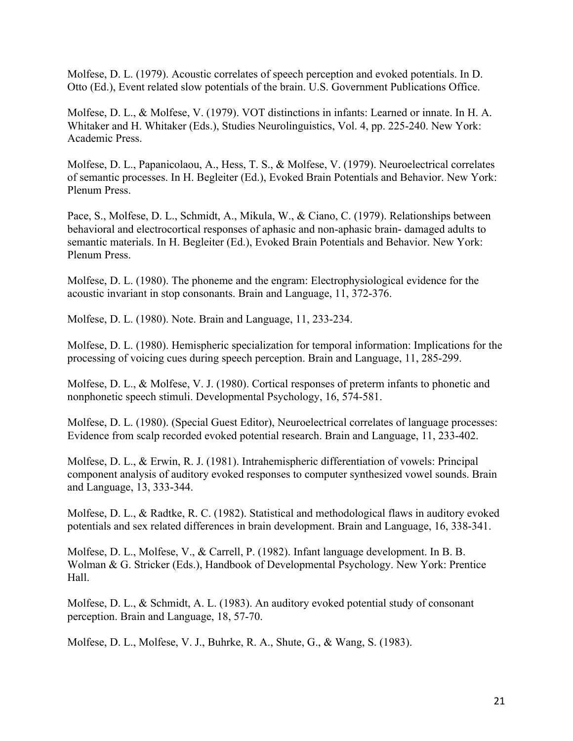Molfese, D. L. (1979). Acoustic correlates of speech perception and evoked potentials. In D. Otto (Ed.), Event related slow potentials of the brain. U.S. Government Publications Office.

Molfese, D. L., & Molfese, V. (1979). VOT distinctions in infants: Learned or innate. In H. A. Whitaker and H. Whitaker (Eds.), Studies Neurolinguistics, Vol. 4, pp. 225-240. New York: Academic Press.

Molfese, D. L., Papanicolaou, A., Hess, T. S., & Molfese, V. (1979). Neuroelectrical correlates of semantic processes. In H. Begleiter (Ed.), Evoked Brain Potentials and Behavior. New York: Plenum Press.

Pace, S., Molfese, D. L., Schmidt, A., Mikula, W., & Ciano, C. (1979). Relationships between behavioral and electrocortical responses of aphasic and non-aphasic brain- damaged adults to semantic materials. In H. Begleiter (Ed.), Evoked Brain Potentials and Behavior. New York: Plenum Press.

Molfese, D. L. (1980). The phoneme and the engram: Electrophysiological evidence for the acoustic invariant in stop consonants. Brain and Language, 11, 372-376.

Molfese, D. L. (1980). Note. Brain and Language, 11, 233-234.

Molfese, D. L. (1980). Hemispheric specialization for temporal information: Implications for the processing of voicing cues during speech perception. Brain and Language, 11, 285-299.

Molfese, D. L., & Molfese, V. J. (1980). Cortical responses of preterm infants to phonetic and nonphonetic speech stimuli. Developmental Psychology, 16, 574-581.

Molfese, D. L. (1980). (Special Guest Editor), Neuroelectrical correlates of language processes: Evidence from scalp recorded evoked potential research. Brain and Language, 11, 233-402.

Molfese, D. L., & Erwin, R. J. (1981). Intrahemispheric differentiation of vowels: Principal component analysis of auditory evoked responses to computer synthesized vowel sounds. Brain and Language, 13, 333-344.

Molfese, D. L., & Radtke, R. C. (1982). Statistical and methodological flaws in auditory evoked potentials and sex related differences in brain development. Brain and Language, 16, 338-341.

Molfese, D. L., Molfese, V., & Carrell, P. (1982). Infant language development. In B. B. Wolman & G. Stricker (Eds.), Handbook of Developmental Psychology. New York: Prentice Hall.

Molfese, D. L., & Schmidt, A. L. (1983). An auditory evoked potential study of consonant perception. Brain and Language, 18, 57-70.

Molfese, D. L., Molfese, V. J., Buhrke, R. A., Shute, G., & Wang, S. (1983).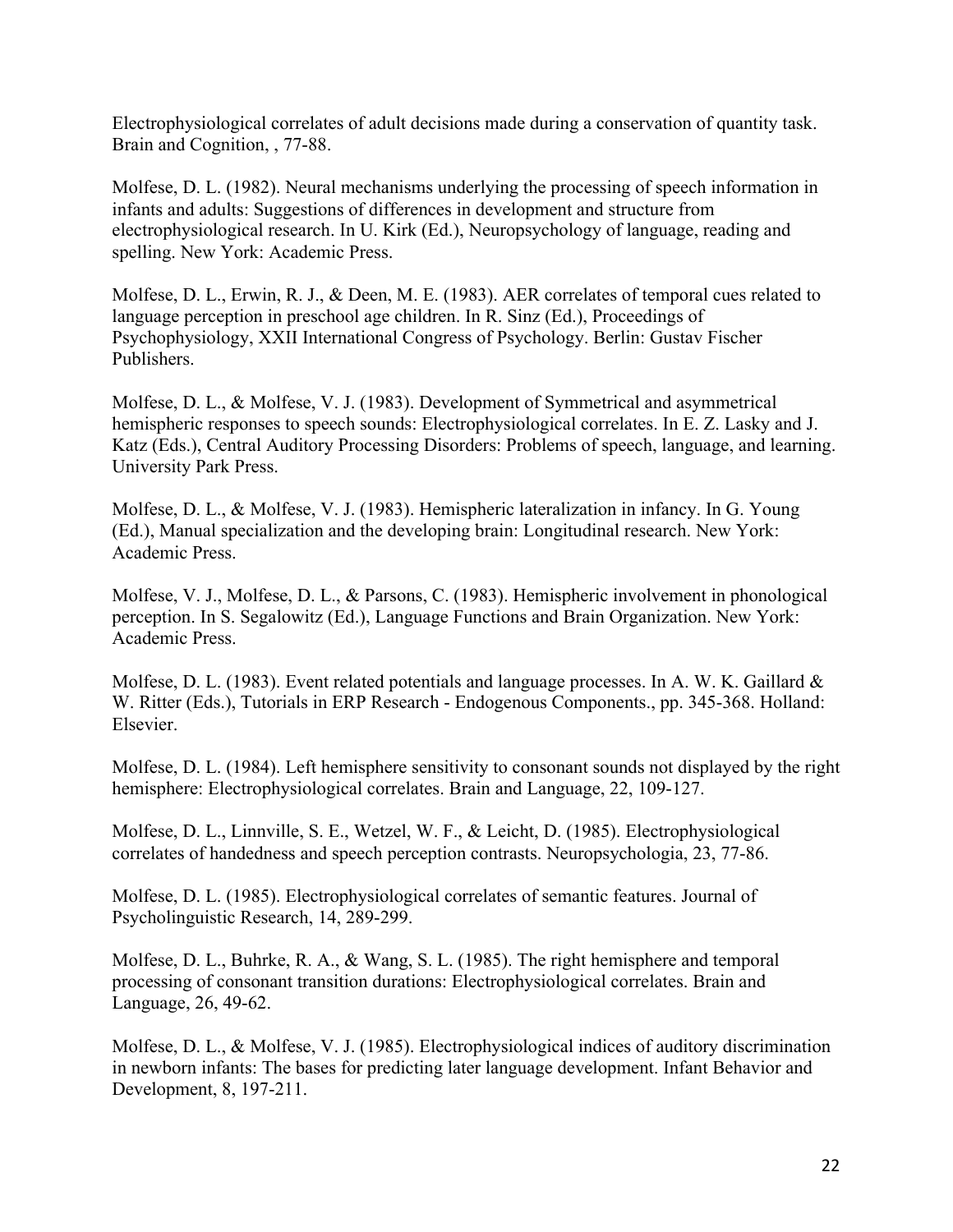Electrophysiological correlates of adult decisions made during a conservation of quantity task. Brain and Cognition, , 77-88.

Molfese, D. L. (1982). Neural mechanisms underlying the processing of speech information in infants and adults: Suggestions of differences in development and structure from electrophysiological research. In U. Kirk (Ed.), Neuropsychology of language, reading and spelling. New York: Academic Press.

Molfese, D. L., Erwin, R. J., & Deen, M. E. (1983). AER correlates of temporal cues related to language perception in preschool age children. In R. Sinz (Ed.), Proceedings of Psychophysiology, XXII International Congress of Psychology. Berlin: Gustav Fischer Publishers.

Molfese, D. L., & Molfese, V. J. (1983). Development of Symmetrical and asymmetrical hemispheric responses to speech sounds: Electrophysiological correlates. In E. Z. Lasky and J. Katz (Eds.), Central Auditory Processing Disorders: Problems of speech, language, and learning. University Park Press.

Molfese, D. L., & Molfese, V. J. (1983). Hemispheric lateralization in infancy. In G. Young (Ed.), Manual specialization and the developing brain: Longitudinal research. New York: Academic Press.

Molfese, V. J., Molfese, D. L., & Parsons, C. (1983). Hemispheric involvement in phonological perception. In S. Segalowitz (Ed.), Language Functions and Brain Organization. New York: Academic Press.

Molfese, D. L. (1983). Event related potentials and language processes. In A. W. K. Gaillard & W. Ritter (Eds.), Tutorials in ERP Research - Endogenous Components., pp. 345-368. Holland: Elsevier.

Molfese, D. L. (1984). Left hemisphere sensitivity to consonant sounds not displayed by the right hemisphere: Electrophysiological correlates. Brain and Language, 22, 109-127.

Molfese, D. L., Linnville, S. E., Wetzel, W. F., & Leicht, D. (1985). Electrophysiological correlates of handedness and speech perception contrasts. Neuropsychologia, 23, 77-86.

Molfese, D. L. (1985). Electrophysiological correlates of semantic features. Journal of Psycholinguistic Research, 14, 289-299.

Molfese, D. L., Buhrke, R. A., & Wang, S. L. (1985). The right hemisphere and temporal processing of consonant transition durations: Electrophysiological correlates. Brain and Language, 26, 49-62.

Molfese, D. L., & Molfese, V. J. (1985). Electrophysiological indices of auditory discrimination in newborn infants: The bases for predicting later language development. Infant Behavior and Development, 8, 197-211.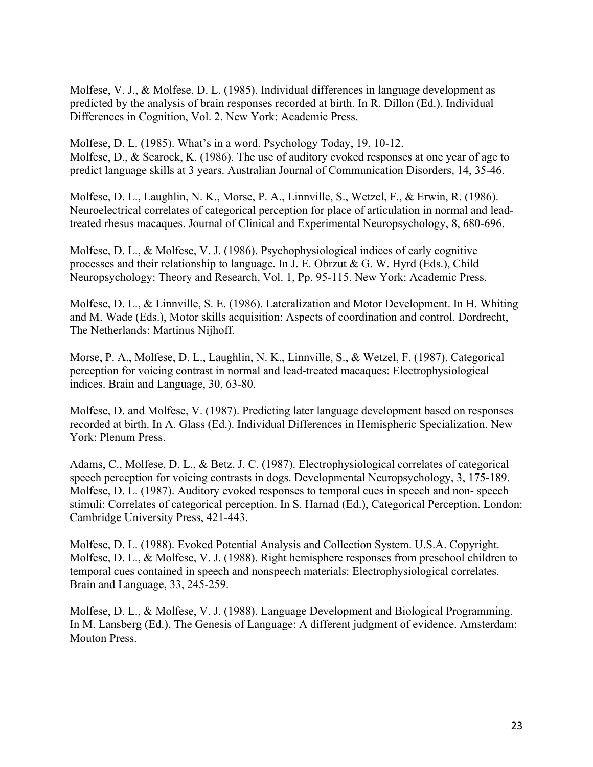Molfese, V. J., & Molfese, D. L. (1985). Individual differences in language development as predicted by the analysis of brain responses recorded at birth. In R. Dillon (Ed.), Individual Differences in Cognition, Vol. 2. New York: Academic Press.

Molfese, D. L. (1985). What's in a word. Psychology Today, 19, 10-12.
Molfese, D., & Searock, K. (1986). The use of auditory evoked responses at one year of age to predict language skills at 3 years. Australian Journal of Communication Disorders, 14, 35-46.

Molfese, D. L., Laughlin, N. K., Morse, P. A., Linnville, S., Wetzel, F., & Erwin, R. (1986). Neuroelectrical correlates of categorical perception for place of articulation in normal and lead-treated rhesus macaques. Journal of Clinical and Experimental Neuropsychology, 8, 680-696.

Molfese, D. L., & Molfese, V. J. (1986). Psychophysiological indices of early cognitive processes and their relationship to language. In J. E. Obrzut & G. W. Hyrd (Eds.), Child Neuropsychology: Theory and Research, Vol. 1, Pp. 95-115. New York: Academic Press.

Molfese, D. L., & Linnville, S. E. (1986). Lateralization and Motor Development. In H. Whiting and M. Wade (Eds.), Motor skills acquisition: Aspects of coordination and control. Dordrecht, The Netherlands: Martinus Nijhoff.

Morse, P. A., Molfese, D. L., Laughlin, N. K., Linnville, S., & Wetzel, F. (1987). Categorical perception for voicing contrast in normal and lead-treated macaques: Electrophysiological indices. Brain and Language, 30, 63-80.

Molfese, D. and Molfese, V. (1987). Predicting later language development based on responses recorded at birth. In A. Glass (Ed.). Individual Differences in Hemispheric Specialization. New York: Plenum Press.

Adams, C., Molfese, D. L., & Betz, J. C. (1987). Electrophysiological correlates of categorical speech perception for voicing contrasts in dogs. Developmental Neuropsychology, 3, 175-189.
Molfese, D. L. (1987). Auditory evoked responses to temporal cues in speech and non- speech stimuli: Correlates of categorical perception. In S. Harnad (Ed.), Categorical Perception. London: Cambridge University Press, 421-443.

Molfese, D. L. (1988). Evoked Potential Analysis and Collection System. U.S.A. Copyright.
Molfese, D. L., & Molfese, V. J. (1988). Right hemisphere responses from preschool children to temporal cues contained in speech and nonspeech materials: Electrophysiological correlates. Brain and Language, 33, 245-259.

Molfese, D. L., & Molfese, V. J. (1988). Language Development and Biological Programming. In M. Lansberg (Ed.), The Genesis of Language: A different judgment of evidence. Amsterdam: Mouton Press.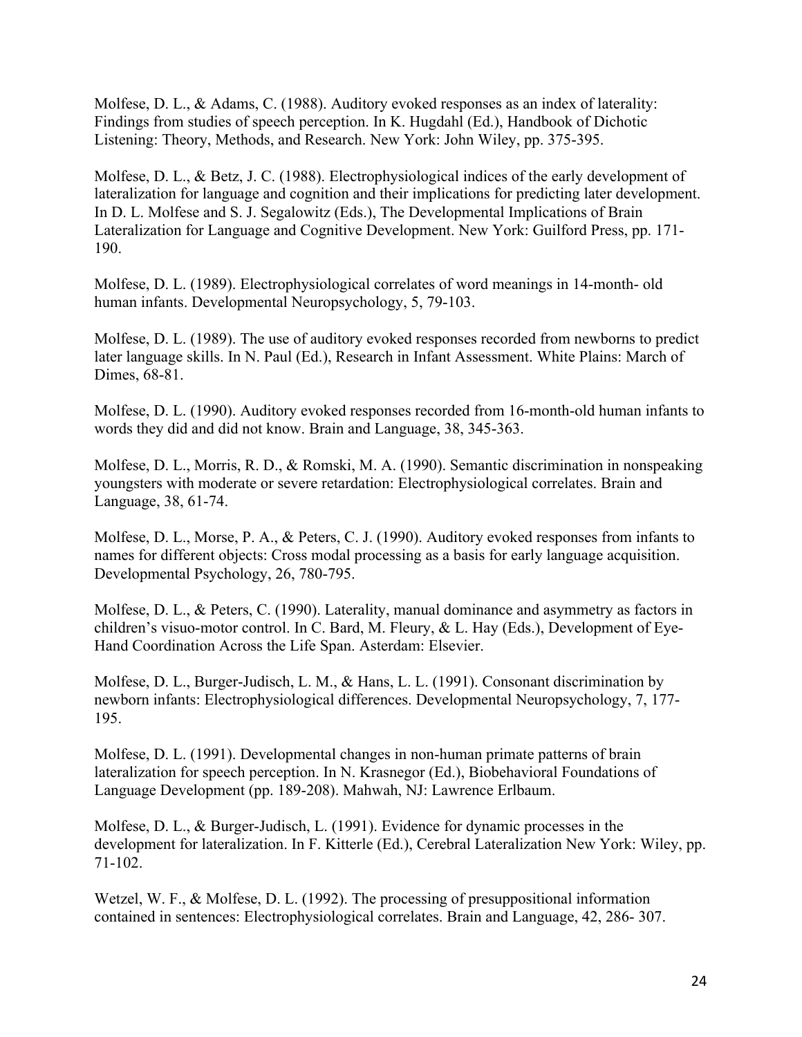Molfese, D. L., & Adams, C. (1988). Auditory evoked responses as an index of laterality: Findings from studies of speech perception. In K. Hugdahl (Ed.), Handbook of Dichotic Listening: Theory, Methods, and Research. New York: John Wiley, pp. 375-395.

Molfese, D. L., & Betz, J. C. (1988). Electrophysiological indices of the early development of lateralization for language and cognition and their implications for predicting later development. In D. L. Molfese and S. J. Segalowitz (Eds.), The Developmental Implications of Brain Lateralization for Language and Cognitive Development. New York: Guilford Press, pp. 171-190.

Molfese, D. L. (1989). Electrophysiological correlates of word meanings in 14-month- old human infants. Developmental Neuropsychology, 5, 79-103.

Molfese, D. L. (1989). The use of auditory evoked responses recorded from newborns to predict later language skills. In N. Paul (Ed.), Research in Infant Assessment. White Plains: March of Dimes, 68-81.

Molfese, D. L. (1990). Auditory evoked responses recorded from 16-month-old human infants to words they did and did not know. Brain and Language, 38, 345-363.

Molfese, D. L., Morris, R. D., & Romski, M. A. (1990). Semantic discrimination in nonspeaking youngsters with moderate or severe retardation: Electrophysiological correlates. Brain and Language, 38, 61-74.

Molfese, D. L., Morse, P. A., & Peters, C. J. (1990). Auditory evoked responses from infants to names for different objects: Cross modal processing as a basis for early language acquisition. Developmental Psychology, 26, 780-795.

Molfese, D. L., & Peters, C. (1990). Laterality, manual dominance and asymmetry as factors in children's visuo-motor control. In C. Bard, M. Fleury, & L. Hay (Eds.), Development of Eye-Hand Coordination Across the Life Span. Asterdam: Elsevier.

Molfese, D. L., Burger-Judisch, L. M., & Hans, L. L. (1991). Consonant discrimination by newborn infants: Electrophysiological differences. Developmental Neuropsychology, 7, 177-195.

Molfese, D. L. (1991). Developmental changes in non-human primate patterns of brain lateralization for speech perception. In N. Krasnegor (Ed.), Biobehavioral Foundations of Language Development (pp. 189-208). Mahwah, NJ: Lawrence Erlbaum.

Molfese, D. L., & Burger-Judisch, L. (1991). Evidence for dynamic processes in the development for lateralization. In F. Kitterle (Ed.), Cerebral Lateralization New York: Wiley, pp. 71-102.

Wetzel, W. F., & Molfese, D. L. (1992). The processing of presuppositional information contained in sentences: Electrophysiological correlates. Brain and Language, 42, 286- 307.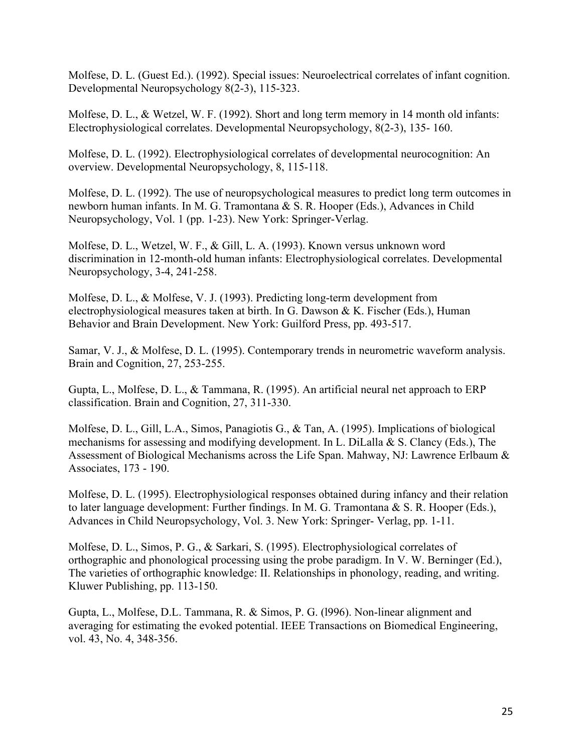Molfese, D. L. (Guest Ed.). (1992). Special issues: Neuroelectrical correlates of infant cognition. Developmental Neuropsychology 8(2-3), 115-323.

Molfese, D. L., & Wetzel, W. F. (1992). Short and long term memory in 14 month old infants: Electrophysiological correlates. Developmental Neuropsychology, 8(2-3), 135- 160.

Molfese, D. L. (1992). Electrophysiological correlates of developmental neurocognition: An overview. Developmental Neuropsychology, 8, 115-118.

Molfese, D. L. (1992). The use of neuropsychological measures to predict long term outcomes in newborn human infants. In M. G. Tramontana & S. R. Hooper (Eds.), Advances in Child Neuropsychology, Vol. 1 (pp. 1-23). New York: Springer-Verlag.

Molfese, D. L., Wetzel, W. F., & Gill, L. A. (1993). Known versus unknown word discrimination in 12-month-old human infants: Electrophysiological correlates. Developmental Neuropsychology, 3-4, 241-258.

Molfese, D. L., & Molfese, V. J. (1993). Predicting long-term development from electrophysiological measures taken at birth. In G. Dawson & K. Fischer (Eds.), Human Behavior and Brain Development. New York: Guilford Press, pp. 493-517.

Samar, V. J., & Molfese, D. L. (1995). Contemporary trends in neurometric waveform analysis. Brain and Cognition, 27, 253-255.

Gupta, L., Molfese, D. L., & Tammana, R. (1995). An artificial neural net approach to ERP classification. Brain and Cognition, 27, 311-330.

Molfese, D. L., Gill, L.A., Simos, Panagiotis G., & Tan, A. (1995). Implications of biological mechanisms for assessing and modifying development. In L. DiLalla & S. Clancy (Eds.), The Assessment of Biological Mechanisms across the Life Span. Mahway, NJ: Lawrence Erlbaum & Associates, 173 - 190.

Molfese, D. L. (1995). Electrophysiological responses obtained during infancy and their relation to later language development: Further findings. In M. G. Tramontana & S. R. Hooper (Eds.), Advances in Child Neuropsychology, Vol. 3. New York: Springer- Verlag, pp. 1-11.

Molfese, D. L., Simos, P. G., & Sarkari, S. (1995). Electrophysiological correlates of orthographic and phonological processing using the probe paradigm. In V. W. Berninger (Ed.), The varieties of orthographic knowledge: II. Relationships in phonology, reading, and writing. Kluwer Publishing, pp. 113-150.

Gupta, L., Molfese, D.L. Tammana, R. & Simos, P. G. (l996). Non-linear alignment and averaging for estimating the evoked potential. IEEE Transactions on Biomedical Engineering, vol. 43, No. 4, 348-356.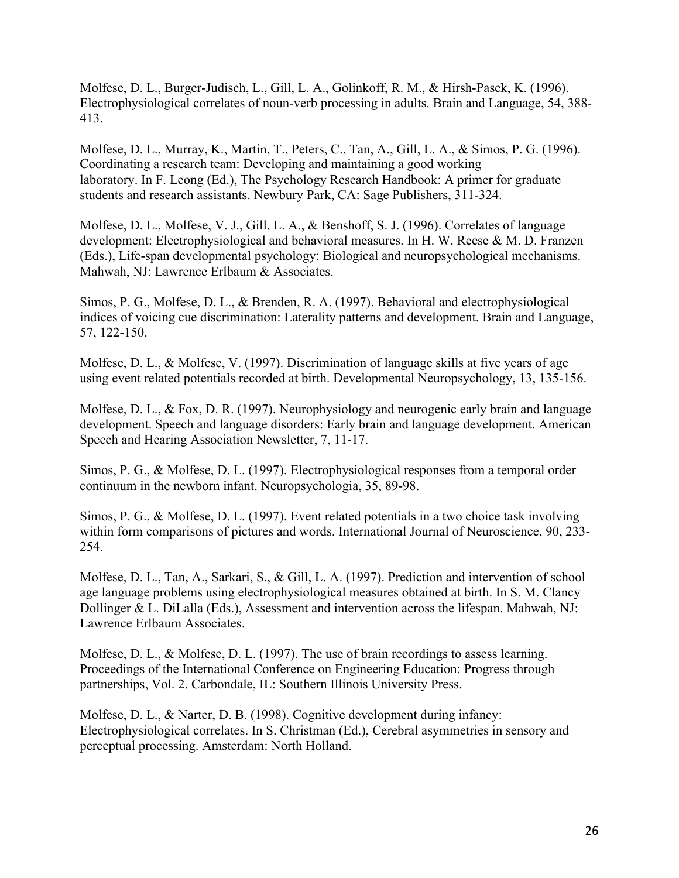Molfese, D. L., Burger-Judisch, L., Gill, L. A., Golinkoff, R. M., & Hirsh-Pasek, K. (1996). Electrophysiological correlates of noun-verb processing in adults. Brain and Language, 54, 388-413.

Molfese, D. L., Murray, K., Martin, T., Peters, C., Tan, A., Gill, L. A., & Simos, P. G. (1996). Coordinating a research team: Developing and maintaining a good working laboratory. In F. Leong (Ed.), The Psychology Research Handbook: A primer for graduate students and research assistants. Newbury Park, CA: Sage Publishers, 311-324.

Molfese, D. L., Molfese, V. J., Gill, L. A., & Benshoff, S. J. (1996). Correlates of language development: Electrophysiological and behavioral measures. In H. W. Reese & M. D. Franzen (Eds.), Life-span developmental psychology: Biological and neuropsychological mechanisms. Mahwah, NJ: Lawrence Erlbaum & Associates.

Simos, P. G., Molfese, D. L., & Brenden, R. A. (1997). Behavioral and electrophysiological indices of voicing cue discrimination: Laterality patterns and development. Brain and Language, 57, 122-150.

Molfese, D. L., & Molfese, V. (1997). Discrimination of language skills at five years of age using event related potentials recorded at birth. Developmental Neuropsychology, 13, 135-156.

Molfese, D. L., & Fox, D. R. (1997). Neurophysiology and neurogenic early brain and language development. Speech and language disorders: Early brain and language development. American Speech and Hearing Association Newsletter, 7, 11-17.

Simos, P. G., & Molfese, D. L. (1997). Electrophysiological responses from a temporal order continuum in the newborn infant. Neuropsychologia, 35, 89-98.

Simos, P. G., & Molfese, D. L. (1997). Event related potentials in a two choice task involving within form comparisons of pictures and words. International Journal of Neuroscience, 90, 233-254.

Molfese, D. L., Tan, A., Sarkari, S., & Gill, L. A. (1997). Prediction and intervention of school age language problems using electrophysiological measures obtained at birth. In S. M. Clancy Dollinger & L. DiLalla (Eds.), Assessment and intervention across the lifespan. Mahwah, NJ: Lawrence Erlbaum Associates.

Molfese, D. L., & Molfese, D. L. (1997). The use of brain recordings to assess learning. Proceedings of the International Conference on Engineering Education: Progress through partnerships, Vol. 2. Carbondale, IL: Southern Illinois University Press.

Molfese, D. L., & Narter, D. B. (1998). Cognitive development during infancy: Electrophysiological correlates. In S. Christman (Ed.), Cerebral asymmetries in sensory and perceptual processing. Amsterdam: North Holland.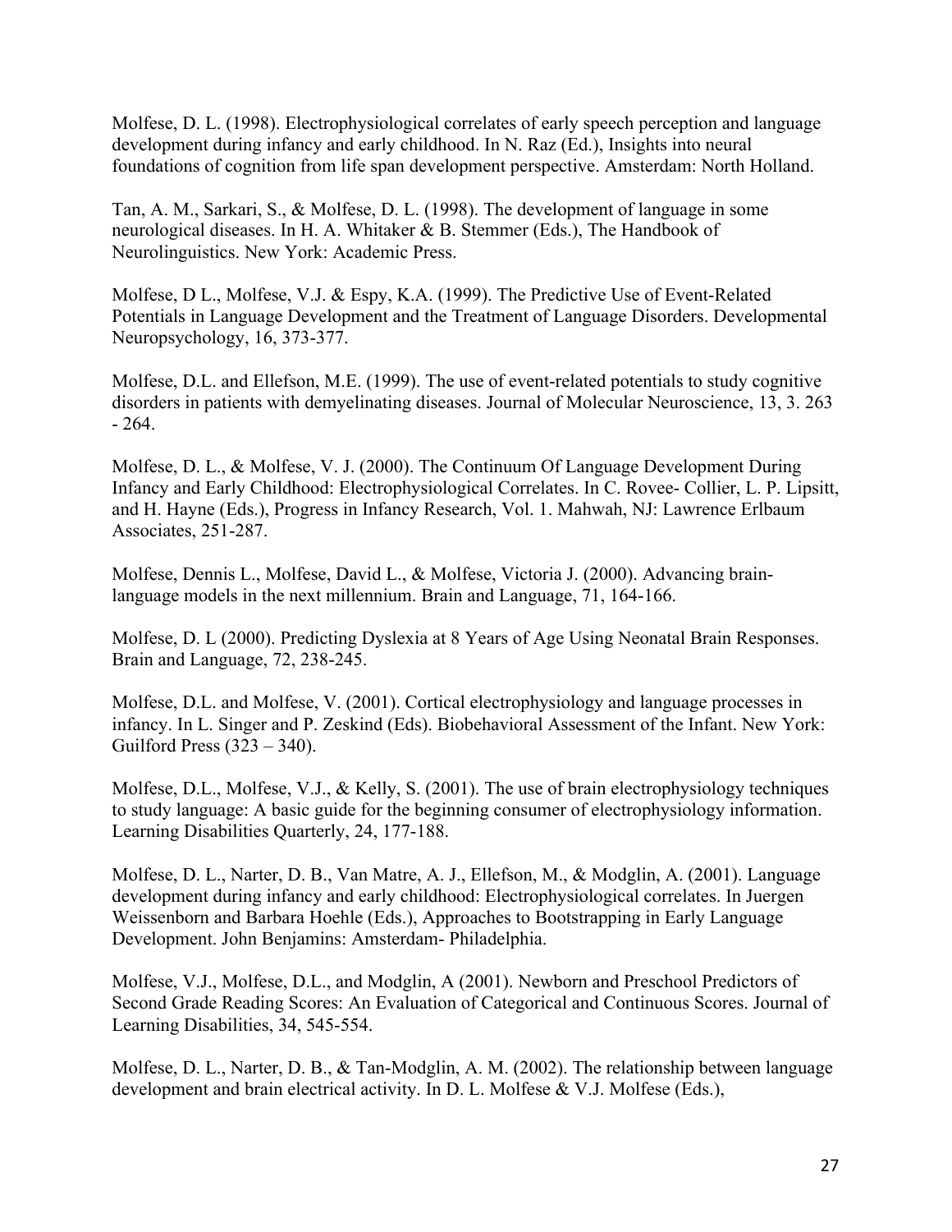Molfese, D. L. (1998). Electrophysiological correlates of early speech perception and language development during infancy and early childhood. In N. Raz (Ed.), Insights into neural foundations of cognition from life span development perspective. Amsterdam: North Holland.

Tan, A. M., Sarkari, S., & Molfese, D. L. (1998). The development of language in some neurological diseases. In H. A. Whitaker & B. Stemmer (Eds.), The Handbook of Neurolinguistics. New York: Academic Press.

Molfese, D L., Molfese, V.J. & Espy, K.A. (1999). The Predictive Use of Event-Related Potentials in Language Development and the Treatment of Language Disorders. Developmental Neuropsychology, 16, 373-377.

Molfese, D.L. and Ellefson, M.E. (1999). The use of event-related potentials to study cognitive disorders in patients with demyelinating diseases. Journal of Molecular Neuroscience, 13, 3. 263 - 264.

Molfese, D. L., & Molfese, V. J. (2000). The Continuum Of Language Development During Infancy and Early Childhood: Electrophysiological Correlates. In C. Rovee- Collier, L. P. Lipsitt, and H. Hayne (Eds.), Progress in Infancy Research, Vol. 1. Mahwah, NJ: Lawrence Erlbaum Associates, 251-287.

Molfese, Dennis L., Molfese, David L., & Molfese, Victoria J. (2000). Advancing brain-language models in the next millennium. Brain and Language, 71, 164-166.

Molfese, D. L (2000). Predicting Dyslexia at 8 Years of Age Using Neonatal Brain Responses. Brain and Language, 72, 238-245.

Molfese, D.L. and Molfese, V. (2001). Cortical electrophysiology and language processes in infancy. In L. Singer and P. Zeskind (Eds). Biobehavioral Assessment of the Infant. New York: Guilford Press (323 – 340).

Molfese, D.L., Molfese, V.J., & Kelly, S. (2001). The use of brain electrophysiology techniques to study language: A basic guide for the beginning consumer of electrophysiology information. Learning Disabilities Quarterly, 24, 177-188.

Molfese, D. L., Narter, D. B., Van Matre, A. J., Ellefson, M., & Modglin, A. (2001). Language development during infancy and early childhood: Electrophysiological correlates. In Juergen Weissenborn and Barbara Hoehle (Eds.), Approaches to Bootstrapping in Early Language Development. John Benjamins: Amsterdam- Philadelphia.

Molfese, V.J., Molfese, D.L., and Modglin, A (2001). Newborn and Preschool Predictors of Second Grade Reading Scores: An Evaluation of Categorical and Continuous Scores. Journal of Learning Disabilities, 34, 545-554.

Molfese, D. L., Narter, D. B., & Tan-Modglin, A. M. (2002). The relationship between language development and brain electrical activity. In D. L. Molfese & V.J. Molfese (Eds.),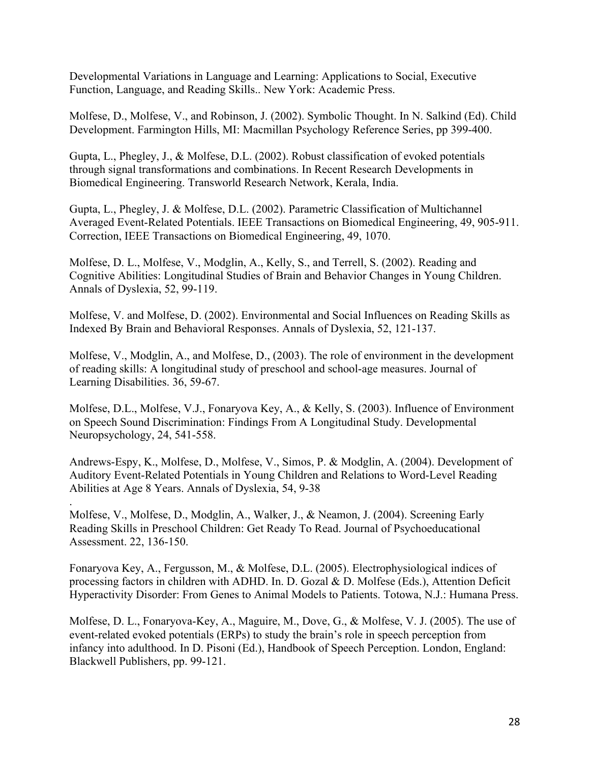Developmental Variations in Language and Learning: Applications to Social, Executive Function, Language, and Reading Skills.. New York: Academic Press.

Molfese, D., Molfese, V., and Robinson, J. (2002). Symbolic Thought. In N. Salkind (Ed). Child Development. Farmington Hills, MI: Macmillan Psychology Reference Series, pp 399-400.

Gupta, L., Phegley, J., & Molfese, D.L. (2002). Robust classification of evoked potentials through signal transformations and combinations. In Recent Research Developments in Biomedical Engineering. Transworld Research Network, Kerala, India.

Gupta, L., Phegley, J. & Molfese, D.L. (2002). Parametric Classification of Multichannel Averaged Event-Related Potentials. IEEE Transactions on Biomedical Engineering, 49, 905-911. Correction, IEEE Transactions on Biomedical Engineering, 49, 1070.

Molfese, D. L., Molfese, V., Modglin, A., Kelly, S., and Terrell, S. (2002). Reading and Cognitive Abilities: Longitudinal Studies of Brain and Behavior Changes in Young Children. Annals of Dyslexia, 52, 99-119.

Molfese, V. and Molfese, D. (2002). Environmental and Social Influences on Reading Skills as Indexed By Brain and Behavioral Responses. Annals of Dyslexia, 52, 121-137.

Molfese, V., Modglin, A., and Molfese, D., (2003). The role of environment in the development of reading skills: A longitudinal study of preschool and school-age measures. Journal of Learning Disabilities. 36, 59-67.

Molfese, D.L., Molfese, V.J., Fonaryova Key, A., & Kelly, S. (2003). Influence of Environment on Speech Sound Discrimination: Findings From A Longitudinal Study. Developmental Neuropsychology, 24, 541-558.

Andrews-Espy, K., Molfese, D., Molfese, V., Simos, P. & Modglin, A. (2004). Development of Auditory Event-Related Potentials in Young Children and Relations to Word-Level Reading Abilities at Age 8 Years. Annals of Dyslexia, 54, 9-38

.
Molfese, V., Molfese, D., Modglin, A., Walker, J., & Neamon, J. (2004). Screening Early Reading Skills in Preschool Children: Get Ready To Read. Journal of Psychoeducational Assessment. 22, 136-150.

Fonaryova Key, A., Fergusson, M., & Molfese, D.L. (2005). Electrophysiological indices of processing factors in children with ADHD. In. D. Gozal & D. Molfese (Eds.), Attention Deficit Hyperactivity Disorder: From Genes to Animal Models to Patients. Totowa, N.J.: Humana Press.

Molfese, D. L., Fonaryova-Key, A., Maguire, M., Dove, G., & Molfese, V. J. (2005). The use of event-related evoked potentials (ERPs) to study the brain's role in speech perception from infancy into adulthood. In D. Pisoni (Ed.), Handbook of Speech Perception. London, England: Blackwell Publishers, pp. 99-121.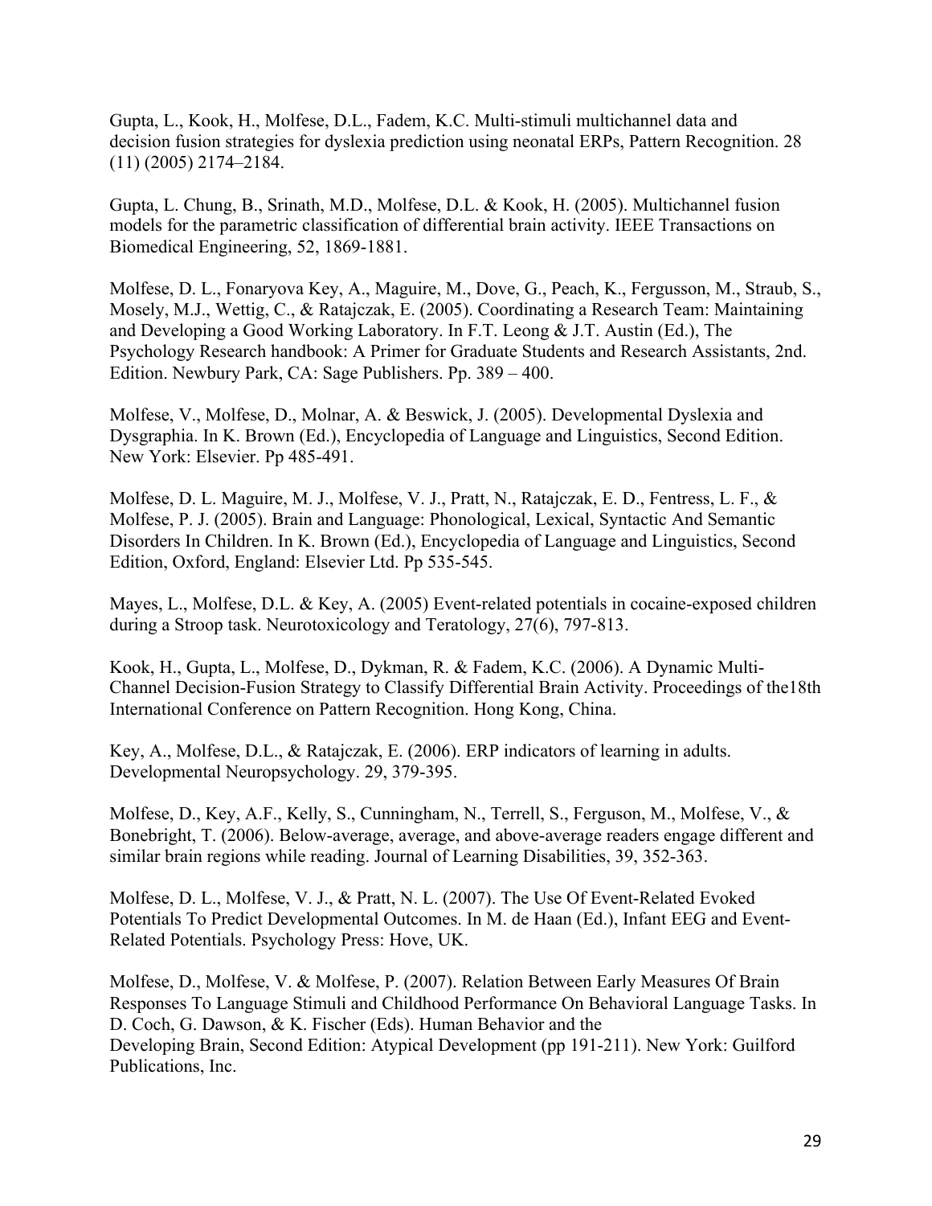Gupta, L., Kook, H., Molfese, D.L., Fadem, K.C. Multi-stimuli multichannel data and decision fusion strategies for dyslexia prediction using neonatal ERPs, Pattern Recognition. 28 (11) (2005) 2174–2184.

Gupta, L. Chung, B., Srinath, M.D., Molfese, D.L. & Kook, H. (2005). Multichannel fusion models for the parametric classification of differential brain activity. IEEE Transactions on Biomedical Engineering, 52, 1869-1881.

Molfese, D. L., Fonaryova Key, A., Maguire, M., Dove, G., Peach, K., Fergusson, M., Straub, S., Mosely, M.J., Wettig, C., & Ratajczak, E. (2005). Coordinating a Research Team: Maintaining and Developing a Good Working Laboratory. In F.T. Leong & J.T. Austin (Ed.), The Psychology Research handbook: A Primer for Graduate Students and Research Assistants, 2nd. Edition. Newbury Park, CA: Sage Publishers. Pp. 389 – 400.

Molfese, V., Molfese, D., Molnar, A. & Beswick, J. (2005). Developmental Dyslexia and Dysgraphia. In K. Brown (Ed.), Encyclopedia of Language and Linguistics, Second Edition. New York: Elsevier. Pp 485-491.

Molfese, D. L. Maguire, M. J., Molfese, V. J., Pratt, N., Ratajczak, E. D., Fentress, L. F., & Molfese, P. J. (2005). Brain and Language: Phonological, Lexical, Syntactic And Semantic Disorders In Children. In K. Brown (Ed.), Encyclopedia of Language and Linguistics, Second Edition, Oxford, England: Elsevier Ltd. Pp 535-545.

Mayes, L., Molfese, D.L. & Key, A. (2005) Event-related potentials in cocaine-exposed children during a Stroop task. Neurotoxicology and Teratology, 27(6), 797-813.

Kook, H., Gupta, L., Molfese, D., Dykman, R. & Fadem, K.C. (2006). A Dynamic Multi-Channel Decision-Fusion Strategy to Classify Differential Brain Activity. Proceedings of the18th International Conference on Pattern Recognition. Hong Kong, China.

Key, A., Molfese, D.L., & Ratajczak, E. (2006). ERP indicators of learning in adults. Developmental Neuropsychology. 29, 379-395.

Molfese, D., Key, A.F., Kelly, S., Cunningham, N., Terrell, S., Ferguson, M., Molfese, V., & Bonebright, T. (2006). Below-average, average, and above-average readers engage different and similar brain regions while reading. Journal of Learning Disabilities, 39, 352-363.

Molfese, D. L., Molfese, V. J., & Pratt, N. L. (2007). The Use Of Event-Related Evoked Potentials To Predict Developmental Outcomes. In M. de Haan (Ed.), Infant EEG and Event-Related Potentials. Psychology Press: Hove, UK.

Molfese, D., Molfese, V. & Molfese, P. (2007). Relation Between Early Measures Of Brain Responses To Language Stimuli and Childhood Performance On Behavioral Language Tasks. In D. Coch, G. Dawson, & K. Fischer (Eds). Human Behavior and the Developing Brain, Second Edition: Atypical Development (pp 191-211). New York: Guilford Publications, Inc.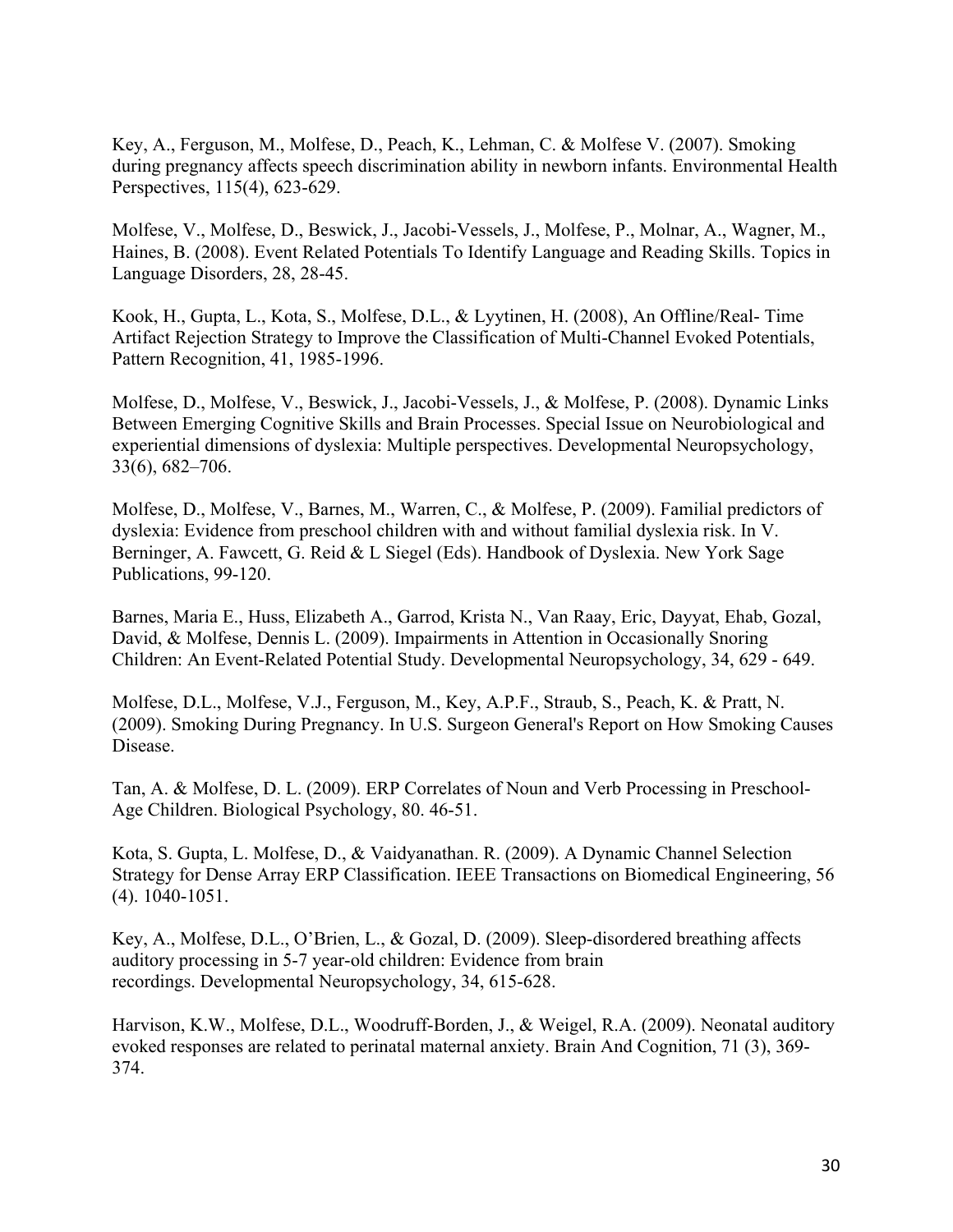Key, A., Ferguson, M., Molfese, D., Peach, K., Lehman, C. & Molfese V. (2007). Smoking during pregnancy affects speech discrimination ability in newborn infants. Environmental Health Perspectives, 115(4), 623-629.

Molfese, V., Molfese, D., Beswick, J., Jacobi-Vessels, J., Molfese, P., Molnar, A., Wagner, M., Haines, B. (2008). Event Related Potentials To Identify Language and Reading Skills. Topics in Language Disorders, 28, 28-45.

Kook, H., Gupta, L., Kota, S., Molfese, D.L., & Lyytinen, H. (2008), An Offline/Real- Time Artifact Rejection Strategy to Improve the Classification of Multi-Channel Evoked Potentials, Pattern Recognition, 41, 1985-1996.

Molfese, D., Molfese, V., Beswick, J., Jacobi-Vessels, J., & Molfese, P. (2008). Dynamic Links Between Emerging Cognitive Skills and Brain Processes. Special Issue on Neurobiological and experiential dimensions of dyslexia: Multiple perspectives. Developmental Neuropsychology, 33(6), 682–706.

Molfese, D., Molfese, V., Barnes, M., Warren, C., & Molfese, P. (2009). Familial predictors of dyslexia: Evidence from preschool children with and without familial dyslexia risk. In V. Berninger, A. Fawcett, G. Reid & L Siegel (Eds). Handbook of Dyslexia. New York Sage Publications, 99-120.

Barnes, Maria E., Huss, Elizabeth A., Garrod, Krista N., Van Raay, Eric, Dayyat, Ehab, Gozal, David, & Molfese, Dennis L. (2009). Impairments in Attention in Occasionally Snoring Children: An Event-Related Potential Study. Developmental Neuropsychology, 34, 629 - 649.

Molfese, D.L., Molfese, V.J., Ferguson, M., Key, A.P.F., Straub, S., Peach, K. & Pratt, N. (2009). Smoking During Pregnancy. In U.S. Surgeon General's Report on How Smoking Causes Disease.

Tan, A. & Molfese, D. L. (2009). ERP Correlates of Noun and Verb Processing in Preschool-Age Children. Biological Psychology, 80. 46-51.

Kota, S. Gupta, L. Molfese, D., & Vaidyanathan. R. (2009). A Dynamic Channel Selection Strategy for Dense Array ERP Classification. IEEE Transactions on Biomedical Engineering, 56 (4). 1040-1051.

Key, A., Molfese, D.L., O'Brien, L., & Gozal, D. (2009). Sleep-disordered breathing affects auditory processing in 5-7 year-old children: Evidence from brain recordings. Developmental Neuropsychology, 34, 615-628.

Harvison, K.W., Molfese, D.L., Woodruff-Borden, J., & Weigel, R.A. (2009). Neonatal auditory evoked responses are related to perinatal maternal anxiety. Brain And Cognition, 71 (3), 369-374.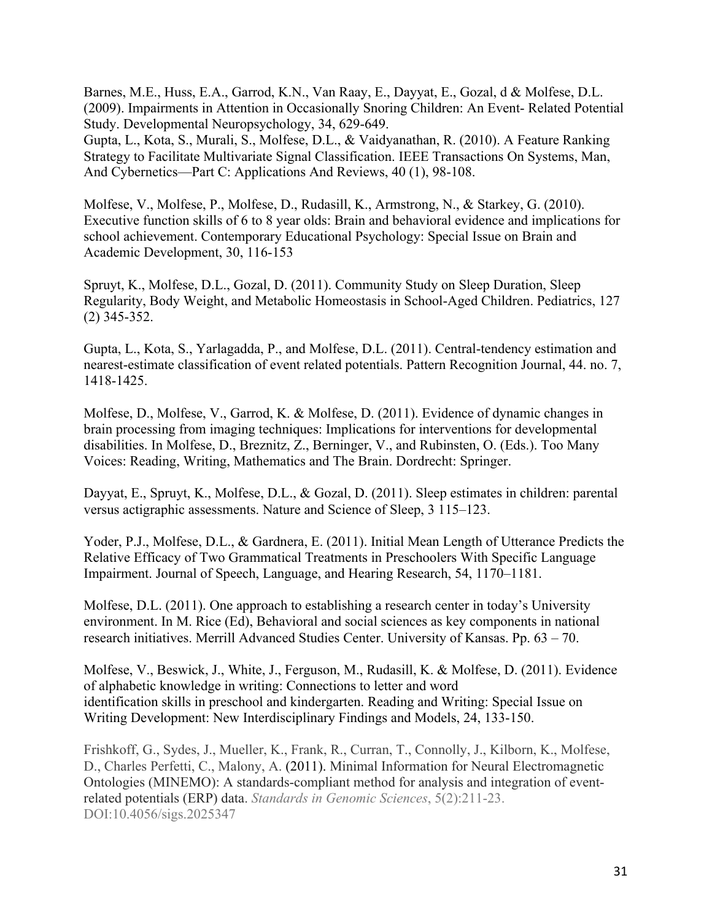Barnes, M.E., Huss, E.A., Garrod, K.N., Van Raay, E., Dayyat, E., Gozal, d & Molfese, D.L. (2009). Impairments in Attention in Occasionally Snoring Children: An Event- Related Potential Study. Developmental Neuropsychology, 34, 629-649.
Gupta, L., Kota, S., Murali, S., Molfese, D.L., & Vaidyanathan, R. (2010). A Feature Ranking Strategy to Facilitate Multivariate Signal Classification. IEEE Transactions On Systems, Man, And Cybernetics—Part C: Applications And Reviews, 40 (1), 98-108.

Molfese, V., Molfese, P., Molfese, D., Rudasill, K., Armstrong, N., & Starkey, G. (2010). Executive function skills of 6 to 8 year olds: Brain and behavioral evidence and implications for school achievement. Contemporary Educational Psychology: Special Issue on Brain and Academic Development, 30, 116-153

Spruyt, K., Molfese, D.L., Gozal, D. (2011). Community Study on Sleep Duration, Sleep Regularity, Body Weight, and Metabolic Homeostasis in School-Aged Children. Pediatrics, 127 (2) 345-352.

Gupta, L., Kota, S., Yarlagadda, P., and Molfese, D.L. (2011). Central-tendency estimation and nearest-estimate classification of event related potentials. Pattern Recognition Journal, 44. no. 7, 1418-1425.

Molfese, D., Molfese, V., Garrod, K. & Molfese, D. (2011). Evidence of dynamic changes in brain processing from imaging techniques: Implications for interventions for developmental disabilities. In Molfese, D., Breznitz, Z., Berninger, V., and Rubinsten, O. (Eds.). Too Many Voices: Reading, Writing, Mathematics and The Brain. Dordrecht: Springer.

Dayyat, E., Spruyt, K., Molfese, D.L., & Gozal, D. (2011). Sleep estimates in children: parental versus actigraphic assessments. Nature and Science of Sleep, 3 115–123.

Yoder, P.J., Molfese, D.L., & Gardnera, E. (2011). Initial Mean Length of Utterance Predicts the Relative Efficacy of Two Grammatical Treatments in Preschoolers With Specific Language Impairment. Journal of Speech, Language, and Hearing Research, 54, 1170–1181.

Molfese, D.L. (2011). One approach to establishing a research center in today's University environment. In M. Rice (Ed), Behavioral and social sciences as key components in national research initiatives. Merrill Advanced Studies Center. University of Kansas. Pp. 63 – 70.

Molfese, V., Beswick, J., White, J., Ferguson, M., Rudasill, K. & Molfese, D. (2011). Evidence of alphabetic knowledge in writing: Connections to letter and word identification skills in preschool and kindergarten. Reading and Writing: Special Issue on Writing Development: New Interdisciplinary Findings and Models, 24, 133-150.

Frishkoff, G., Sydes, J., Mueller, K., Frank, R., Curran, T., Connolly, J., Kilborn, K., Molfese, D., Charles Perfetti, C., Malony, A. (2011). Minimal Information for Neural Electromagnetic Ontologies (MINEMO): A standards-compliant method for analysis and integration of event-related potentials (ERP) data. *Standards in Genomic Sciences*, 5(2):211-23. DOI:10.4056/sigs.2025347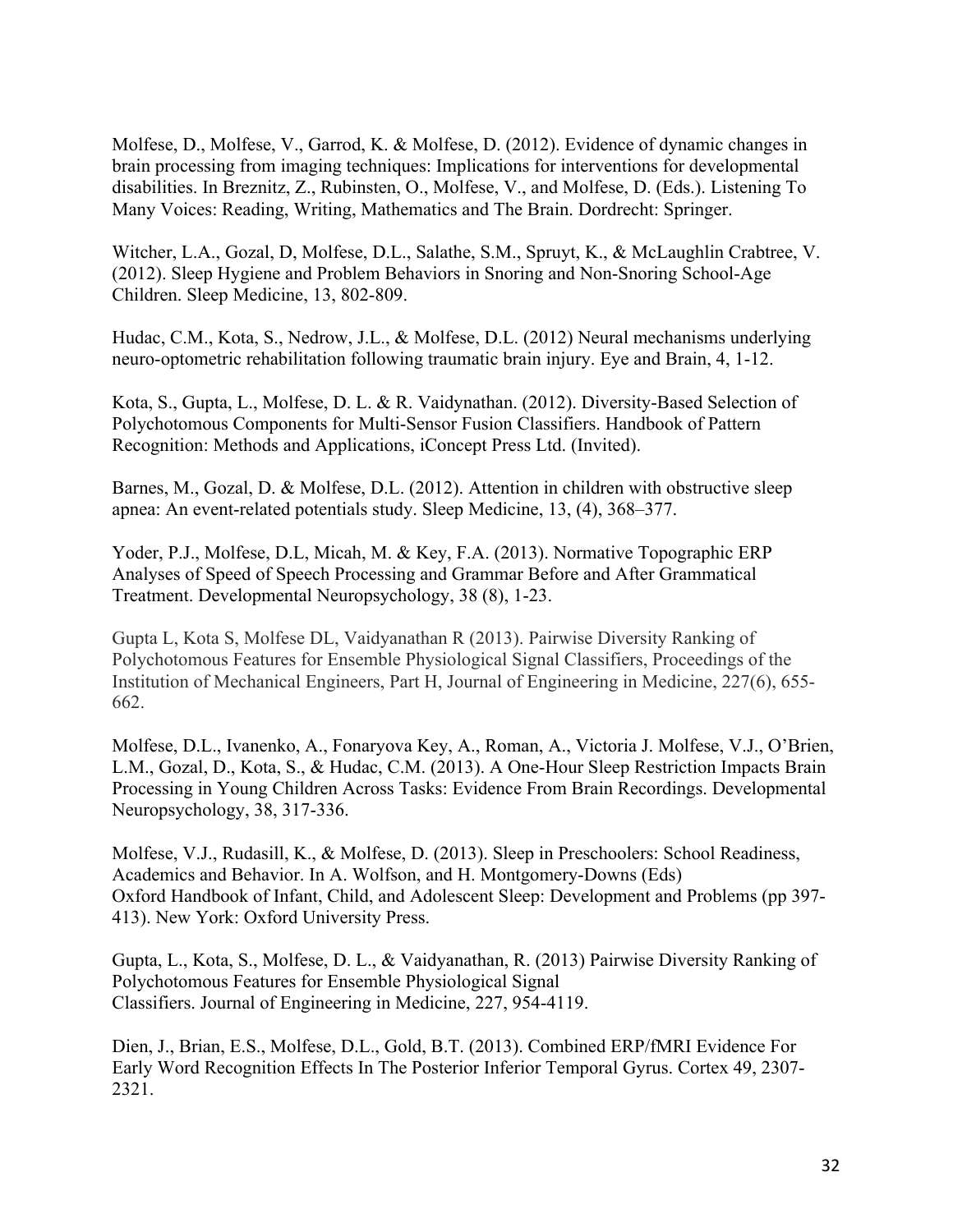Molfese, D., Molfese, V., Garrod, K. & Molfese, D. (2012). Evidence of dynamic changes in brain processing from imaging techniques: Implications for interventions for developmental disabilities. In Breznitz, Z., Rubinsten, O., Molfese, V., and Molfese, D. (Eds.). Listening To Many Voices: Reading, Writing, Mathematics and The Brain. Dordrecht: Springer.

Witcher, L.A., Gozal, D, Molfese, D.L., Salathe, S.M., Spruyt, K., & McLaughlin Crabtree, V. (2012). Sleep Hygiene and Problem Behaviors in Snoring and Non-Snoring School-Age Children. Sleep Medicine, 13, 802-809.

Hudac, C.M., Kota, S., Nedrow, J.L., & Molfese, D.L. (2012) Neural mechanisms underlying neuro-optometric rehabilitation following traumatic brain injury. Eye and Brain, 4, 1-12.

Kota, S., Gupta, L., Molfese, D. L. & R. Vaidynathan. (2012). Diversity-Based Selection of Polychotomous Components for Multi-Sensor Fusion Classifiers. Handbook of Pattern Recognition: Methods and Applications, iConcept Press Ltd. (Invited).

Barnes, M., Gozal, D. & Molfese, D.L. (2012). Attention in children with obstructive sleep apnea: An event-related potentials study. Sleep Medicine, 13, (4), 368–377.

Yoder, P.J., Molfese, D.L, Micah, M. & Key, F.A. (2013). Normative Topographic ERP Analyses of Speed of Speech Processing and Grammar Before and After Grammatical Treatment. Developmental Neuropsychology, 38 (8), 1-23.

Gupta L, Kota S, Molfese DL, Vaidyanathan R (2013). Pairwise Diversity Ranking of Polychotomous Features for Ensemble Physiological Signal Classifiers, Proceedings of the Institution of Mechanical Engineers, Part H, Journal of Engineering in Medicine, 227(6), 655-662.

Molfese, D.L., Ivanenko, A., Fonaryova Key, A., Roman, A., Victoria J. Molfese, V.J., O'Brien, L.M., Gozal, D., Kota, S., & Hudac, C.M. (2013). A One-Hour Sleep Restriction Impacts Brain Processing in Young Children Across Tasks: Evidence From Brain Recordings. Developmental Neuropsychology, 38, 317-336.

Molfese, V.J., Rudasill, K., & Molfese, D. (2013). Sleep in Preschoolers: School Readiness, Academics and Behavior. In A. Wolfson, and H. Montgomery-Downs (Eds) Oxford Handbook of Infant, Child, and Adolescent Sleep: Development and Problems (pp 397-413). New York: Oxford University Press.

Gupta, L., Kota, S., Molfese, D. L., & Vaidyanathan, R. (2013) Pairwise Diversity Ranking of Polychotomous Features for Ensemble Physiological Signal Classifiers. Journal of Engineering in Medicine, 227, 954-4119.

Dien, J., Brian, E.S., Molfese, D.L., Gold, B.T. (2013). Combined ERP/fMRI Evidence For Early Word Recognition Effects In The Posterior Inferior Temporal Gyrus. Cortex 49, 2307-2321.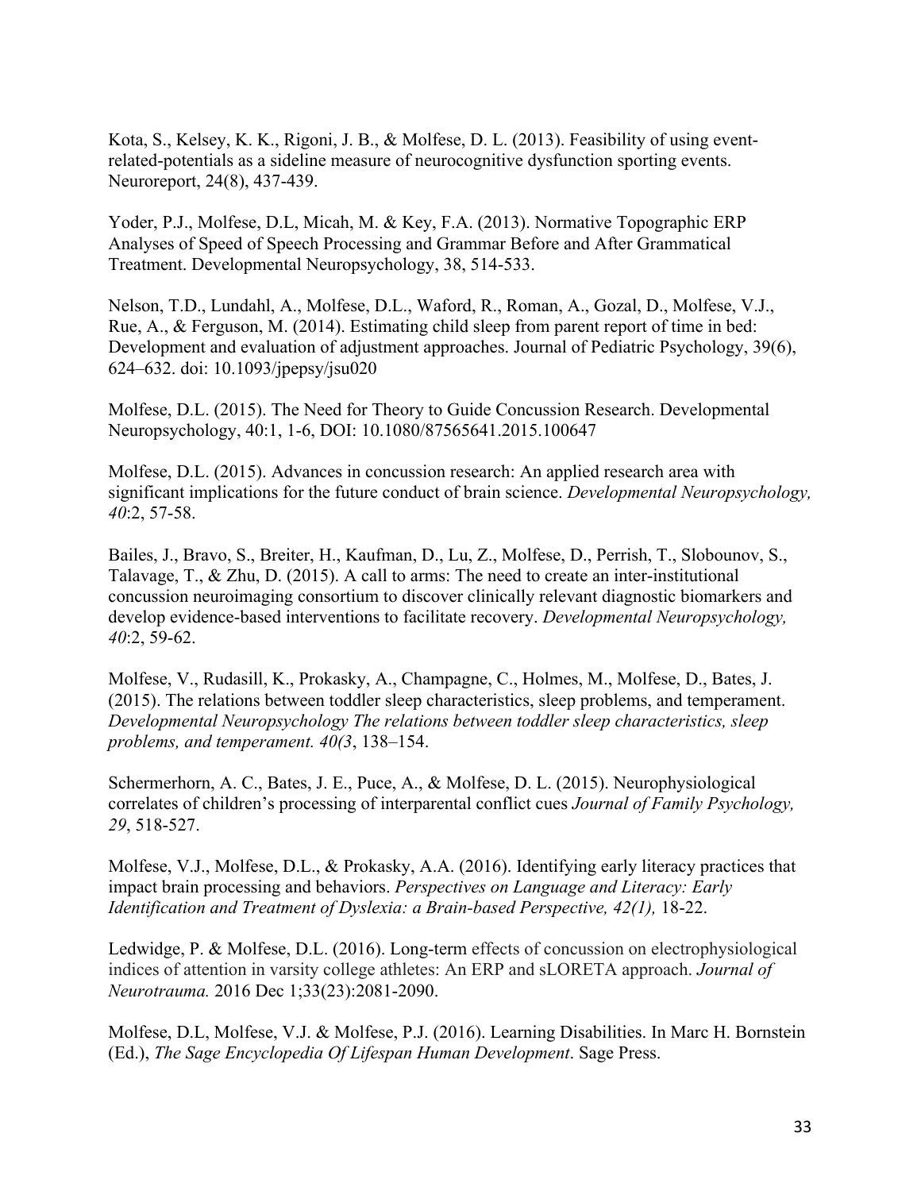Kota, S., Kelsey, K. K., Rigoni, J. B., & Molfese, D. L. (2013). Feasibility of using event-related-potentials as a sideline measure of neurocognitive dysfunction sporting events. Neuroreport, 24(8), 437-439.

Yoder, P.J., Molfese, D.L, Micah, M. & Key, F.A. (2013). Normative Topographic ERP Analyses of Speed of Speech Processing and Grammar Before and After Grammatical Treatment. Developmental Neuropsychology, 38, 514-533.

Nelson, T.D., Lundahl, A., Molfese, D.L., Waford, R., Roman, A., Gozal, D., Molfese, V.J., Rue, A., & Ferguson, M. (2014). Estimating child sleep from parent report of time in bed: Development and evaluation of adjustment approaches. Journal of Pediatric Psychology, 39(6), 624–632. doi: 10.1093/jpepsy/jsu020

Molfese, D.L. (2015). The Need for Theory to Guide Concussion Research. Developmental Neuropsychology, 40:1, 1-6, DOI: 10.1080/87565641.2015.100647

Molfese, D.L. (2015). Advances in concussion research: An applied research area with significant implications for the future conduct of brain science. *Developmental Neuropsychology, 40*:2, 57-58.

Bailes, J., Bravo, S., Breiter, H., Kaufman, D., Lu, Z., Molfese, D., Perrish, T., Slobounov, S., Talavage, T., & Zhu, D. (2015). A call to arms: The need to create an inter-institutional concussion neuroimaging consortium to discover clinically relevant diagnostic biomarkers and develop evidence-based interventions to facilitate recovery. *Developmental Neuropsychology, 40*:2, 59-62.

Molfese, V., Rudasill, K., Prokasky, A., Champagne, C., Holmes, M., Molfese, D., Bates, J. (2015). The relations between toddler sleep characteristics, sleep problems, and temperament. *Developmental Neuropsychology The relations between toddler sleep characteristics, sleep problems, and temperament. 40(3*, 138–154.

Schermerhorn, A. C., Bates, J. E., Puce, A., & Molfese, D. L. (2015). Neurophysiological correlates of children's processing of interparental conflict cues *Journal of Family Psychology, 29*, 518-527.

Molfese, V.J., Molfese, D.L., & Prokasky, A.A. (2016). Identifying early literacy practices that impact brain processing and behaviors. *Perspectives on Language and Literacy: Early Identification and Treatment of Dyslexia: a Brain-based Perspective, 42(1),* 18-22.

Ledwidge, P. & Molfese, D.L. (2016). Long-term effects of concussion on electrophysiological indices of attention in varsity college athletes: An ERP and sLORETA approach. *Journal of Neurotrauma.* 2016 Dec 1;33(23):2081-2090.

Molfese, D.L, Molfese, V.J. & Molfese, P.J. (2016). Learning Disabilities. In Marc H. Bornstein (Ed.), *The Sage Encyclopedia Of Lifespan Human Development*. Sage Press.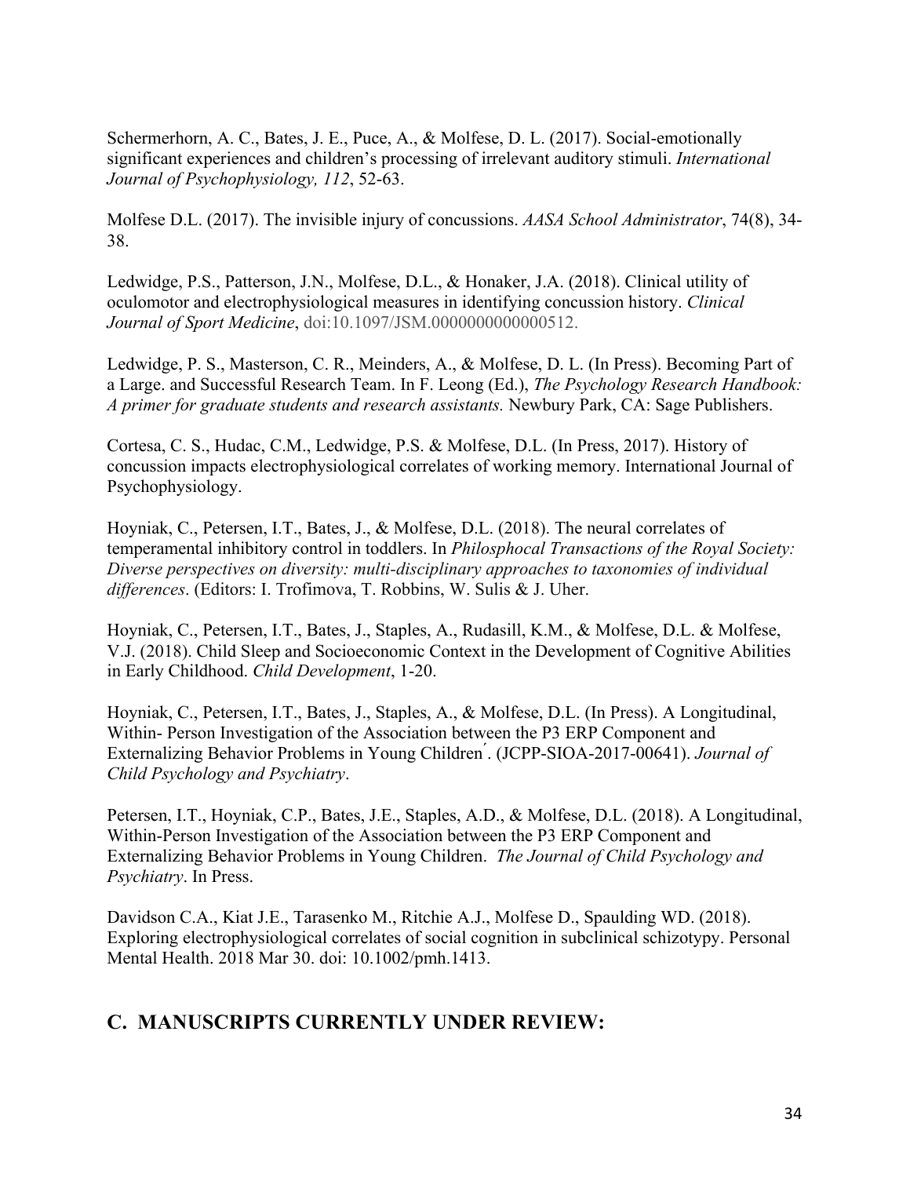Schermerhorn, A. C., Bates, J. E., Puce, A., & Molfese, D. L. (2017). Social-emotionally significant experiences and children's processing of irrelevant auditory stimuli. *International Journal of Psychophysiology, 112*, 52-63.

Molfese D.L. (2017). The invisible injury of concussions. *AASA School Administrator*, 74(8), 34-38.

Ledwidge, P.S., Patterson, J.N., Molfese, D.L., & Honaker, J.A. (2018). Clinical utility of oculomotor and electrophysiological measures in identifying concussion history. *Clinical Journal of Sport Medicine*, doi:10.1097/JSM.0000000000000512.

Ledwidge, P. S., Masterson, C. R., Meinders, A., & Molfese, D. L. (In Press). Becoming Part of a Large. and Successful Research Team. In F. Leong (Ed.), *The Psychology Research Handbook: A primer for graduate students and research assistants.* Newbury Park, CA: Sage Publishers.

Cortesa, C. S., Hudac, C.M., Ledwidge, P.S. & Molfese, D.L. (In Press, 2017). History of concussion impacts electrophysiological correlates of working memory. International Journal of Psychophysiology.

Hoyniak, C., Petersen, I.T., Bates, J., & Molfese, D.L. (2018). The neural correlates of temperamental inhibitory control in toddlers. In *Philosphocal Transactions of the Royal Society: Diverse perspectives on diversity: multi-disciplinary approaches to taxonomies of individual differences*. (Editors: I. Trofimova, T. Robbins, W. Sulis & J. Uher.

Hoyniak, C., Petersen, I.T., Bates, J., Staples, A., Rudasill, K.M., & Molfese, D.L. & Molfese, V.J. (2018). Child Sleep and Socioeconomic Context in the Development of Cognitive Abilities in Early Childhood. *Child Development*, 1-20.

Hoyniak, C., Petersen, I.T., Bates, J., Staples, A., & Molfese, D.L. (In Press). A Longitudinal, Within- Person Investigation of the Association between the P3 ERP Component and Externalizing Behavior Problems in Young Childreń. (JCPP-SIOA-2017-00641). *Journal of Child Psychology and Psychiatry*.

Petersen, I.T., Hoyniak, C.P., Bates, J.E., Staples, A.D., & Molfese, D.L. (2018). A Longitudinal, Within-Person Investigation of the Association between the P3 ERP Component and Externalizing Behavior Problems in Young Children. *The Journal of Child Psychology and Psychiatry*. In Press.

Davidson C.A., Kiat J.E., Tarasenko M., Ritchie A.J., Molfese D., Spaulding WD. (2018). Exploring electrophysiological correlates of social cognition in subclinical schizotypy. Personal Mental Health. 2018 Mar 30. doi: 10.1002/pmh.1413.

## C. MANUSCRIPTS CURRENTLY UNDER REVIEW: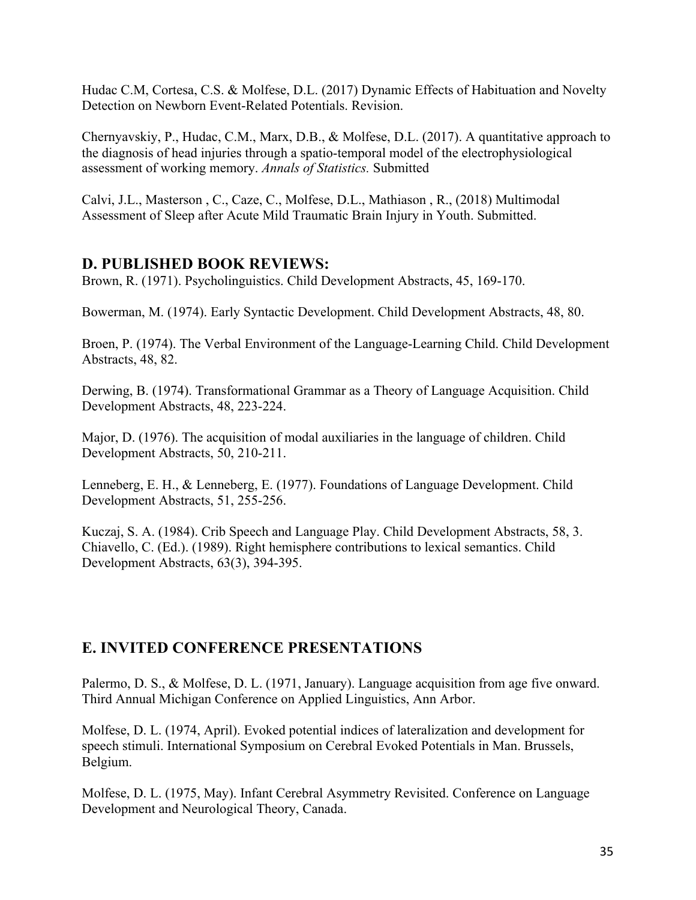Hudac C.M, Cortesa, C.S. & Molfese, D.L. (2017) Dynamic Effects of Habituation and Novelty Detection on Newborn Event-Related Potentials. Revision.

Chernyavskiy, P., Hudac, C.M., Marx, D.B., & Molfese, D.L. (2017). A quantitative approach to the diagnosis of head injuries through a spatio-temporal model of the electrophysiological assessment of working memory. *Annals of Statistics.* Submitted

Calvi, J.L., Masterson , C., Caze, C., Molfese, D.L., Mathiason , R., (2018) Multimodal Assessment of Sleep after Acute Mild Traumatic Brain Injury in Youth. Submitted.

## D. PUBLISHED BOOK REVIEWS:

Brown, R. (1971). Psycholinguistics. Child Development Abstracts, 45, 169-170.

Bowerman, M. (1974). Early Syntactic Development. Child Development Abstracts, 48, 80.

Broen, P. (1974). The Verbal Environment of the Language-Learning Child. Child Development Abstracts, 48, 82.

Derwing, B. (1974). Transformational Grammar as a Theory of Language Acquisition. Child Development Abstracts, 48, 223-224.

Major, D. (1976). The acquisition of modal auxiliaries in the language of children. Child Development Abstracts, 50, 210-211.

Lenneberg, E. H., & Lenneberg, E. (1977). Foundations of Language Development. Child Development Abstracts, 51, 255-256.

Kuczaj, S. A. (1984). Crib Speech and Language Play. Child Development Abstracts, 58, 3.
Chiavello, C. (Ed.). (1989). Right hemisphere contributions to lexical semantics. Child Development Abstracts, 63(3), 394-395.

## E. INVITED CONFERENCE PRESENTATIONS

Palermo, D. S., & Molfese, D. L. (1971, January). Language acquisition from age five onward. Third Annual Michigan Conference on Applied Linguistics, Ann Arbor.

Molfese, D. L. (1974, April). Evoked potential indices of lateralization and development for speech stimuli. International Symposium on Cerebral Evoked Potentials in Man. Brussels, Belgium.

Molfese, D. L. (1975, May). Infant Cerebral Asymmetry Revisited. Conference on Language Development and Neurological Theory, Canada.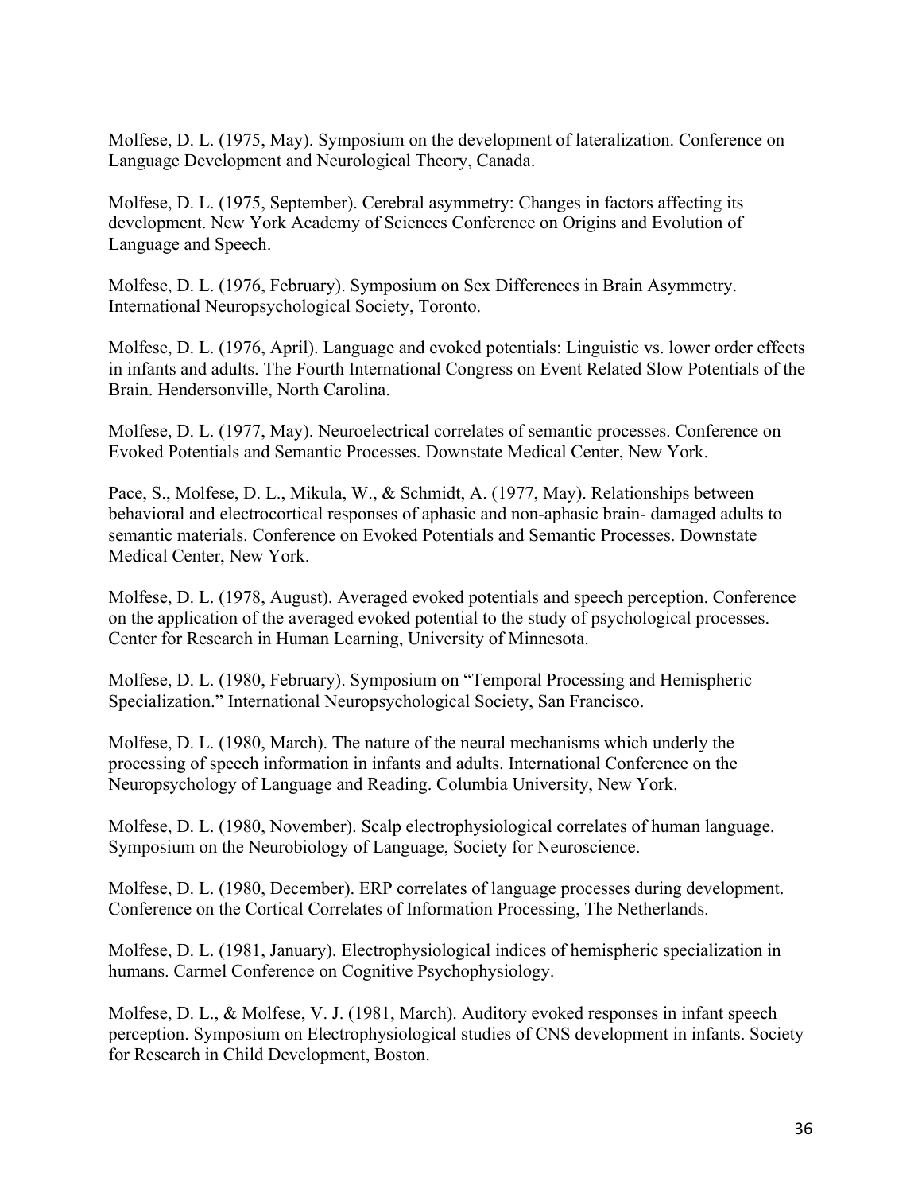Molfese, D. L. (1975, May). Symposium on the development of lateralization. Conference on Language Development and Neurological Theory, Canada.

Molfese, D. L. (1975, September). Cerebral asymmetry: Changes in factors affecting its development. New York Academy of Sciences Conference on Origins and Evolution of Language and Speech.

Molfese, D. L. (1976, February). Symposium on Sex Differences in Brain Asymmetry. International Neuropsychological Society, Toronto.

Molfese, D. L. (1976, April). Language and evoked potentials: Linguistic vs. lower order effects in infants and adults. The Fourth International Congress on Event Related Slow Potentials of the Brain. Hendersonville, North Carolina.

Molfese, D. L. (1977, May). Neuroelectrical correlates of semantic processes. Conference on Evoked Potentials and Semantic Processes. Downstate Medical Center, New York.

Pace, S., Molfese, D. L., Mikula, W., & Schmidt, A. (1977, May). Relationships between behavioral and electrocortical responses of aphasic and non-aphasic brain- damaged adults to semantic materials. Conference on Evoked Potentials and Semantic Processes. Downstate Medical Center, New York.

Molfese, D. L. (1978, August). Averaged evoked potentials and speech perception. Conference on the application of the averaged evoked potential to the study of psychological processes. Center for Research in Human Learning, University of Minnesota.

Molfese, D. L. (1980, February). Symposium on "Temporal Processing and Hemispheric Specialization." International Neuropsychological Society, San Francisco.

Molfese, D. L. (1980, March). The nature of the neural mechanisms which underly the processing of speech information in infants and adults. International Conference on the Neuropsychology of Language and Reading. Columbia University, New York.

Molfese, D. L. (1980, November). Scalp electrophysiological correlates of human language. Symposium on the Neurobiology of Language, Society for Neuroscience.

Molfese, D. L. (1980, December). ERP correlates of language processes during development. Conference on the Cortical Correlates of Information Processing, The Netherlands.

Molfese, D. L. (1981, January). Electrophysiological indices of hemispheric specialization in humans. Carmel Conference on Cognitive Psychophysiology.

Molfese, D. L., & Molfese, V. J. (1981, March). Auditory evoked responses in infant speech perception. Symposium on Electrophysiological studies of CNS development in infants. Society for Research in Child Development, Boston.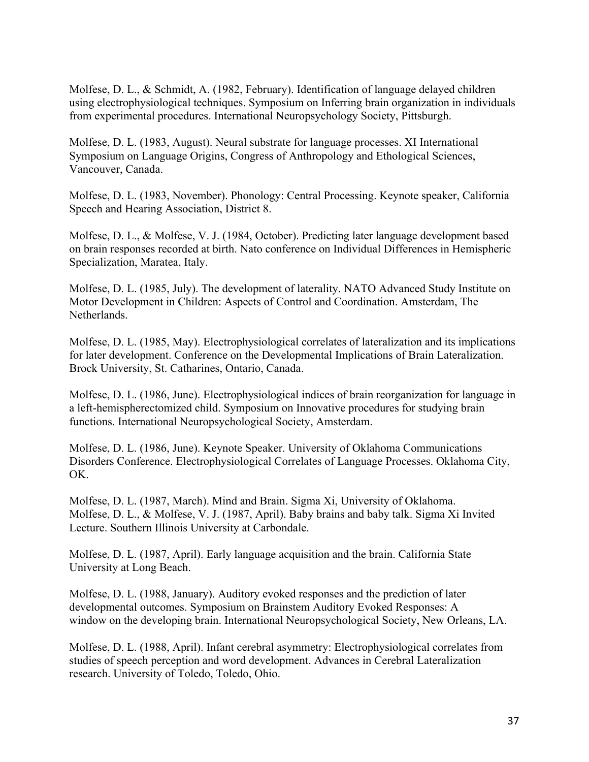Molfese, D. L., & Schmidt, A. (1982, February). Identification of language delayed children using electrophysiological techniques. Symposium on Inferring brain organization in individuals from experimental procedures. International Neuropsychology Society, Pittsburgh.

Molfese, D. L. (1983, August). Neural substrate for language processes. XI International Symposium on Language Origins, Congress of Anthropology and Ethological Sciences, Vancouver, Canada.

Molfese, D. L. (1983, November). Phonology: Central Processing. Keynote speaker, California Speech and Hearing Association, District 8.

Molfese, D. L., & Molfese, V. J. (1984, October). Predicting later language development based on brain responses recorded at birth. Nato conference on Individual Differences in Hemispheric Specialization, Maratea, Italy.

Molfese, D. L. (1985, July). The development of laterality. NATO Advanced Study Institute on Motor Development in Children: Aspects of Control and Coordination. Amsterdam, The Netherlands.

Molfese, D. L. (1985, May). Electrophysiological correlates of lateralization and its implications for later development. Conference on the Developmental Implications of Brain Lateralization. Brock University, St. Catharines, Ontario, Canada.

Molfese, D. L. (1986, June). Electrophysiological indices of brain reorganization for language in a left-hemispherectomized child. Symposium on Innovative procedures for studying brain functions. International Neuropsychological Society, Amsterdam.

Molfese, D. L. (1986, June). Keynote Speaker. University of Oklahoma Communications Disorders Conference. Electrophysiological Correlates of Language Processes. Oklahoma City, OK.

Molfese, D. L. (1987, March). Mind and Brain. Sigma Xi, University of Oklahoma.
Molfese, D. L., & Molfese, V. J. (1987, April). Baby brains and baby talk. Sigma Xi Invited Lecture. Southern Illinois University at Carbondale.

Molfese, D. L. (1987, April). Early language acquisition and the brain. California State University at Long Beach.

Molfese, D. L. (1988, January). Auditory evoked responses and the prediction of later developmental outcomes. Symposium on Brainstem Auditory Evoked Responses: A window on the developing brain. International Neuropsychological Society, New Orleans, LA.

Molfese, D. L. (1988, April). Infant cerebral asymmetry: Electrophysiological correlates from studies of speech perception and word development. Advances in Cerebral Lateralization research. University of Toledo, Toledo, Ohio.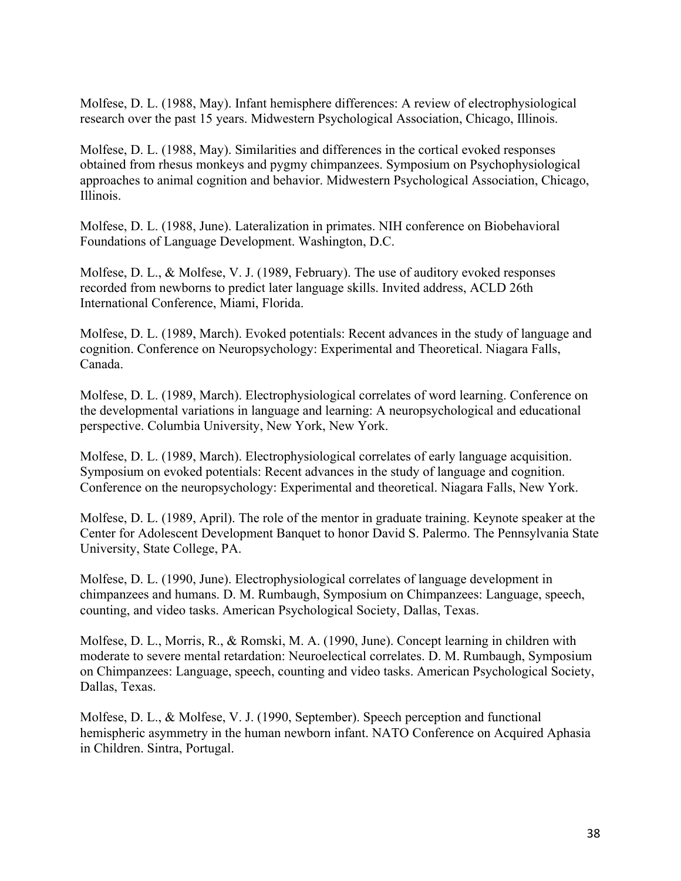Molfese, D. L. (1988, May). Infant hemisphere differences: A review of electrophysiological research over the past 15 years. Midwestern Psychological Association, Chicago, Illinois.

Molfese, D. L. (1988, May). Similarities and differences in the cortical evoked responses obtained from rhesus monkeys and pygmy chimpanzees. Symposium on Psychophysiological approaches to animal cognition and behavior. Midwestern Psychological Association, Chicago, Illinois.

Molfese, D. L. (1988, June). Lateralization in primates. NIH conference on Biobehavioral Foundations of Language Development. Washington, D.C.

Molfese, D. L., & Molfese, V. J. (1989, February). The use of auditory evoked responses recorded from newborns to predict later language skills. Invited address, ACLD 26th International Conference, Miami, Florida.

Molfese, D. L. (1989, March). Evoked potentials: Recent advances in the study of language and cognition. Conference on Neuropsychology: Experimental and Theoretical. Niagara Falls, Canada.

Molfese, D. L. (1989, March). Electrophysiological correlates of word learning. Conference on the developmental variations in language and learning: A neuropsychological and educational perspective. Columbia University, New York, New York.

Molfese, D. L. (1989, March). Electrophysiological correlates of early language acquisition. Symposium on evoked potentials: Recent advances in the study of language and cognition. Conference on the neuropsychology: Experimental and theoretical. Niagara Falls, New York.

Molfese, D. L. (1989, April). The role of the mentor in graduate training. Keynote speaker at the Center for Adolescent Development Banquet to honor David S. Palermo. The Pennsylvania State University, State College, PA.

Molfese, D. L. (1990, June). Electrophysiological correlates of language development in chimpanzees and humans. D. M. Rumbaugh, Symposium on Chimpanzees: Language, speech, counting, and video tasks. American Psychological Society, Dallas, Texas.

Molfese, D. L., Morris, R., & Romski, M. A. (1990, June). Concept learning in children with moderate to severe mental retardation: Neuroelectical correlates. D. M. Rumbaugh, Symposium on Chimpanzees: Language, speech, counting and video tasks. American Psychological Society, Dallas, Texas.

Molfese, D. L., & Molfese, V. J. (1990, September). Speech perception and functional hemispheric asymmetry in the human newborn infant. NATO Conference on Acquired Aphasia in Children. Sintra, Portugal.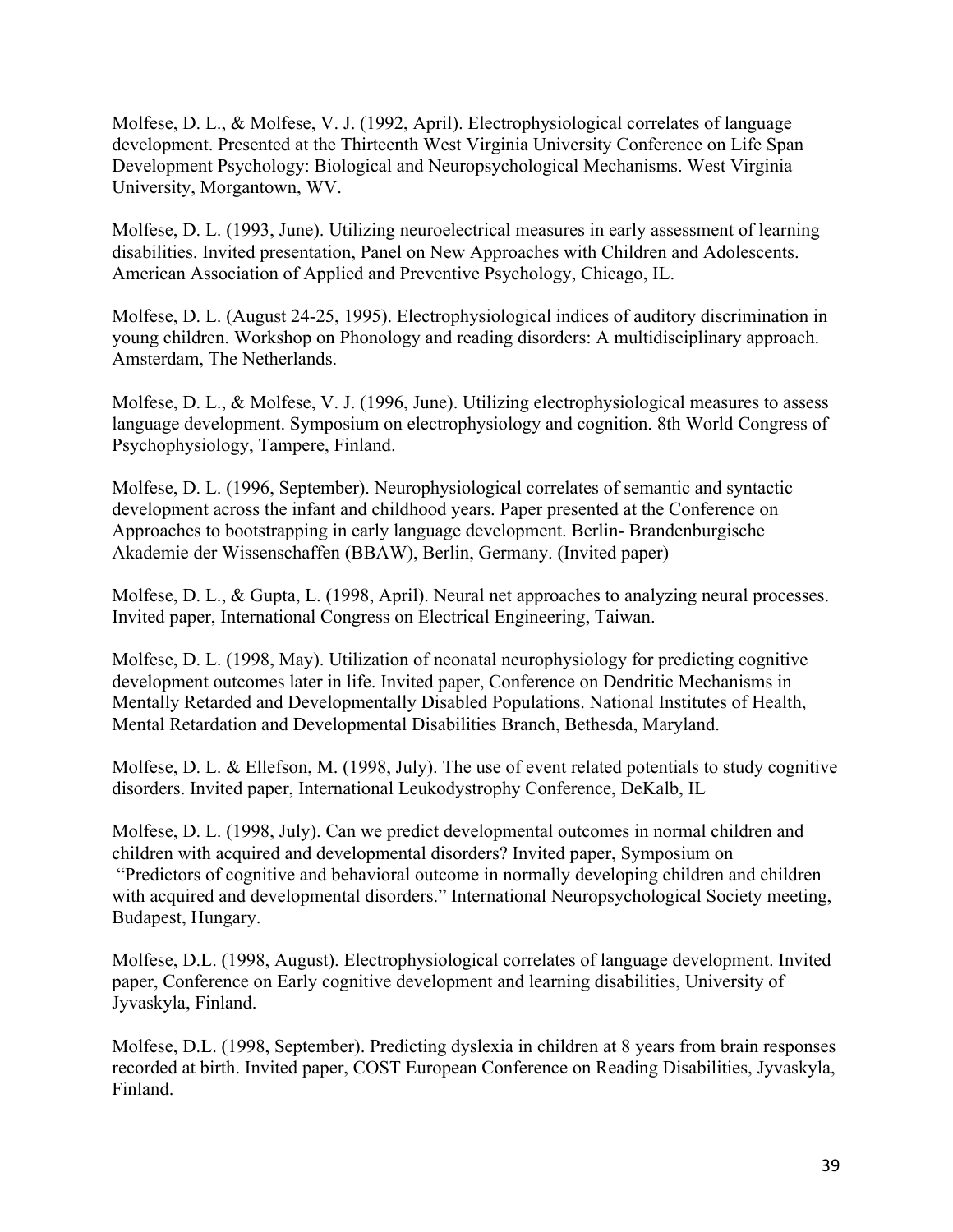Molfese, D. L., & Molfese, V. J. (1992, April). Electrophysiological correlates of language development. Presented at the Thirteenth West Virginia University Conference on Life Span Development Psychology: Biological and Neuropsychological Mechanisms. West Virginia University, Morgantown, WV.

Molfese, D. L. (1993, June). Utilizing neuroelectrical measures in early assessment of learning disabilities. Invited presentation, Panel on New Approaches with Children and Adolescents. American Association of Applied and Preventive Psychology, Chicago, IL.

Molfese, D. L. (August 24-25, 1995). Electrophysiological indices of auditory discrimination in young children. Workshop on Phonology and reading disorders: A multidisciplinary approach. Amsterdam, The Netherlands.

Molfese, D. L., & Molfese, V. J. (1996, June). Utilizing electrophysiological measures to assess language development. Symposium on electrophysiology and cognition. 8th World Congress of Psychophysiology, Tampere, Finland.

Molfese, D. L. (1996, September). Neurophysiological correlates of semantic and syntactic development across the infant and childhood years. Paper presented at the Conference on Approaches to bootstrapping in early language development. Berlin- Brandenburgische Akademie der Wissenschaffen (BBAW), Berlin, Germany. (Invited paper)

Molfese, D. L., & Gupta, L. (1998, April). Neural net approaches to analyzing neural processes. Invited paper, International Congress on Electrical Engineering, Taiwan.

Molfese, D. L. (1998, May). Utilization of neonatal neurophysiology for predicting cognitive development outcomes later in life. Invited paper, Conference on Dendritic Mechanisms in Mentally Retarded and Developmentally Disabled Populations. National Institutes of Health, Mental Retardation and Developmental Disabilities Branch, Bethesda, Maryland.

Molfese, D. L. & Ellefson, M. (1998, July). The use of event related potentials to study cognitive disorders. Invited paper, International Leukodystrophy Conference, DeKalb, IL

Molfese, D. L. (1998, July). Can we predict developmental outcomes in normal children and children with acquired and developmental disorders? Invited paper, Symposium on "Predictors of cognitive and behavioral outcome in normally developing children and children with acquired and developmental disorders." International Neuropsychological Society meeting, Budapest, Hungary.

Molfese, D.L. (1998, August). Electrophysiological correlates of language development. Invited paper, Conference on Early cognitive development and learning disabilities, University of Jyvaskyla, Finland.

Molfese, D.L. (1998, September). Predicting dyslexia in children at 8 years from brain responses recorded at birth. Invited paper, COST European Conference on Reading Disabilities, Jyvaskyla, Finland.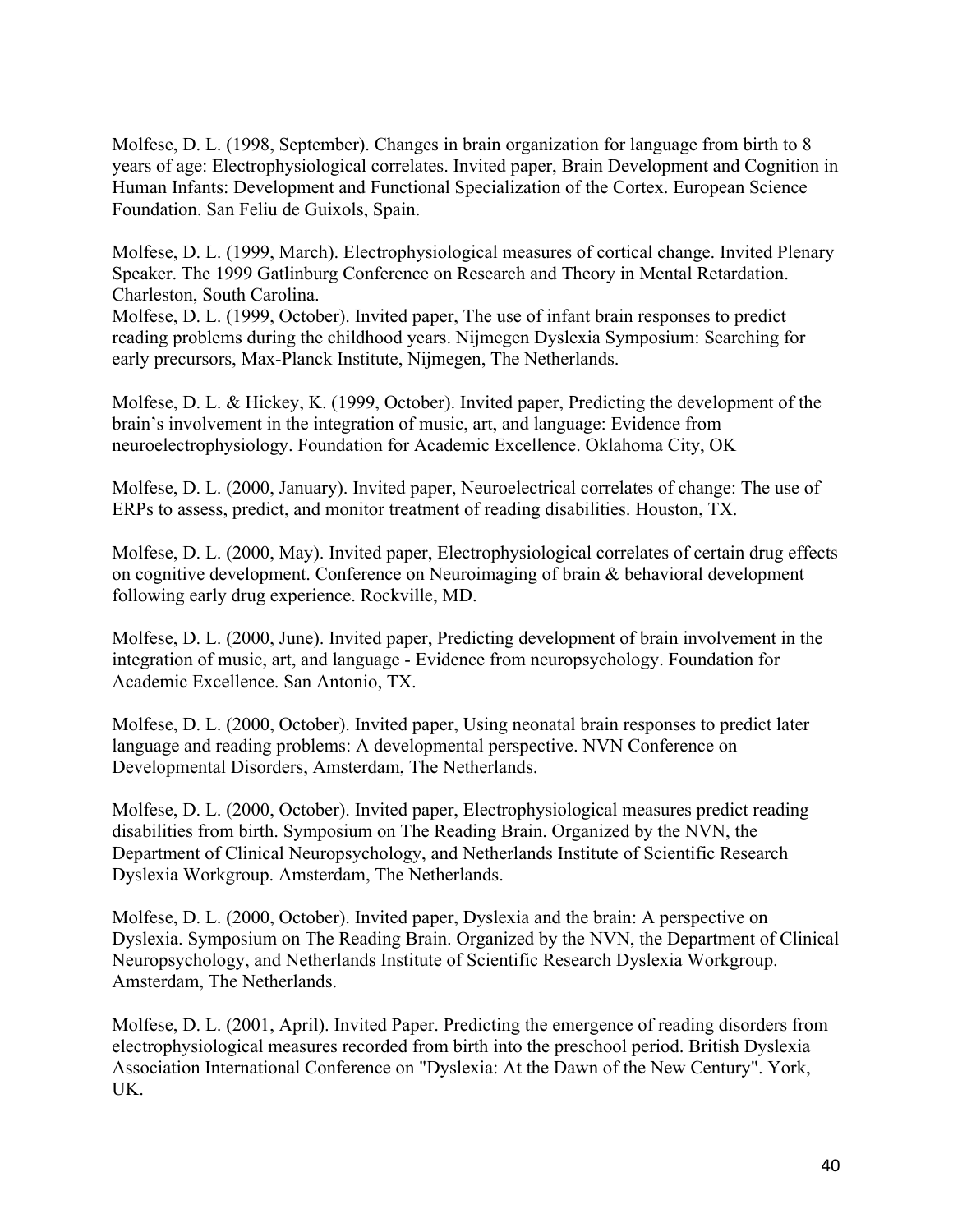Molfese, D. L. (1998, September). Changes in brain organization for language from birth to 8 years of age: Electrophysiological correlates. Invited paper, Brain Development and Cognition in Human Infants: Development and Functional Specialization of the Cortex. European Science Foundation. San Feliu de Guixols, Spain.

Molfese, D. L. (1999, March). Electrophysiological measures of cortical change. Invited Plenary Speaker. The 1999 Gatlinburg Conference on Research and Theory in Mental Retardation. Charleston, South Carolina.

Molfese, D. L. (1999, October). Invited paper, The use of infant brain responses to predict reading problems during the childhood years. Nijmegen Dyslexia Symposium: Searching for early precursors, Max-Planck Institute, Nijmegen, The Netherlands.

Molfese, D. L. & Hickey, K. (1999, October). Invited paper, Predicting the development of the brain's involvement in the integration of music, art, and language: Evidence from neuroelectrophysiology. Foundation for Academic Excellence. Oklahoma City, OK

Molfese, D. L. (2000, January). Invited paper, Neuroelectrical correlates of change: The use of ERPs to assess, predict, and monitor treatment of reading disabilities. Houston, TX.

Molfese, D. L. (2000, May). Invited paper, Electrophysiological correlates of certain drug effects on cognitive development. Conference on Neuroimaging of brain & behavioral development following early drug experience. Rockville, MD.

Molfese, D. L. (2000, June). Invited paper, Predicting development of brain involvement in the integration of music, art, and language - Evidence from neuropsychology. Foundation for Academic Excellence. San Antonio, TX.

Molfese, D. L. (2000, October). Invited paper, Using neonatal brain responses to predict later language and reading problems: A developmental perspective. NVN Conference on Developmental Disorders, Amsterdam, The Netherlands.

Molfese, D. L. (2000, October). Invited paper, Electrophysiological measures predict reading disabilities from birth. Symposium on The Reading Brain. Organized by the NVN, the Department of Clinical Neuropsychology, and Netherlands Institute of Scientific Research Dyslexia Workgroup. Amsterdam, The Netherlands.

Molfese, D. L. (2000, October). Invited paper, Dyslexia and the brain: A perspective on Dyslexia. Symposium on The Reading Brain. Organized by the NVN, the Department of Clinical Neuropsychology, and Netherlands Institute of Scientific Research Dyslexia Workgroup. Amsterdam, The Netherlands.

Molfese, D. L. (2001, April). Invited Paper. Predicting the emergence of reading disorders from electrophysiological measures recorded from birth into the preschool period. British Dyslexia Association International Conference on "Dyslexia: At the Dawn of the New Century". York, UK.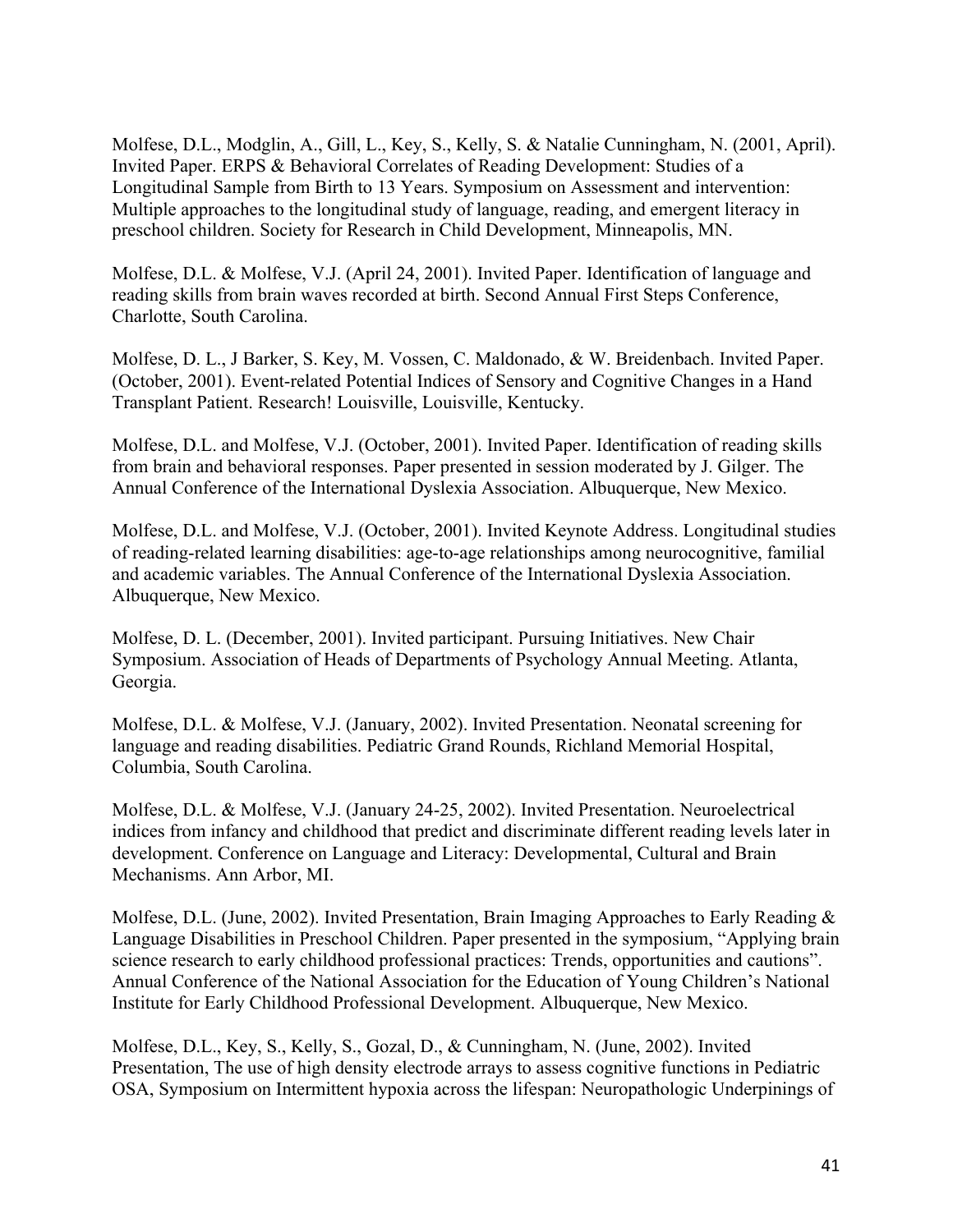Molfese, D.L., Modglin, A., Gill, L., Key, S., Kelly, S. & Natalie Cunningham, N. (2001, April). Invited Paper. ERPS & Behavioral Correlates of Reading Development: Studies of a Longitudinal Sample from Birth to 13 Years. Symposium on Assessment and intervention: Multiple approaches to the longitudinal study of language, reading, and emergent literacy in preschool children. Society for Research in Child Development, Minneapolis, MN.

Molfese, D.L. & Molfese, V.J. (April 24, 2001). Invited Paper. Identification of language and reading skills from brain waves recorded at birth. Second Annual First Steps Conference, Charlotte, South Carolina.

Molfese, D. L., J Barker, S. Key, M. Vossen, C. Maldonado, & W. Breidenbach. Invited Paper. (October, 2001). Event-related Potential Indices of Sensory and Cognitive Changes in a Hand Transplant Patient. Research! Louisville, Louisville, Kentucky.

Molfese, D.L. and Molfese, V.J. (October, 2001). Invited Paper. Identification of reading skills from brain and behavioral responses. Paper presented in session moderated by J. Gilger. The Annual Conference of the International Dyslexia Association. Albuquerque, New Mexico.

Molfese, D.L. and Molfese, V.J. (October, 2001). Invited Keynote Address. Longitudinal studies of reading-related learning disabilities: age-to-age relationships among neurocognitive, familial and academic variables. The Annual Conference of the International Dyslexia Association. Albuquerque, New Mexico.

Molfese, D. L. (December, 2001). Invited participant. Pursuing Initiatives. New Chair Symposium. Association of Heads of Departments of Psychology Annual Meeting. Atlanta, Georgia.

Molfese, D.L. & Molfese, V.J. (January, 2002). Invited Presentation. Neonatal screening for language and reading disabilities. Pediatric Grand Rounds, Richland Memorial Hospital, Columbia, South Carolina.

Molfese, D.L. & Molfese, V.J. (January 24-25, 2002). Invited Presentation. Neuroelectrical indices from infancy and childhood that predict and discriminate different reading levels later in development. Conference on Language and Literacy: Developmental, Cultural and Brain Mechanisms. Ann Arbor, MI.

Molfese, D.L. (June, 2002). Invited Presentation, Brain Imaging Approaches to Early Reading & Language Disabilities in Preschool Children. Paper presented in the symposium, "Applying brain science research to early childhood professional practices: Trends, opportunities and cautions". Annual Conference of the National Association for the Education of Young Children's National Institute for Early Childhood Professional Development. Albuquerque, New Mexico.

Molfese, D.L., Key, S., Kelly, S., Gozal, D., & Cunningham, N. (June, 2002). Invited Presentation, The use of high density electrode arrays to assess cognitive functions in Pediatric OSA, Symposium on Intermittent hypoxia across the lifespan: Neuropathologic Underpinings of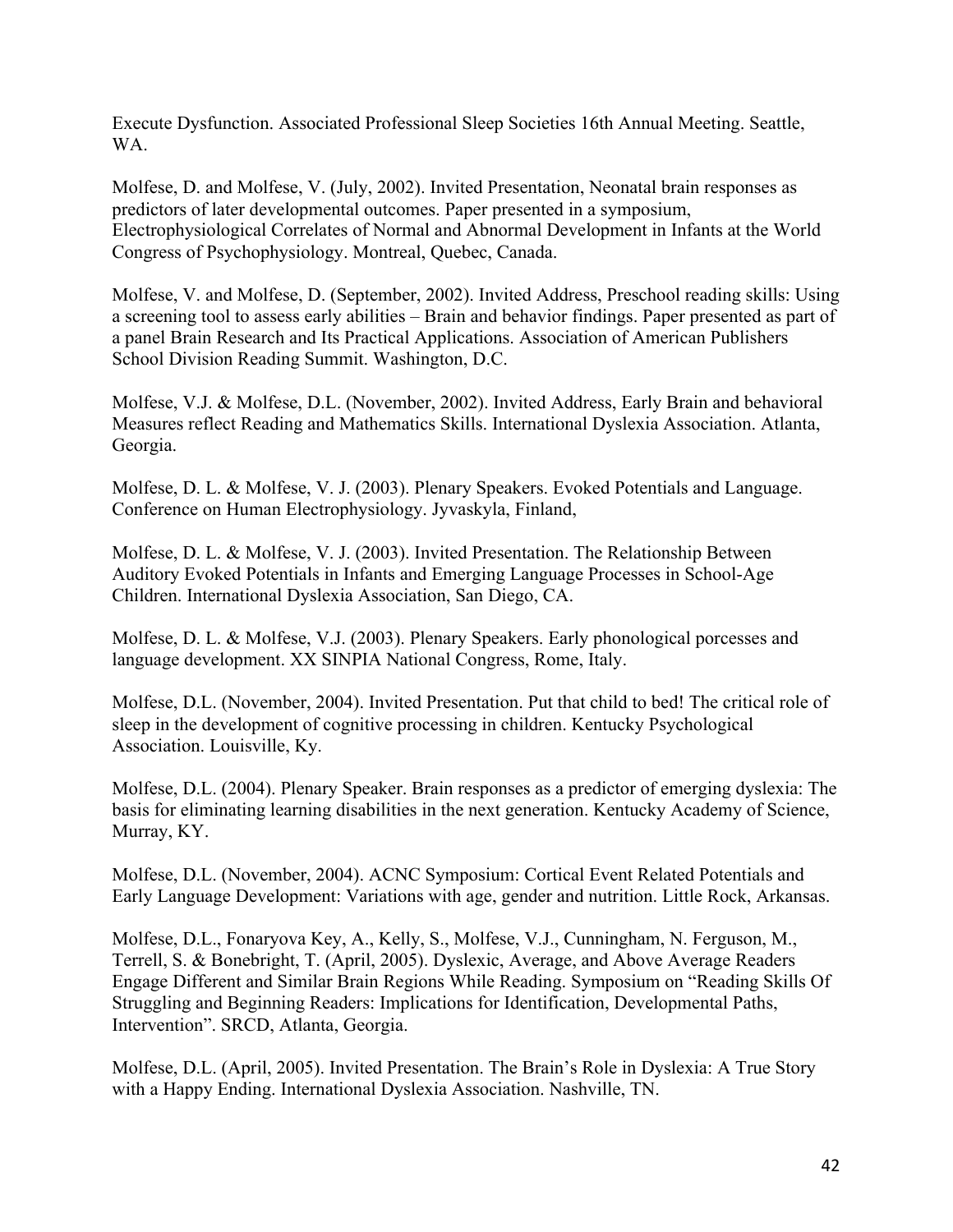Execute Dysfunction. Associated Professional Sleep Societies 16th Annual Meeting. Seattle, WA.

Molfese, D. and Molfese, V. (July, 2002). Invited Presentation, Neonatal brain responses as predictors of later developmental outcomes. Paper presented in a symposium, Electrophysiological Correlates of Normal and Abnormal Development in Infants at the World Congress of Psychophysiology. Montreal, Quebec, Canada.

Molfese, V. and Molfese, D. (September, 2002). Invited Address, Preschool reading skills: Using a screening tool to assess early abilities – Brain and behavior findings. Paper presented as part of a panel Brain Research and Its Practical Applications. Association of American Publishers School Division Reading Summit. Washington, D.C.

Molfese, V.J. & Molfese, D.L. (November, 2002). Invited Address, Early Brain and behavioral Measures reflect Reading and Mathematics Skills. International Dyslexia Association. Atlanta, Georgia.

Molfese, D. L. & Molfese, V. J. (2003). Plenary Speakers. Evoked Potentials and Language. Conference on Human Electrophysiology. Jyvaskyla, Finland,

Molfese, D. L. & Molfese, V. J. (2003). Invited Presentation. The Relationship Between Auditory Evoked Potentials in Infants and Emerging Language Processes in School-Age Children. International Dyslexia Association, San Diego, CA.

Molfese, D. L. & Molfese, V.J. (2003). Plenary Speakers. Early phonological porcesses and language development. XX SINPIA National Congress, Rome, Italy.

Molfese, D.L. (November, 2004). Invited Presentation. Put that child to bed! The critical role of sleep in the development of cognitive processing in children. Kentucky Psychological Association. Louisville, Ky.

Molfese, D.L. (2004). Plenary Speaker. Brain responses as a predictor of emerging dyslexia: The basis for eliminating learning disabilities in the next generation. Kentucky Academy of Science, Murray, KY.

Molfese, D.L. (November, 2004). ACNC Symposium: Cortical Event Related Potentials and Early Language Development: Variations with age, gender and nutrition. Little Rock, Arkansas.

Molfese, D.L., Fonaryova Key, A., Kelly, S., Molfese, V.J., Cunningham, N. Ferguson, M., Terrell, S. & Bonebright, T. (April, 2005). Dyslexic, Average, and Above Average Readers Engage Different and Similar Brain Regions While Reading. Symposium on "Reading Skills Of Struggling and Beginning Readers: Implications for Identification, Developmental Paths, Intervention". SRCD, Atlanta, Georgia.

Molfese, D.L. (April, 2005). Invited Presentation. The Brain's Role in Dyslexia: A True Story with a Happy Ending. International Dyslexia Association. Nashville, TN.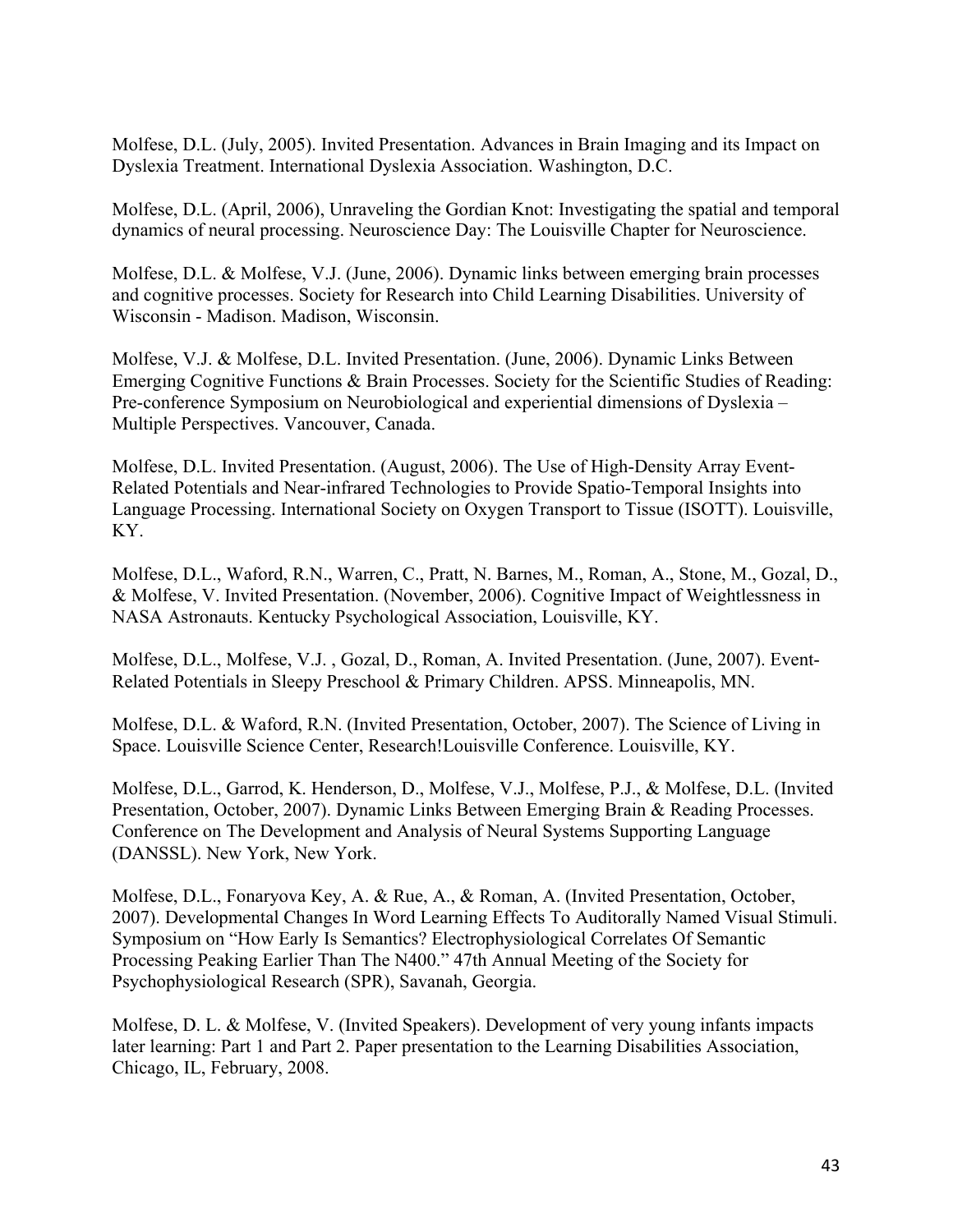Molfese, D.L. (July, 2005). Invited Presentation. Advances in Brain Imaging and its Impact on Dyslexia Treatment. International Dyslexia Association. Washington, D.C.

Molfese, D.L. (April, 2006), Unraveling the Gordian Knot: Investigating the spatial and temporal dynamics of neural processing. Neuroscience Day: The Louisville Chapter for Neuroscience.

Molfese, D.L. & Molfese, V.J. (June, 2006). Dynamic links between emerging brain processes and cognitive processes. Society for Research into Child Learning Disabilities. University of Wisconsin - Madison. Madison, Wisconsin.

Molfese, V.J. & Molfese, D.L. Invited Presentation. (June, 2006). Dynamic Links Between Emerging Cognitive Functions & Brain Processes. Society for the Scientific Studies of Reading: Pre-conference Symposium on Neurobiological and experiential dimensions of Dyslexia – Multiple Perspectives. Vancouver, Canada.

Molfese, D.L. Invited Presentation. (August, 2006). The Use of High-Density Array Event-Related Potentials and Near-infrared Technologies to Provide Spatio-Temporal Insights into Language Processing. International Society on Oxygen Transport to Tissue (ISOTT). Louisville, KY.

Molfese, D.L., Waford, R.N., Warren, C., Pratt, N. Barnes, M., Roman, A., Stone, M., Gozal, D., & Molfese, V. Invited Presentation. (November, 2006). Cognitive Impact of Weightlessness in NASA Astronauts. Kentucky Psychological Association, Louisville, KY.

Molfese, D.L., Molfese, V.J. , Gozal, D., Roman, A. Invited Presentation. (June, 2007). Event-Related Potentials in Sleepy Preschool & Primary Children. APSS. Minneapolis, MN.

Molfese, D.L. & Waford, R.N. (Invited Presentation, October, 2007). The Science of Living in Space. Louisville Science Center, Research!Louisville Conference. Louisville, KY.

Molfese, D.L., Garrod, K. Henderson, D., Molfese, V.J., Molfese, P.J., & Molfese, D.L. (Invited Presentation, October, 2007). Dynamic Links Between Emerging Brain & Reading Processes. Conference on The Development and Analysis of Neural Systems Supporting Language (DANSSL). New York, New York.

Molfese, D.L., Fonaryova Key, A. & Rue, A., & Roman, A. (Invited Presentation, October, 2007). Developmental Changes In Word Learning Effects To Auditorally Named Visual Stimuli. Symposium on "How Early Is Semantics? Electrophysiological Correlates Of Semantic Processing Peaking Earlier Than The N400." 47th Annual Meeting of the Society for Psychophysiological Research (SPR), Savanah, Georgia.

Molfese, D. L. & Molfese, V. (Invited Speakers). Development of very young infants impacts later learning: Part 1 and Part 2. Paper presentation to the Learning Disabilities Association, Chicago, IL, February, 2008.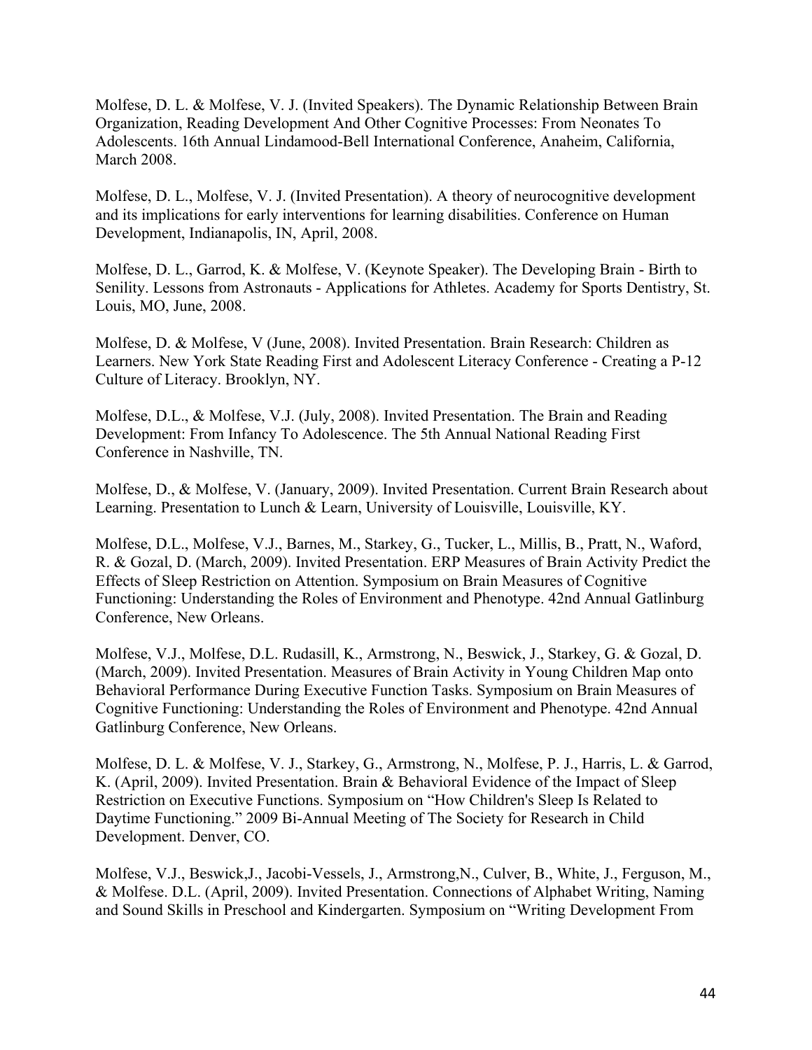Molfese, D. L. & Molfese, V. J. (Invited Speakers). The Dynamic Relationship Between Brain Organization, Reading Development And Other Cognitive Processes: From Neonates To Adolescents. 16th Annual Lindamood-Bell International Conference, Anaheim, California, March 2008.

Molfese, D. L., Molfese, V. J. (Invited Presentation). A theory of neurocognitive development and its implications for early interventions for learning disabilities. Conference on Human Development, Indianapolis, IN, April, 2008.

Molfese, D. L., Garrod, K. & Molfese, V. (Keynote Speaker). The Developing Brain - Birth to Senility. Lessons from Astronauts - Applications for Athletes. Academy for Sports Dentistry, St. Louis, MO, June, 2008.

Molfese, D. & Molfese, V (June, 2008). Invited Presentation. Brain Research: Children as Learners. New York State Reading First and Adolescent Literacy Conference - Creating a P-12 Culture of Literacy. Brooklyn, NY.

Molfese, D.L., & Molfese, V.J. (July, 2008). Invited Presentation. The Brain and Reading Development: From Infancy To Adolescence. The 5th Annual National Reading First Conference in Nashville, TN.

Molfese, D., & Molfese, V. (January, 2009). Invited Presentation. Current Brain Research about Learning. Presentation to Lunch & Learn, University of Louisville, Louisville, KY.

Molfese, D.L., Molfese, V.J., Barnes, M., Starkey, G., Tucker, L., Millis, B., Pratt, N., Waford, R. & Gozal, D. (March, 2009). Invited Presentation. ERP Measures of Brain Activity Predict the Effects of Sleep Restriction on Attention. Symposium on Brain Measures of Cognitive Functioning: Understanding the Roles of Environment and Phenotype. 42nd Annual Gatlinburg Conference, New Orleans.

Molfese, V.J., Molfese, D.L. Rudasill, K., Armstrong, N., Beswick, J., Starkey, G. & Gozal, D. (March, 2009). Invited Presentation. Measures of Brain Activity in Young Children Map onto Behavioral Performance During Executive Function Tasks. Symposium on Brain Measures of Cognitive Functioning: Understanding the Roles of Environment and Phenotype. 42nd Annual Gatlinburg Conference, New Orleans.

Molfese, D. L. & Molfese, V. J., Starkey, G., Armstrong, N., Molfese, P. J., Harris, L. & Garrod, K. (April, 2009). Invited Presentation. Brain & Behavioral Evidence of the Impact of Sleep Restriction on Executive Functions. Symposium on "How Children's Sleep Is Related to Daytime Functioning." 2009 Bi-Annual Meeting of The Society for Research in Child Development. Denver, CO.

Molfese, V.J., Beswick,J., Jacobi-Vessels, J., Armstrong,N., Culver, B., White, J., Ferguson, M., & Molfese. D.L. (April, 2009). Invited Presentation. Connections of Alphabet Writing, Naming and Sound Skills in Preschool and Kindergarten. Symposium on "Writing Development From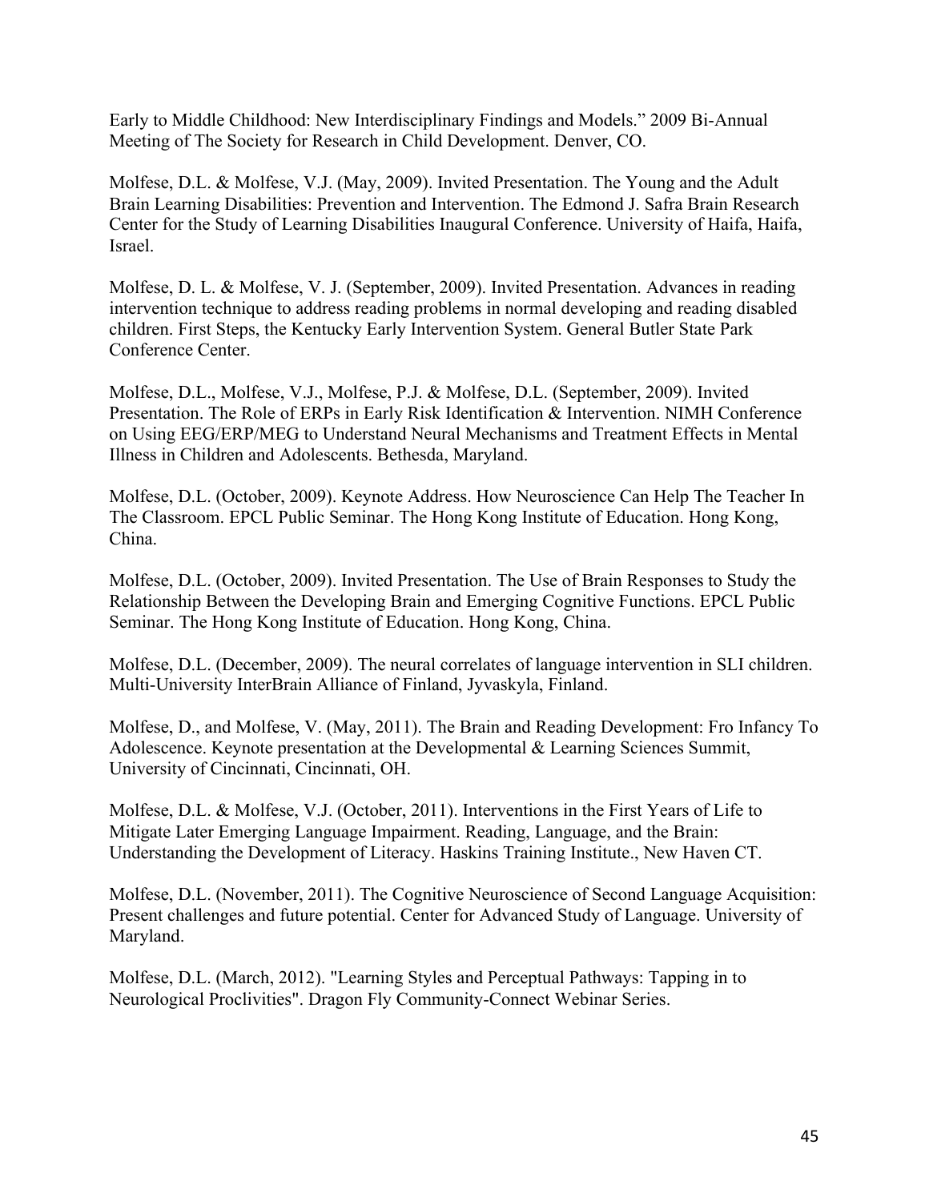Early to Middle Childhood: New Interdisciplinary Findings and Models." 2009 Bi-Annual Meeting of The Society for Research in Child Development. Denver, CO.

Molfese, D.L. & Molfese, V.J. (May, 2009). Invited Presentation. The Young and the Adult Brain Learning Disabilities: Prevention and Intervention. The Edmond J. Safra Brain Research Center for the Study of Learning Disabilities Inaugural Conference. University of Haifa, Haifa, Israel.

Molfese, D. L. & Molfese, V. J. (September, 2009). Invited Presentation. Advances in reading intervention technique to address reading problems in normal developing and reading disabled children. First Steps, the Kentucky Early Intervention System. General Butler State Park Conference Center.

Molfese, D.L., Molfese, V.J., Molfese, P.J. & Molfese, D.L. (September, 2009). Invited Presentation. The Role of ERPs in Early Risk Identification & Intervention. NIMH Conference on Using EEG/ERP/MEG to Understand Neural Mechanisms and Treatment Effects in Mental Illness in Children and Adolescents. Bethesda, Maryland.

Molfese, D.L. (October, 2009). Keynote Address. How Neuroscience Can Help The Teacher In The Classroom. EPCL Public Seminar. The Hong Kong Institute of Education. Hong Kong, China.

Molfese, D.L. (October, 2009). Invited Presentation. The Use of Brain Responses to Study the Relationship Between the Developing Brain and Emerging Cognitive Functions. EPCL Public Seminar. The Hong Kong Institute of Education. Hong Kong, China.

Molfese, D.L. (December, 2009). The neural correlates of language intervention in SLI children. Multi-University InterBrain Alliance of Finland, Jyvaskyla, Finland.

Molfese, D., and Molfese, V. (May, 2011). The Brain and Reading Development: Fro Infancy To Adolescence. Keynote presentation at the Developmental & Learning Sciences Summit, University of Cincinnati, Cincinnati, OH.

Molfese, D.L. & Molfese, V.J. (October, 2011). Interventions in the First Years of Life to Mitigate Later Emerging Language Impairment. Reading, Language, and the Brain: Understanding the Development of Literacy. Haskins Training Institute., New Haven CT.

Molfese, D.L. (November, 2011). The Cognitive Neuroscience of Second Language Acquisition: Present challenges and future potential. Center for Advanced Study of Language. University of Maryland.

Molfese, D.L. (March, 2012). "Learning Styles and Perceptual Pathways: Tapping in to Neurological Proclivities". Dragon Fly Community-Connect Webinar Series.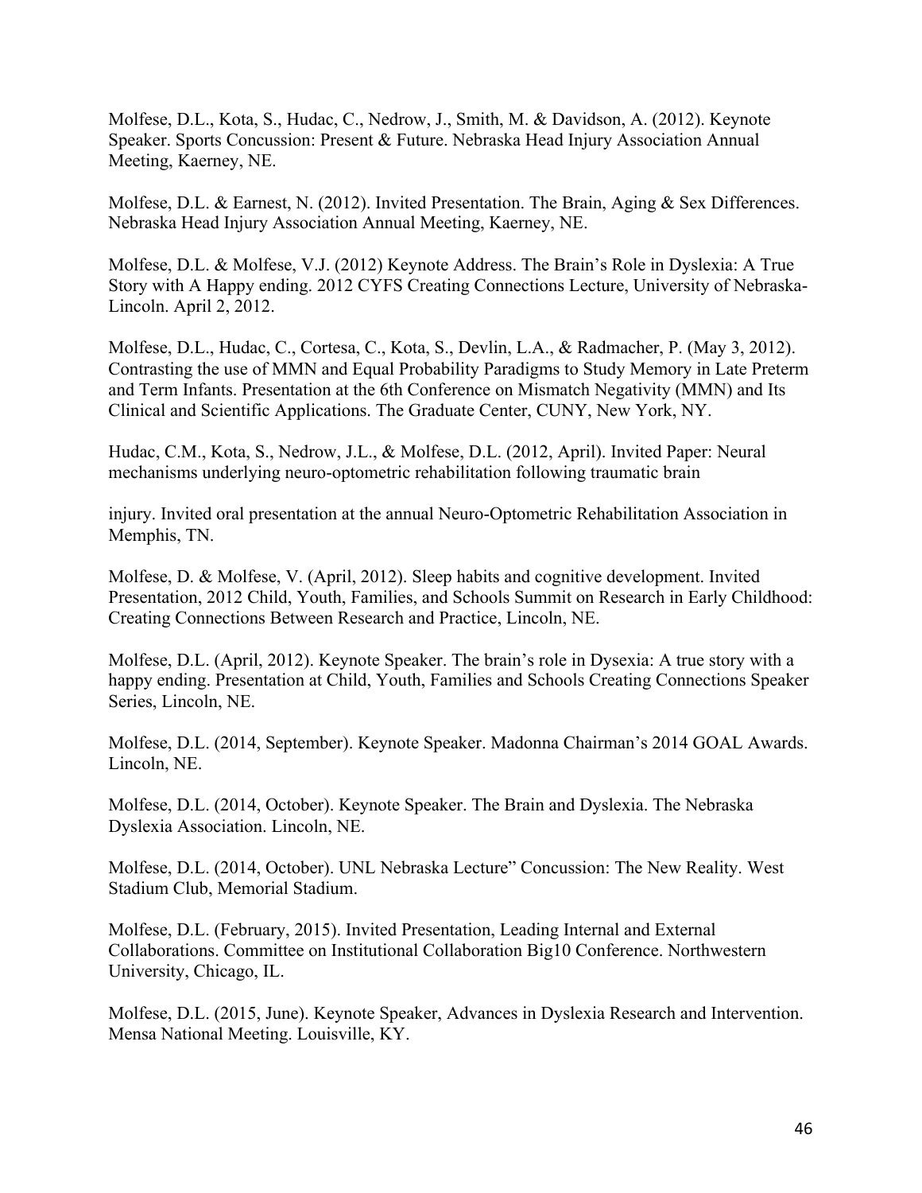Molfese, D.L., Kota, S., Hudac, C., Nedrow, J., Smith, M. & Davidson, A. (2012). Keynote Speaker. Sports Concussion: Present & Future. Nebraska Head Injury Association Annual Meeting, Kaerney, NE.

Molfese, D.L. & Earnest, N. (2012). Invited Presentation. The Brain, Aging & Sex Differences. Nebraska Head Injury Association Annual Meeting, Kaerney, NE.

Molfese, D.L. & Molfese, V.J. (2012) Keynote Address. The Brain's Role in Dyslexia: A True Story with A Happy ending. 2012 CYFS Creating Connections Lecture, University of Nebraska-Lincoln. April 2, 2012.

Molfese, D.L., Hudac, C., Cortesa, C., Kota, S., Devlin, L.A., & Radmacher, P. (May 3, 2012). Contrasting the use of MMN and Equal Probability Paradigms to Study Memory in Late Preterm and Term Infants. Presentation at the 6th Conference on Mismatch Negativity (MMN) and Its Clinical and Scientific Applications. The Graduate Center, CUNY, New York, NY.

Hudac, C.M., Kota, S., Nedrow, J.L., & Molfese, D.L. (2012, April). Invited Paper: Neural mechanisms underlying neuro-optometric rehabilitation following traumatic brain injury. Invited oral presentation at the annual Neuro-Optometric Rehabilitation Association in Memphis, TN.

Molfese, D. & Molfese, V. (April, 2012). Sleep habits and cognitive development. Invited Presentation, 2012 Child, Youth, Families, and Schools Summit on Research in Early Childhood: Creating Connections Between Research and Practice, Lincoln, NE.

Molfese, D.L. (April, 2012). Keynote Speaker. The brain's role in Dysexia: A true story with a happy ending. Presentation at Child, Youth, Families and Schools Creating Connections Speaker Series, Lincoln, NE.

Molfese, D.L. (2014, September). Keynote Speaker. Madonna Chairman's 2014 GOAL Awards. Lincoln, NE.

Molfese, D.L. (2014, October). Keynote Speaker. The Brain and Dyslexia. The Nebraska Dyslexia Association. Lincoln, NE.

Molfese, D.L. (2014, October). UNL Nebraska Lecture" Concussion: The New Reality. West Stadium Club, Memorial Stadium.

Molfese, D.L. (February, 2015). Invited Presentation, Leading Internal and External Collaborations. Committee on Institutional Collaboration Big10 Conference. Northwestern University, Chicago, IL.

Molfese, D.L. (2015, June). Keynote Speaker, Advances in Dyslexia Research and Intervention. Mensa National Meeting. Louisville, KY.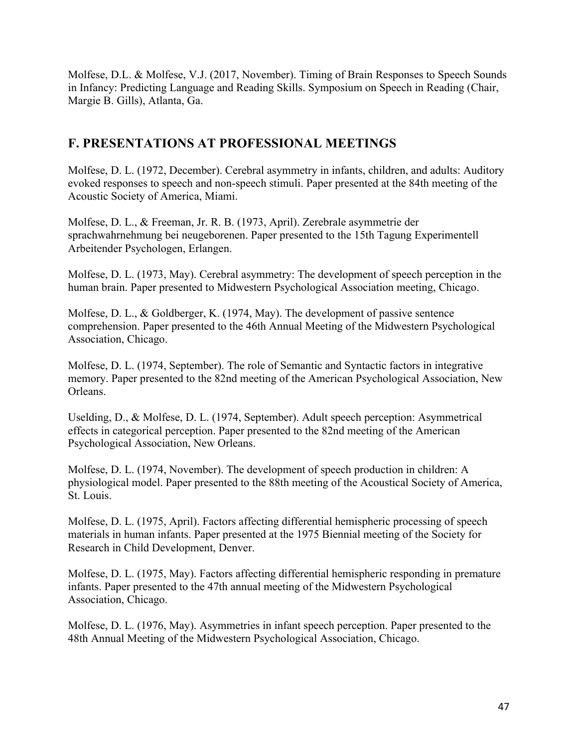Molfese, D.L. & Molfese, V.J. (2017, November). Timing of Brain Responses to Speech Sounds in Infancy: Predicting Language and Reading Skills. Symposium on Speech in Reading (Chair, Margie B. Gills), Atlanta, Ga.

## F. PRESENTATIONS AT PROFESSIONAL MEETINGS

Molfese, D. L. (1972, December). Cerebral asymmetry in infants, children, and adults: Auditory evoked responses to speech and non-speech stimuli. Paper presented at the 84th meeting of the Acoustic Society of America, Miami.

Molfese, D. L., & Freeman, Jr. R. B. (1973, April). Zerebrale asymmetrie der sprachwahrnehmung bei neugeborenen. Paper presented to the 15th Tagung Experimentell Arbeitender Psychologen, Erlangen.

Molfese, D. L. (1973, May). Cerebral asymmetry: The development of speech perception in the human brain. Paper presented to Midwestern Psychological Association meeting, Chicago.

Molfese, D. L., & Goldberger, K. (1974, May). The development of passive sentence comprehension. Paper presented to the 46th Annual Meeting of the Midwestern Psychological Association, Chicago.

Molfese, D. L. (1974, September). The role of Semantic and Syntactic factors in integrative memory. Paper presented to the 82nd meeting of the American Psychological Association, New Orleans.

Uselding, D., & Molfese, D. L. (1974, September). Adult speech perception: Asymmetrical effects in categorical perception. Paper presented to the 82nd meeting of the American Psychological Association, New Orleans.

Molfese, D. L. (1974, November). The development of speech production in children: A physiological model. Paper presented to the 88th meeting of the Acoustical Society of America, St. Louis.

Molfese, D. L. (1975, April). Factors affecting differential hemispheric processing of speech materials in human infants. Paper presented at the 1975 Biennial meeting of the Society for Research in Child Development, Denver.

Molfese, D. L. (1975, May). Factors affecting differential hemispheric responding in premature infants. Paper presented to the 47th annual meeting of the Midwestern Psychological Association, Chicago.

Molfese, D. L. (1976, May). Asymmetries in infant speech perception. Paper presented to the 48th Annual Meeting of the Midwestern Psychological Association, Chicago.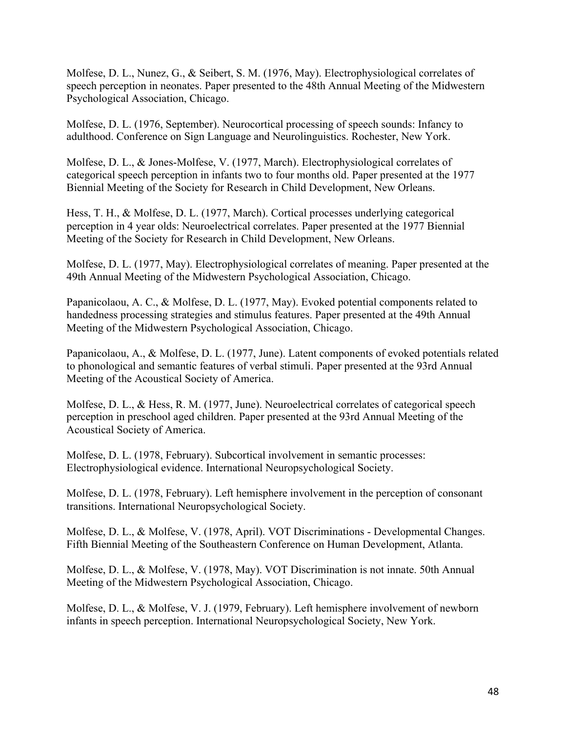Molfese, D. L., Nunez, G., & Seibert, S. M. (1976, May). Electrophysiological correlates of speech perception in neonates. Paper presented to the 48th Annual Meeting of the Midwestern Psychological Association, Chicago.

Molfese, D. L. (1976, September). Neurocortical processing of speech sounds: Infancy to adulthood. Conference on Sign Language and Neurolinguistics. Rochester, New York.

Molfese, D. L., & Jones-Molfese, V. (1977, March). Electrophysiological correlates of categorical speech perception in infants two to four months old. Paper presented at the 1977 Biennial Meeting of the Society for Research in Child Development, New Orleans.

Hess, T. H., & Molfese, D. L. (1977, March). Cortical processes underlying categorical perception in 4 year olds: Neuroelectrical correlates. Paper presented at the 1977 Biennial Meeting of the Society for Research in Child Development, New Orleans.

Molfese, D. L. (1977, May). Electrophysiological correlates of meaning. Paper presented at the 49th Annual Meeting of the Midwestern Psychological Association, Chicago.

Papanicolaou, A. C., & Molfese, D. L. (1977, May). Evoked potential components related to handedness processing strategies and stimulus features. Paper presented at the 49th Annual Meeting of the Midwestern Psychological Association, Chicago.

Papanicolaou, A., & Molfese, D. L. (1977, June). Latent components of evoked potentials related to phonological and semantic features of verbal stimuli. Paper presented at the 93rd Annual Meeting of the Acoustical Society of America.

Molfese, D. L., & Hess, R. M. (1977, June). Neuroelectrical correlates of categorical speech perception in preschool aged children. Paper presented at the 93rd Annual Meeting of the Acoustical Society of America.

Molfese, D. L. (1978, February). Subcortical involvement in semantic processes: Electrophysiological evidence. International Neuropsychological Society.

Molfese, D. L. (1978, February). Left hemisphere involvement in the perception of consonant transitions. International Neuropsychological Society.

Molfese, D. L., & Molfese, V. (1978, April). VOT Discriminations - Developmental Changes. Fifth Biennial Meeting of the Southeastern Conference on Human Development, Atlanta.

Molfese, D. L., & Molfese, V. (1978, May). VOT Discrimination is not innate. 50th Annual Meeting of the Midwestern Psychological Association, Chicago.

Molfese, D. L., & Molfese, V. J. (1979, February). Left hemisphere involvement of newborn infants in speech perception. International Neuropsychological Society, New York.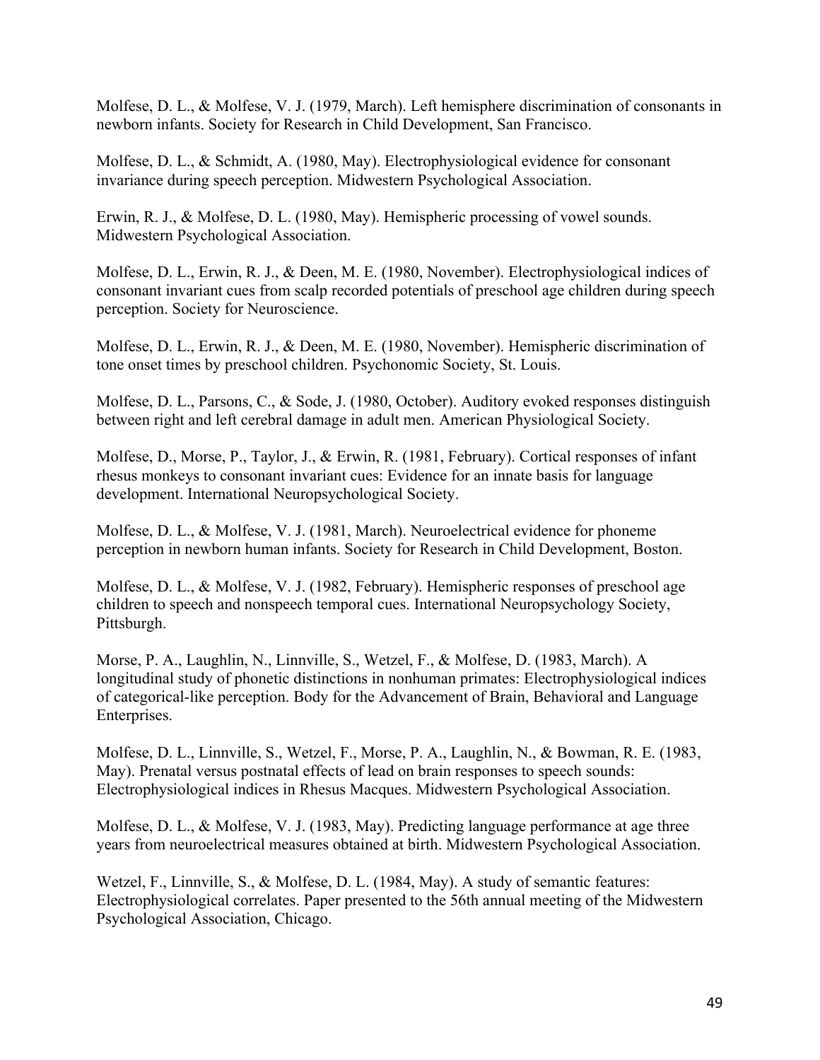Molfese, D. L., & Molfese, V. J. (1979, March). Left hemisphere discrimination of consonants in newborn infants. Society for Research in Child Development, San Francisco.

Molfese, D. L., & Schmidt, A. (1980, May). Electrophysiological evidence for consonant invariance during speech perception. Midwestern Psychological Association.

Erwin, R. J., & Molfese, D. L. (1980, May). Hemispheric processing of vowel sounds. Midwestern Psychological Association.

Molfese, D. L., Erwin, R. J., & Deen, M. E. (1980, November). Electrophysiological indices of consonant invariant cues from scalp recorded potentials of preschool age children during speech perception. Society for Neuroscience.

Molfese, D. L., Erwin, R. J., & Deen, M. E. (1980, November). Hemispheric discrimination of tone onset times by preschool children. Psychonomic Society, St. Louis.

Molfese, D. L., Parsons, C., & Sode, J. (1980, October). Auditory evoked responses distinguish between right and left cerebral damage in adult men. American Physiological Society.

Molfese, D., Morse, P., Taylor, J., & Erwin, R. (1981, February). Cortical responses of infant rhesus monkeys to consonant invariant cues: Evidence for an innate basis for language development. International Neuropsychological Society.

Molfese, D. L., & Molfese, V. J. (1981, March). Neuroelectrical evidence for phoneme perception in newborn human infants. Society for Research in Child Development, Boston.

Molfese, D. L., & Molfese, V. J. (1982, February). Hemispheric responses of preschool age children to speech and nonspeech temporal cues. International Neuropsychology Society, Pittsburgh.

Morse, P. A., Laughlin, N., Linnville, S., Wetzel, F., & Molfese, D. (1983, March). A longitudinal study of phonetic distinctions in nonhuman primates: Electrophysiological indices of categorical-like perception. Body for the Advancement of Brain, Behavioral and Language Enterprises.

Molfese, D. L., Linnville, S., Wetzel, F., Morse, P. A., Laughlin, N., & Bowman, R. E. (1983, May). Prenatal versus postnatal effects of lead on brain responses to speech sounds: Electrophysiological indices in Rhesus Macques. Midwestern Psychological Association.

Molfese, D. L., & Molfese, V. J. (1983, May). Predicting language performance at age three years from neuroelectrical measures obtained at birth. Midwestern Psychological Association.

Wetzel, F., Linnville, S., & Molfese, D. L. (1984, May). A study of semantic features: Electrophysiological correlates. Paper presented to the 56th annual meeting of the Midwestern Psychological Association, Chicago.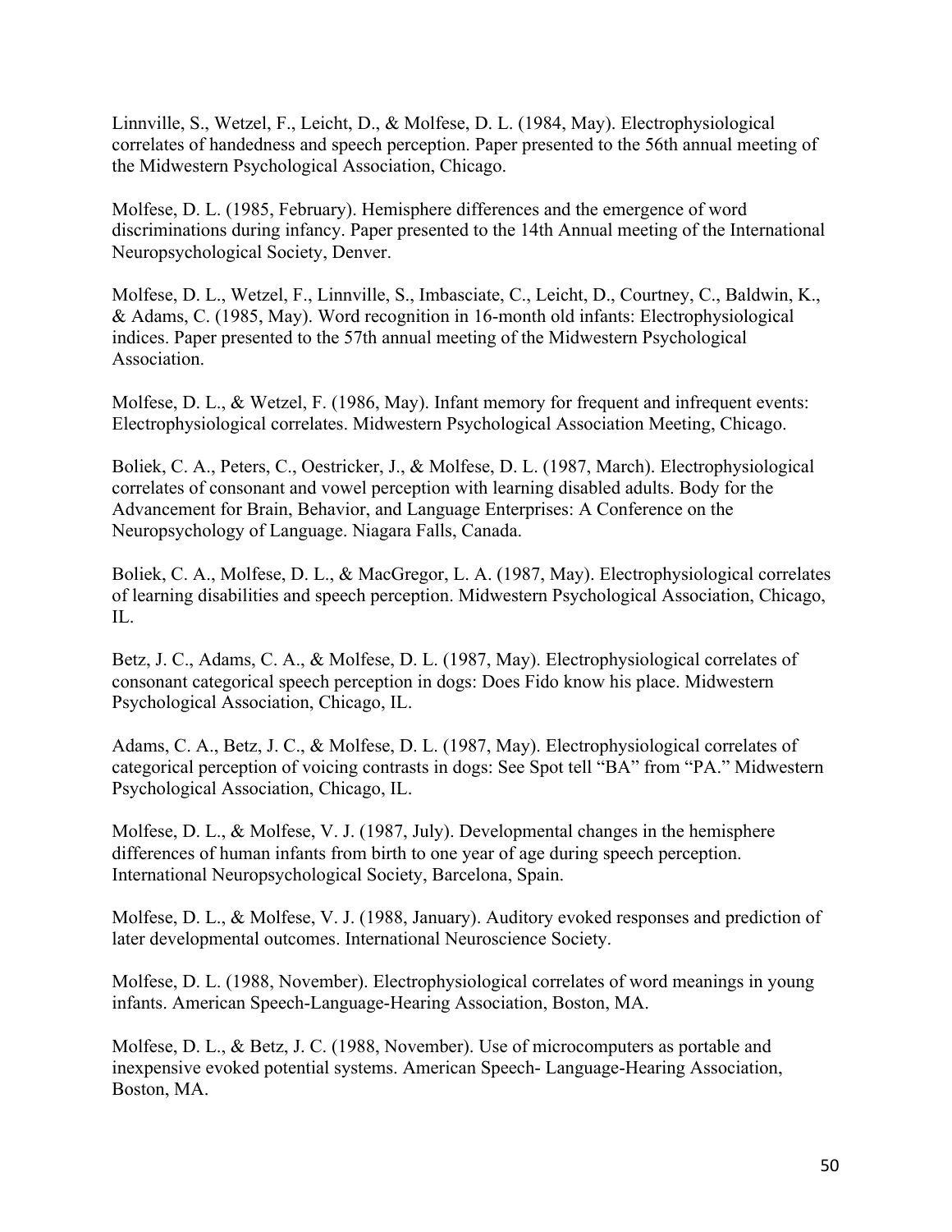Linnville, S., Wetzel, F., Leicht, D., & Molfese, D. L. (1984, May). Electrophysiological correlates of handedness and speech perception. Paper presented to the 56th annual meeting of the Midwestern Psychological Association, Chicago.

Molfese, D. L. (1985, February). Hemisphere differences and the emergence of word discriminations during infancy. Paper presented to the 14th Annual meeting of the International Neuropsychological Society, Denver.

Molfese, D. L., Wetzel, F., Linnville, S., Imbasciate, C., Leicht, D., Courtney, C., Baldwin, K., & Adams, C. (1985, May). Word recognition in 16-month old infants: Electrophysiological indices. Paper presented to the 57th annual meeting of the Midwestern Psychological Association.

Molfese, D. L., & Wetzel, F. (1986, May). Infant memory for frequent and infrequent events: Electrophysiological correlates. Midwestern Psychological Association Meeting, Chicago.

Boliek, C. A., Peters, C., Oestricker, J., & Molfese, D. L. (1987, March). Electrophysiological correlates of consonant and vowel perception with learning disabled adults. Body for the Advancement for Brain, Behavior, and Language Enterprises: A Conference on the Neuropsychology of Language. Niagara Falls, Canada.

Boliek, C. A., Molfese, D. L., & MacGregor, L. A. (1987, May). Electrophysiological correlates of learning disabilities and speech perception. Midwestern Psychological Association, Chicago, IL.

Betz, J. C., Adams, C. A., & Molfese, D. L. (1987, May). Electrophysiological correlates of consonant categorical speech perception in dogs: Does Fido know his place. Midwestern Psychological Association, Chicago, IL.

Adams, C. A., Betz, J. C., & Molfese, D. L. (1987, May). Electrophysiological correlates of categorical perception of voicing contrasts in dogs: See Spot tell "BA" from "PA." Midwestern Psychological Association, Chicago, IL.

Molfese, D. L., & Molfese, V. J. (1987, July). Developmental changes in the hemisphere differences of human infants from birth to one year of age during speech perception. International Neuropsychological Society, Barcelona, Spain.

Molfese, D. L., & Molfese, V. J. (1988, January). Auditory evoked responses and prediction of later developmental outcomes. International Neuroscience Society.

Molfese, D. L. (1988, November). Electrophysiological correlates of word meanings in young infants. American Speech-Language-Hearing Association, Boston, MA.

Molfese, D. L., & Betz, J. C. (1988, November). Use of microcomputers as portable and inexpensive evoked potential systems. American Speech- Language-Hearing Association, Boston, MA.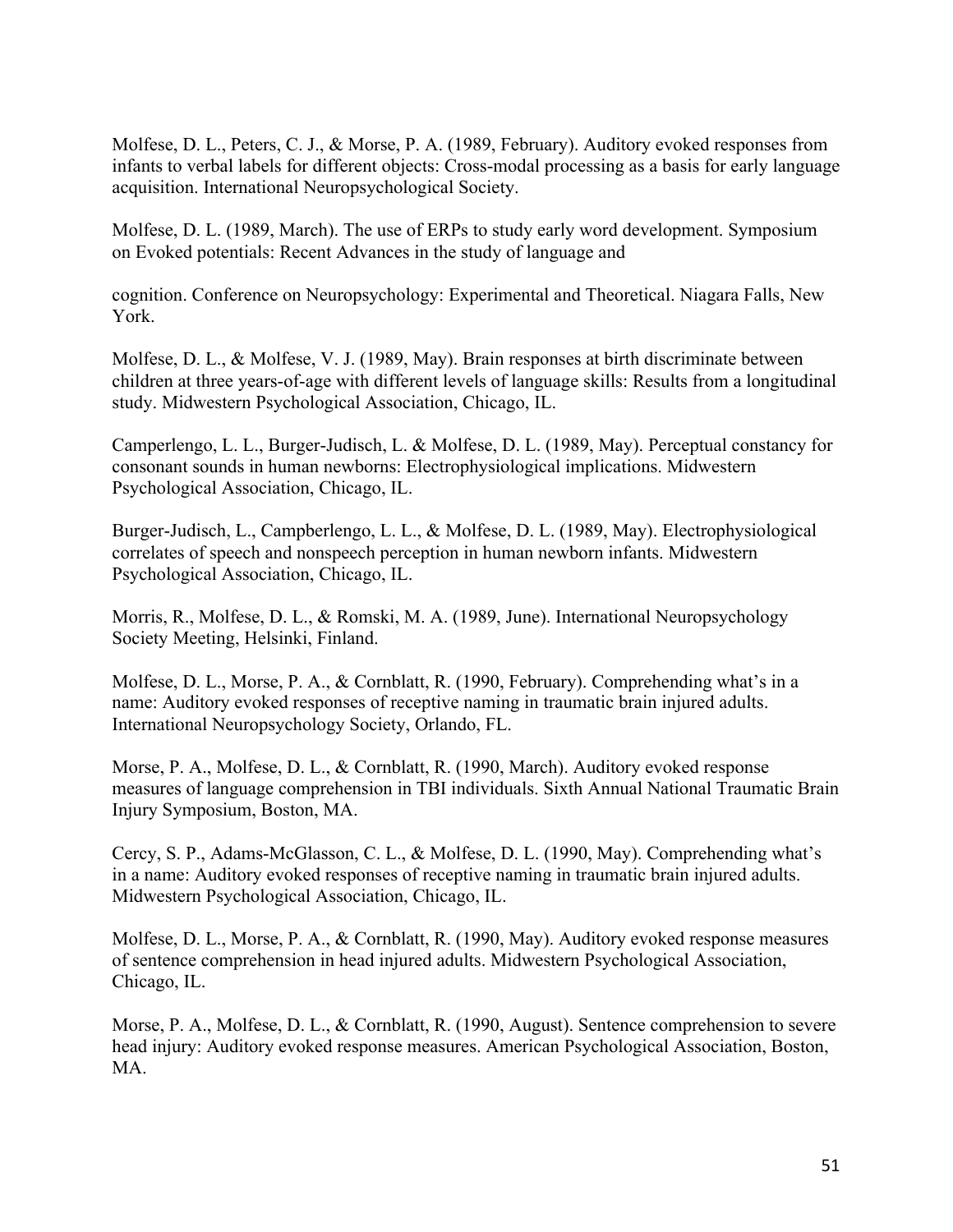Molfese, D. L., Peters, C. J., & Morse, P. A. (1989, February). Auditory evoked responses from infants to verbal labels for different objects: Cross-modal processing as a basis for early language acquisition. International Neuropsychological Society.

Molfese, D. L. (1989, March). The use of ERPs to study early word development. Symposium on Evoked potentials: Recent Advances in the study of language and

cognition. Conference on Neuropsychology: Experimental and Theoretical. Niagara Falls, New York.

Molfese, D. L., & Molfese, V. J. (1989, May). Brain responses at birth discriminate between children at three years-of-age with different levels of language skills: Results from a longitudinal study. Midwestern Psychological Association, Chicago, IL.

Camperlengo, L. L., Burger-Judisch, L. & Molfese, D. L. (1989, May). Perceptual constancy for consonant sounds in human newborns: Electrophysiological implications. Midwestern Psychological Association, Chicago, IL.

Burger-Judisch, L., Campberlengo, L. L., & Molfese, D. L. (1989, May). Electrophysiological correlates of speech and nonspeech perception in human newborn infants. Midwestern Psychological Association, Chicago, IL.

Morris, R., Molfese, D. L., & Romski, M. A. (1989, June). International Neuropsychology Society Meeting, Helsinki, Finland.

Molfese, D. L., Morse, P. A., & Cornblatt, R. (1990, February). Comprehending what's in a name: Auditory evoked responses of receptive naming in traumatic brain injured adults. International Neuropsychology Society, Orlando, FL.

Morse, P. A., Molfese, D. L., & Cornblatt, R. (1990, March). Auditory evoked response measures of language comprehension in TBI individuals. Sixth Annual National Traumatic Brain Injury Symposium, Boston, MA.

Cercy, S. P., Adams-McGlasson, C. L., & Molfese, D. L. (1990, May). Comprehending what's in a name: Auditory evoked responses of receptive naming in traumatic brain injured adults. Midwestern Psychological Association, Chicago, IL.

Molfese, D. L., Morse, P. A., & Cornblatt, R. (1990, May). Auditory evoked response measures of sentence comprehension in head injured adults. Midwestern Psychological Association, Chicago, IL.

Morse, P. A., Molfese, D. L., & Cornblatt, R. (1990, August). Sentence comprehension to severe head injury: Auditory evoked response measures. American Psychological Association, Boston, MA.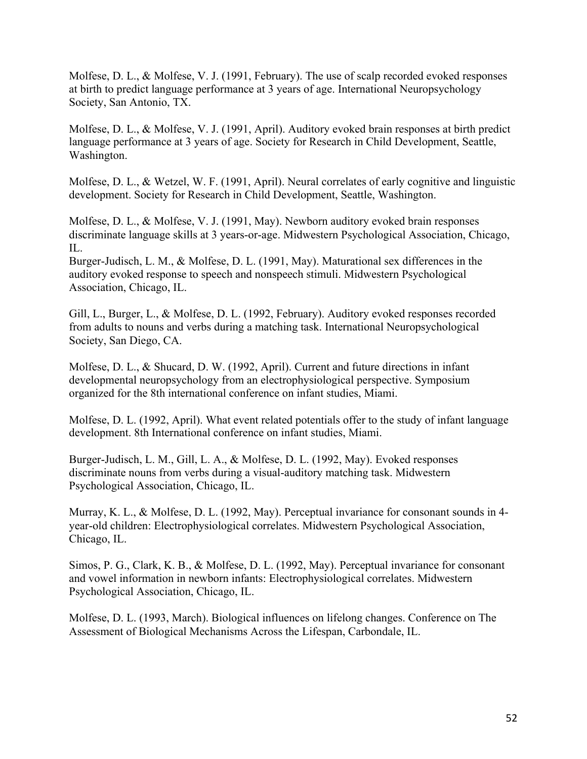Molfese, D. L., & Molfese, V. J. (1991, February). The use of scalp recorded evoked responses at birth to predict language performance at 3 years of age. International Neuropsychology Society, San Antonio, TX.

Molfese, D. L., & Molfese, V. J. (1991, April). Auditory evoked brain responses at birth predict language performance at 3 years of age. Society for Research in Child Development, Seattle, Washington.

Molfese, D. L., & Wetzel, W. F. (1991, April). Neural correlates of early cognitive and linguistic development. Society for Research in Child Development, Seattle, Washington.

Molfese, D. L., & Molfese, V. J. (1991, May). Newborn auditory evoked brain responses discriminate language skills at 3 years-or-age. Midwestern Psychological Association, Chicago, IL.

Burger-Judisch, L. M., & Molfese, D. L. (1991, May). Maturational sex differences in the auditory evoked response to speech and nonspeech stimuli. Midwestern Psychological Association, Chicago, IL.

Gill, L., Burger, L., & Molfese, D. L. (1992, February). Auditory evoked responses recorded from adults to nouns and verbs during a matching task. International Neuropsychological Society, San Diego, CA.

Molfese, D. L., & Shucard, D. W. (1992, April). Current and future directions in infant developmental neuropsychology from an electrophysiological perspective. Symposium organized for the 8th international conference on infant studies, Miami.

Molfese, D. L. (1992, April). What event related potentials offer to the study of infant language development. 8th International conference on infant studies, Miami.

Burger-Judisch, L. M., Gill, L. A., & Molfese, D. L. (1992, May). Evoked responses discriminate nouns from verbs during a visual-auditory matching task. Midwestern Psychological Association, Chicago, IL.

Murray, K. L., & Molfese, D. L. (1992, May). Perceptual invariance for consonant sounds in 4-year-old children: Electrophysiological correlates. Midwestern Psychological Association, Chicago, IL.

Simos, P. G., Clark, K. B., & Molfese, D. L. (1992, May). Perceptual invariance for consonant and vowel information in newborn infants: Electrophysiological correlates. Midwestern Psychological Association, Chicago, IL.

Molfese, D. L. (1993, March). Biological influences on lifelong changes. Conference on The Assessment of Biological Mechanisms Across the Lifespan, Carbondale, IL.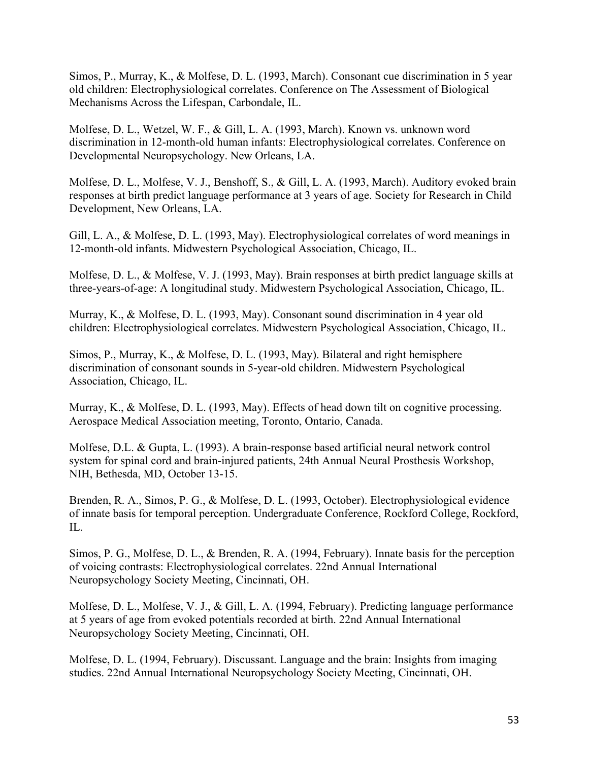Simos, P., Murray, K., & Molfese, D. L. (1993, March). Consonant cue discrimination in 5 year old children: Electrophysiological correlates. Conference on The Assessment of Biological Mechanisms Across the Lifespan, Carbondale, IL.

Molfese, D. L., Wetzel, W. F., & Gill, L. A. (1993, March). Known vs. unknown word discrimination in 12-month-old human infants: Electrophysiological correlates. Conference on Developmental Neuropsychology. New Orleans, LA.

Molfese, D. L., Molfese, V. J., Benshoff, S., & Gill, L. A. (1993, March). Auditory evoked brain responses at birth predict language performance at 3 years of age. Society for Research in Child Development, New Orleans, LA.

Gill, L. A., & Molfese, D. L. (1993, May). Electrophysiological correlates of word meanings in 12-month-old infants. Midwestern Psychological Association, Chicago, IL.

Molfese, D. L., & Molfese, V. J. (1993, May). Brain responses at birth predict language skills at three-years-of-age: A longitudinal study. Midwestern Psychological Association, Chicago, IL.

Murray, K., & Molfese, D. L. (1993, May). Consonant sound discrimination in 4 year old children: Electrophysiological correlates. Midwestern Psychological Association, Chicago, IL.

Simos, P., Murray, K., & Molfese, D. L. (1993, May). Bilateral and right hemisphere discrimination of consonant sounds in 5-year-old children. Midwestern Psychological Association, Chicago, IL.

Murray, K., & Molfese, D. L. (1993, May). Effects of head down tilt on cognitive processing. Aerospace Medical Association meeting, Toronto, Ontario, Canada.

Molfese, D.L. & Gupta, L. (1993). A brain-response based artificial neural network control system for spinal cord and brain-injured patients, 24th Annual Neural Prosthesis Workshop, NIH, Bethesda, MD, October 13-15.

Brenden, R. A., Simos, P. G., & Molfese, D. L. (1993, October). Electrophysiological evidence of innate basis for temporal perception. Undergraduate Conference, Rockford College, Rockford, IL.

Simos, P. G., Molfese, D. L., & Brenden, R. A. (1994, February). Innate basis for the perception of voicing contrasts: Electrophysiological correlates. 22nd Annual International Neuropsychology Society Meeting, Cincinnati, OH.

Molfese, D. L., Molfese, V. J., & Gill, L. A. (1994, February). Predicting language performance at 5 years of age from evoked potentials recorded at birth. 22nd Annual International Neuropsychology Society Meeting, Cincinnati, OH.

Molfese, D. L. (1994, February). Discussant. Language and the brain: Insights from imaging studies. 22nd Annual International Neuropsychology Society Meeting, Cincinnati, OH.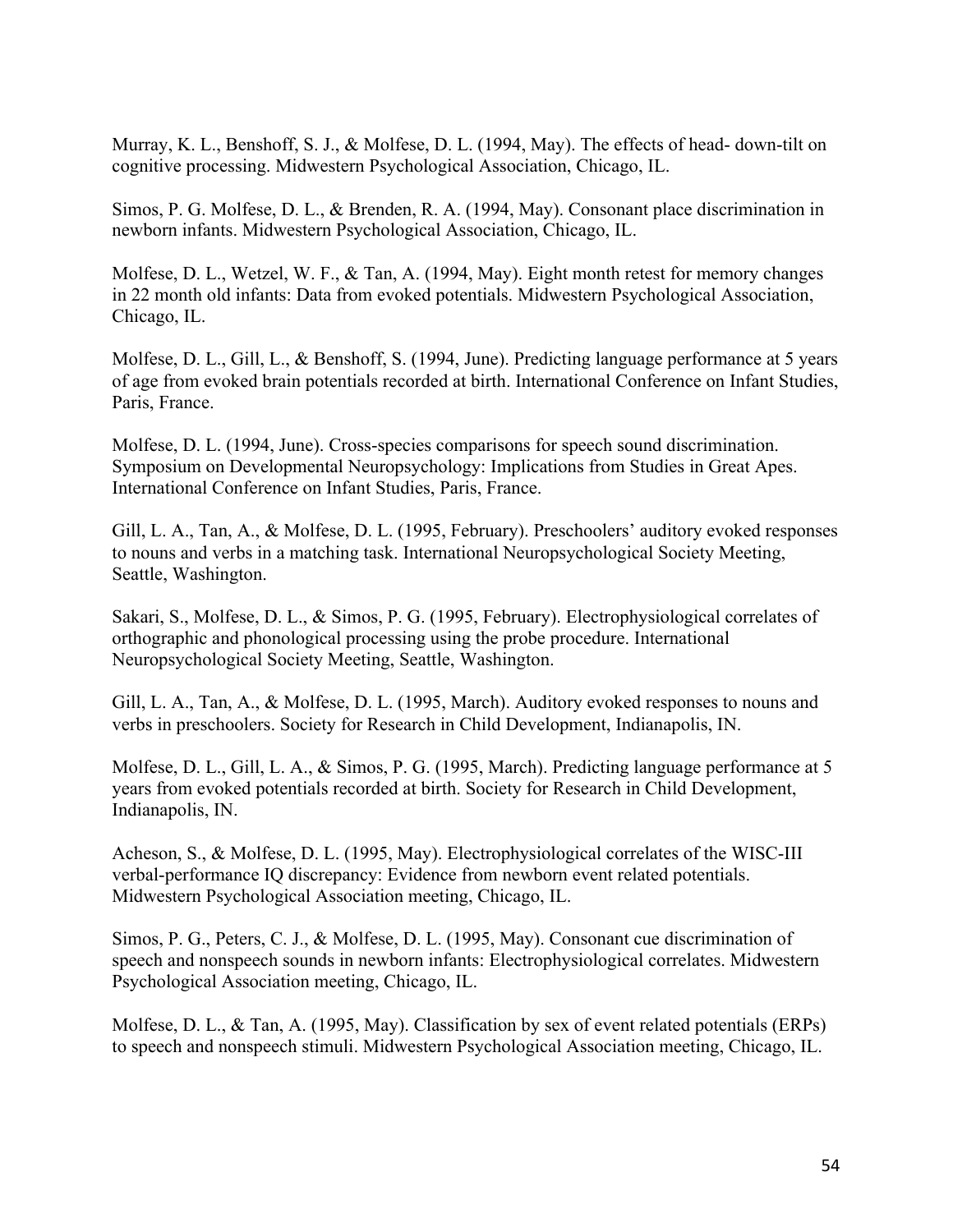Murray, K. L., Benshoff, S. J., & Molfese, D. L. (1994, May). The effects of head- down-tilt on cognitive processing. Midwestern Psychological Association, Chicago, IL.

Simos, P. G. Molfese, D. L., & Brenden, R. A. (1994, May). Consonant place discrimination in newborn infants. Midwestern Psychological Association, Chicago, IL.

Molfese, D. L., Wetzel, W. F., & Tan, A. (1994, May). Eight month retest for memory changes in 22 month old infants: Data from evoked potentials. Midwestern Psychological Association, Chicago, IL.

Molfese, D. L., Gill, L., & Benshoff, S. (1994, June). Predicting language performance at 5 years of age from evoked brain potentials recorded at birth. International Conference on Infant Studies, Paris, France.

Molfese, D. L. (1994, June). Cross-species comparisons for speech sound discrimination. Symposium on Developmental Neuropsychology: Implications from Studies in Great Apes. International Conference on Infant Studies, Paris, France.

Gill, L. A., Tan, A., & Molfese, D. L. (1995, February). Preschoolers' auditory evoked responses to nouns and verbs in a matching task. International Neuropsychological Society Meeting, Seattle, Washington.

Sakari, S., Molfese, D. L., & Simos, P. G. (1995, February). Electrophysiological correlates of orthographic and phonological processing using the probe procedure. International Neuropsychological Society Meeting, Seattle, Washington.

Gill, L. A., Tan, A., & Molfese, D. L. (1995, March). Auditory evoked responses to nouns and verbs in preschoolers. Society for Research in Child Development, Indianapolis, IN.

Molfese, D. L., Gill, L. A., & Simos, P. G. (1995, March). Predicting language performance at 5 years from evoked potentials recorded at birth. Society for Research in Child Development, Indianapolis, IN.

Acheson, S., & Molfese, D. L. (1995, May). Electrophysiological correlates of the WISC-III verbal-performance IQ discrepancy: Evidence from newborn event related potentials. Midwestern Psychological Association meeting, Chicago, IL.

Simos, P. G., Peters, C. J., & Molfese, D. L. (1995, May). Consonant cue discrimination of speech and nonspeech sounds in newborn infants: Electrophysiological correlates. Midwestern Psychological Association meeting, Chicago, IL.

Molfese, D. L., & Tan, A. (1995, May). Classification by sex of event related potentials (ERPs) to speech and nonspeech stimuli. Midwestern Psychological Association meeting, Chicago, IL.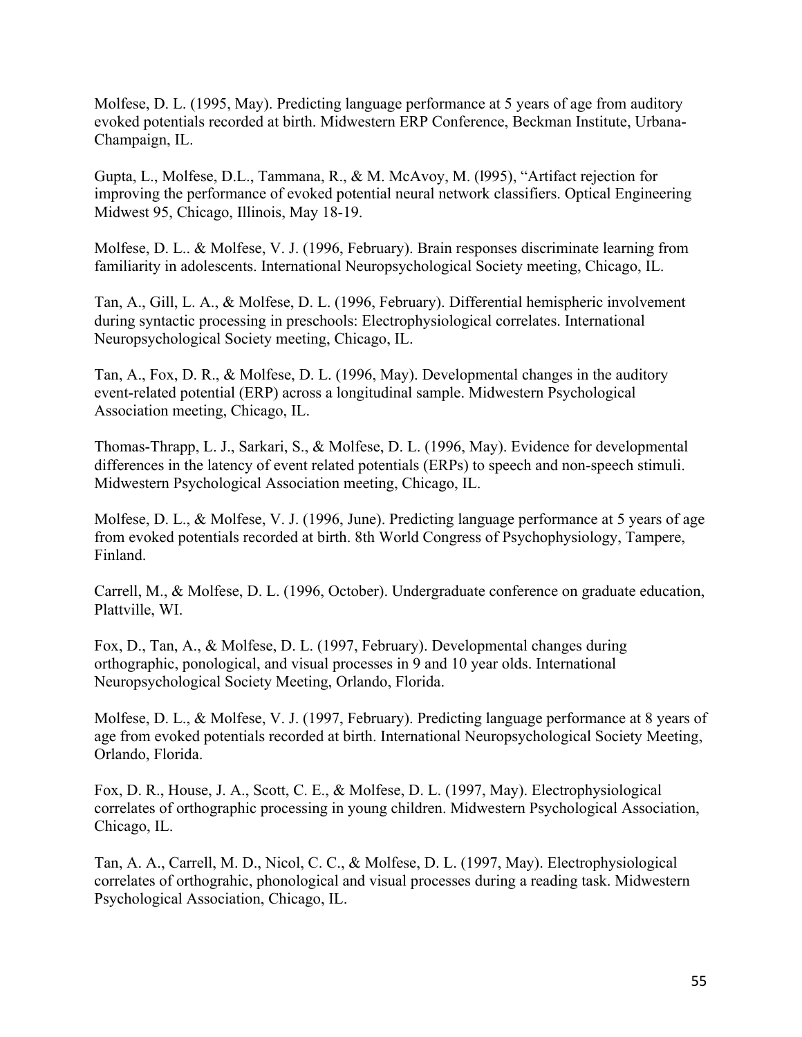Molfese, D. L. (1995, May). Predicting language performance at 5 years of age from auditory evoked potentials recorded at birth. Midwestern ERP Conference, Beckman Institute, Urbana-Champaign, IL.

Gupta, L., Molfese, D.L., Tammana, R., & M. McAvoy, M. (l995), "Artifact rejection for improving the performance of evoked potential neural network classifiers. Optical Engineering Midwest 95, Chicago, Illinois, May 18-19.

Molfese, D. L.. & Molfese, V. J. (1996, February). Brain responses discriminate learning from familiarity in adolescents. International Neuropsychological Society meeting, Chicago, IL.

Tan, A., Gill, L. A., & Molfese, D. L. (1996, February). Differential hemispheric involvement during syntactic processing in preschools: Electrophysiological correlates. International Neuropsychological Society meeting, Chicago, IL.

Tan, A., Fox, D. R., & Molfese, D. L. (1996, May). Developmental changes in the auditory event-related potential (ERP) across a longitudinal sample. Midwestern Psychological Association meeting, Chicago, IL.

Thomas-Thrapp, L. J., Sarkari, S., & Molfese, D. L. (1996, May). Evidence for developmental differences in the latency of event related potentials (ERPs) to speech and non-speech stimuli. Midwestern Psychological Association meeting, Chicago, IL.

Molfese, D. L., & Molfese, V. J. (1996, June). Predicting language performance at 5 years of age from evoked potentials recorded at birth. 8th World Congress of Psychophysiology, Tampere, Finland.

Carrell, M., & Molfese, D. L. (1996, October). Undergraduate conference on graduate education, Plattville, WI.

Fox, D., Tan, A., & Molfese, D. L. (1997, February). Developmental changes during orthographic, ponological, and visual processes in 9 and 10 year olds. International Neuropsychological Society Meeting, Orlando, Florida.

Molfese, D. L., & Molfese, V. J. (1997, February). Predicting language performance at 8 years of age from evoked potentials recorded at birth. International Neuropsychological Society Meeting, Orlando, Florida.

Fox, D. R., House, J. A., Scott, C. E., & Molfese, D. L. (1997, May). Electrophysiological correlates of orthographic processing in young children. Midwestern Psychological Association, Chicago, IL.

Tan, A. A., Carrell, M. D., Nicol, C. C., & Molfese, D. L. (1997, May). Electrophysiological correlates of orthograhic, phonological and visual processes during a reading task. Midwestern Psychological Association, Chicago, IL.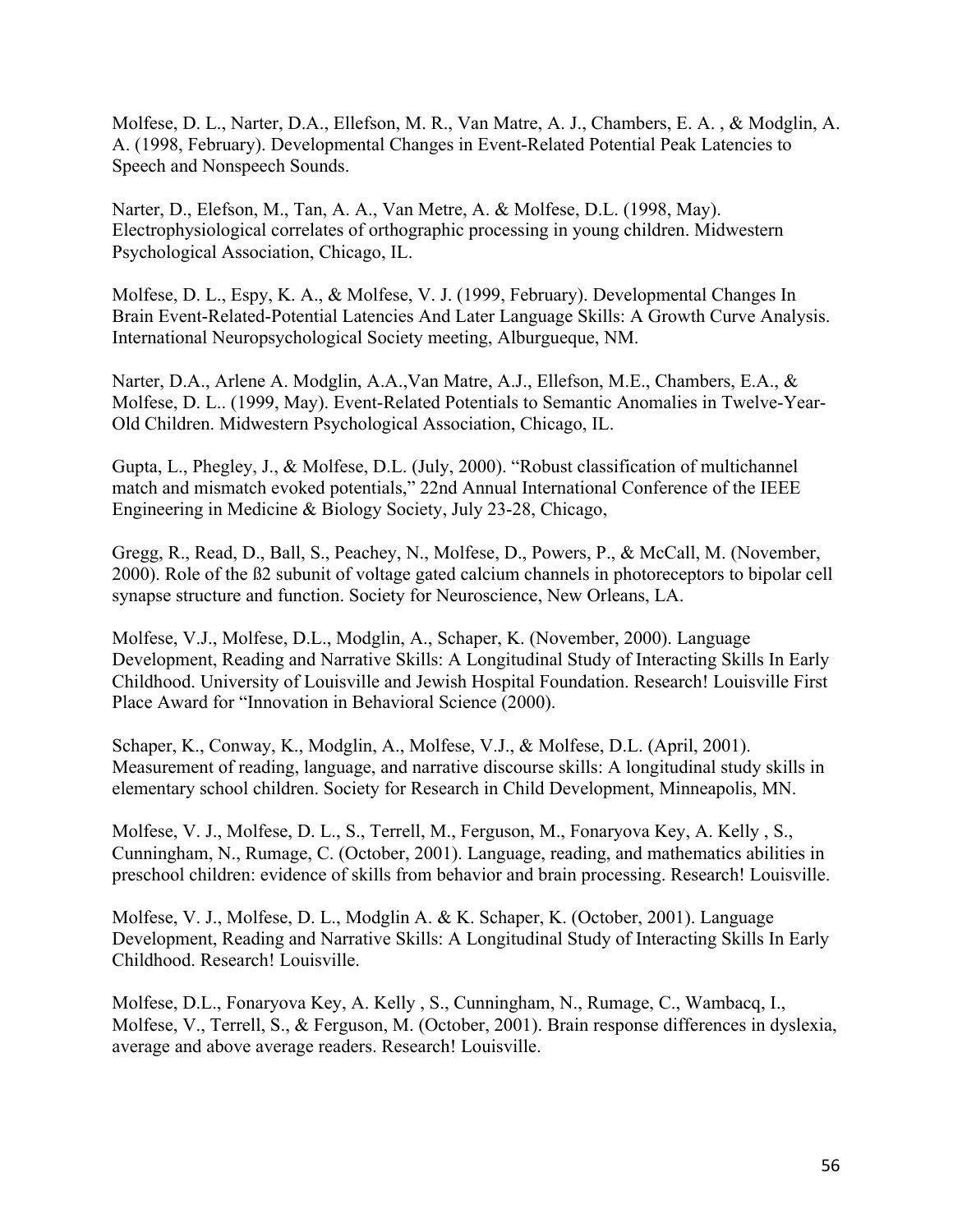Molfese, D. L., Narter, D.A., Ellefson, M. R., Van Matre, A. J., Chambers, E. A. , & Modglin, A. A. (1998, February). Developmental Changes in Event-Related Potential Peak Latencies to Speech and Nonspeech Sounds.

Narter, D., Elefson, M., Tan, A. A., Van Metre, A. & Molfese, D.L. (1998, May). Electrophysiological correlates of orthographic processing in young children. Midwestern Psychological Association, Chicago, IL.

Molfese, D. L., Espy, K. A., & Molfese, V. J. (1999, February). Developmental Changes In Brain Event-Related-Potential Latencies And Later Language Skills: A Growth Curve Analysis. International Neuropsychological Society meeting, Alburgueque, NM.

Narter, D.A., Arlene A. Modglin, A.A.,Van Matre, A.J., Ellefson, M.E., Chambers, E.A., & Molfese, D. L.. (1999, May). Event-Related Potentials to Semantic Anomalies in Twelve-Year-Old Children. Midwestern Psychological Association, Chicago, IL.

Gupta, L., Phegley, J., & Molfese, D.L. (July, 2000). "Robust classification of multichannel match and mismatch evoked potentials," 22nd Annual International Conference of the IEEE Engineering in Medicine & Biology Society, July 23-28, Chicago,

Gregg, R., Read, D., Ball, S., Peachey, N., Molfese, D., Powers, P., & McCall, M. (November, 2000). Role of the ß2 subunit of voltage gated calcium channels in photoreceptors to bipolar cell synapse structure and function. Society for Neuroscience, New Orleans, LA.

Molfese, V.J., Molfese, D.L., Modglin, A., Schaper, K. (November, 2000). Language Development, Reading and Narrative Skills: A Longitudinal Study of Interacting Skills In Early Childhood. University of Louisville and Jewish Hospital Foundation. Research! Louisville First Place Award for "Innovation in Behavioral Science (2000).

Schaper, K., Conway, K., Modglin, A., Molfese, V.J., & Molfese, D.L. (April, 2001). Measurement of reading, language, and narrative discourse skills: A longitudinal study skills in elementary school children. Society for Research in Child Development, Minneapolis, MN.

Molfese, V. J., Molfese, D. L., S., Terrell, M., Ferguson, M., Fonaryova Key, A. Kelly , S., Cunningham, N., Rumage, C. (October, 2001). Language, reading, and mathematics abilities in preschool children: evidence of skills from behavior and brain processing. Research! Louisville.

Molfese, V. J., Molfese, D. L., Modglin A. & K. Schaper, K. (October, 2001). Language Development, Reading and Narrative Skills: A Longitudinal Study of Interacting Skills In Early Childhood. Research! Louisville.

Molfese, D.L., Fonaryova Key, A. Kelly , S., Cunningham, N., Rumage, C., Wambacq, I., Molfese, V., Terrell, S., & Ferguson, M. (October, 2001). Brain response differences in dyslexia, average and above average readers. Research! Louisville.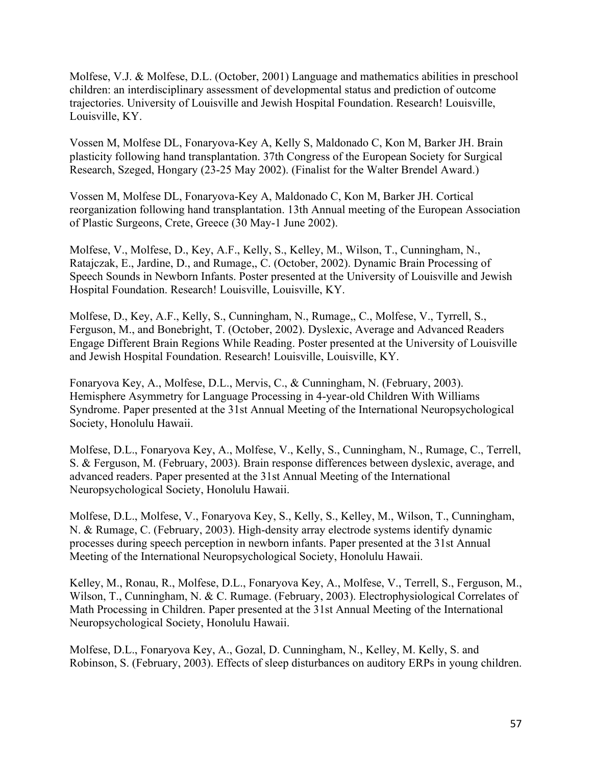Molfese, V.J. & Molfese, D.L. (October, 2001) Language and mathematics abilities in preschool children: an interdisciplinary assessment of developmental status and prediction of outcome trajectories. University of Louisville and Jewish Hospital Foundation. Research! Louisville, Louisville, KY.

Vossen M, Molfese DL, Fonaryova-Key A, Kelly S, Maldonado C, Kon M, Barker JH. Brain plasticity following hand transplantation. 37th Congress of the European Society for Surgical Research, Szeged, Hongary (23-25 May 2002). (Finalist for the Walter Brendel Award.)

Vossen M, Molfese DL, Fonaryova-Key A, Maldonado C, Kon M, Barker JH. Cortical reorganization following hand transplantation. 13th Annual meeting of the European Association of Plastic Surgeons, Crete, Greece (30 May-1 June 2002).

Molfese, V., Molfese, D., Key, A.F., Kelly, S., Kelley, M., Wilson, T., Cunningham, N., Ratajczak, E., Jardine, D., and Rumage,, C. (October, 2002). Dynamic Brain Processing of Speech Sounds in Newborn Infants. Poster presented at the University of Louisville and Jewish Hospital Foundation. Research! Louisville, Louisville, KY.

Molfese, D., Key, A.F., Kelly, S., Cunningham, N., Rumage,, C., Molfese, V., Tyrrell, S., Ferguson, M., and Bonebright, T. (October, 2002). Dyslexic, Average and Advanced Readers Engage Different Brain Regions While Reading. Poster presented at the University of Louisville and Jewish Hospital Foundation. Research! Louisville, Louisville, KY.

Fonaryova Key, A., Molfese, D.L., Mervis, C., & Cunningham, N. (February, 2003). Hemisphere Asymmetry for Language Processing in 4-year-old Children With Williams Syndrome. Paper presented at the 31st Annual Meeting of the International Neuropsychological Society, Honolulu Hawaii.

Molfese, D.L., Fonaryova Key, A., Molfese, V., Kelly, S., Cunningham, N., Rumage, C., Terrell, S. & Ferguson, M. (February, 2003). Brain response differences between dyslexic, average, and advanced readers. Paper presented at the 31st Annual Meeting of the International Neuropsychological Society, Honolulu Hawaii.

Molfese, D.L., Molfese, V., Fonaryova Key, S., Kelly, S., Kelley, M., Wilson, T., Cunningham, N. & Rumage, C. (February, 2003). High-density array electrode systems identify dynamic processes during speech perception in newborn infants. Paper presented at the 31st Annual Meeting of the International Neuropsychological Society, Honolulu Hawaii.

Kelley, M., Ronau, R., Molfese, D.L., Fonaryova Key, A., Molfese, V., Terrell, S., Ferguson, M., Wilson, T., Cunningham, N. & C. Rumage. (February, 2003). Electrophysiological Correlates of Math Processing in Children. Paper presented at the 31st Annual Meeting of the International Neuropsychological Society, Honolulu Hawaii.

Molfese, D.L., Fonaryova Key, A., Gozal, D. Cunningham, N., Kelley, M. Kelly, S. and Robinson, S. (February, 2003). Effects of sleep disturbances on auditory ERPs in young children.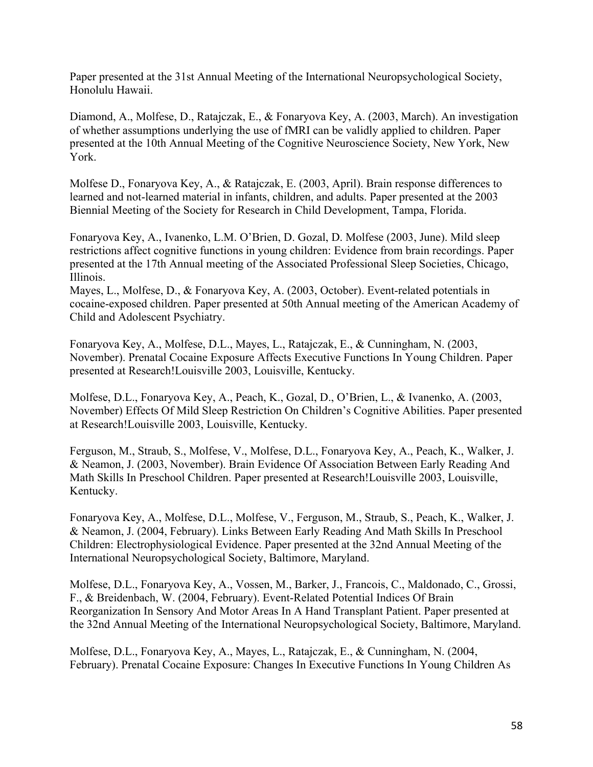Paper presented at the 31st Annual Meeting of the International Neuropsychological Society, Honolulu Hawaii.

Diamond, A., Molfese, D., Ratajczak, E., & Fonaryova Key, A. (2003, March). An investigation of whether assumptions underlying the use of fMRI can be validly applied to children. Paper presented at the 10th Annual Meeting of the Cognitive Neuroscience Society, New York, New York.

Molfese D., Fonaryova Key, A., & Ratajczak, E. (2003, April). Brain response differences to learned and not-learned material in infants, children, and adults. Paper presented at the 2003 Biennial Meeting of the Society for Research in Child Development, Tampa, Florida.

Fonaryova Key, A., Ivanenko, L.M. O'Brien, D. Gozal, D. Molfese (2003, June). Mild sleep restrictions affect cognitive functions in young children: Evidence from brain recordings. Paper presented at the 17th Annual meeting of the Associated Professional Sleep Societies, Chicago, Illinois.
Mayes, L., Molfese, D., & Fonaryova Key, A. (2003, October). Event-related potentials in cocaine-exposed children. Paper presented at 50th Annual meeting of the American Academy of Child and Adolescent Psychiatry.

Fonaryova Key, A., Molfese, D.L., Mayes, L., Ratajczak, E., & Cunningham, N. (2003, November). Prenatal Cocaine Exposure Affects Executive Functions In Young Children. Paper presented at Research!Louisville 2003, Louisville, Kentucky.

Molfese, D.L., Fonaryova Key, A., Peach, K., Gozal, D., O'Brien, L., & Ivanenko, A. (2003, November) Effects Of Mild Sleep Restriction On Children's Cognitive Abilities. Paper presented at Research!Louisville 2003, Louisville, Kentucky.

Ferguson, M., Straub, S., Molfese, V., Molfese, D.L., Fonaryova Key, A., Peach, K., Walker, J. & Neamon, J. (2003, November). Brain Evidence Of Association Between Early Reading And Math Skills In Preschool Children. Paper presented at Research!Louisville 2003, Louisville, Kentucky.

Fonaryova Key, A., Molfese, D.L., Molfese, V., Ferguson, M., Straub, S., Peach, K., Walker, J. & Neamon, J. (2004, February). Links Between Early Reading And Math Skills In Preschool Children: Electrophysiological Evidence. Paper presented at the 32nd Annual Meeting of the International Neuropsychological Society, Baltimore, Maryland.

Molfese, D.L., Fonaryova Key, A., Vossen, M., Barker, J., Francois, C., Maldonado, C., Grossi, F., & Breidenbach, W. (2004, February). Event-Related Potential Indices Of Brain Reorganization In Sensory And Motor Areas In A Hand Transplant Patient. Paper presented at the 32nd Annual Meeting of the International Neuropsychological Society, Baltimore, Maryland.

Molfese, D.L., Fonaryova Key, A., Mayes, L., Ratajczak, E., & Cunningham, N. (2004, February). Prenatal Cocaine Exposure: Changes In Executive Functions In Young Children As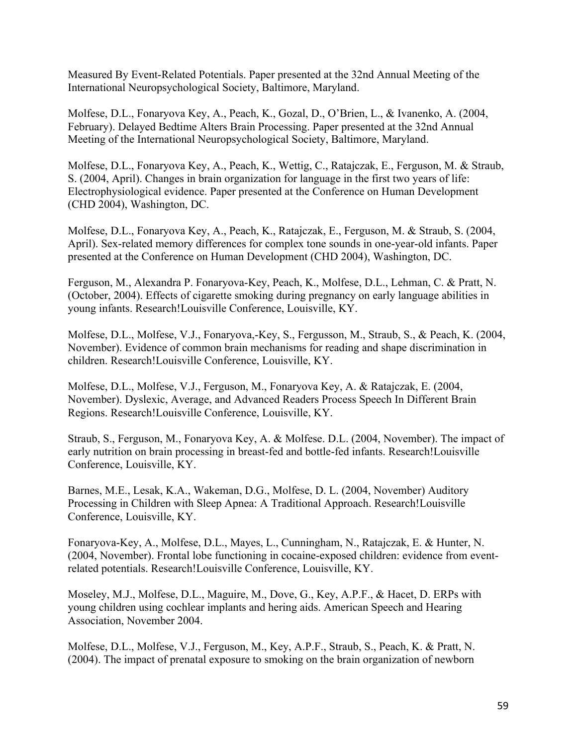Measured By Event-Related Potentials. Paper presented at the 32nd Annual Meeting of the International Neuropsychological Society, Baltimore, Maryland.

Molfese, D.L., Fonaryova Key, A., Peach, K., Gozal, D., O'Brien, L., & Ivanenko, A. (2004, February). Delayed Bedtime Alters Brain Processing. Paper presented at the 32nd Annual Meeting of the International Neuropsychological Society, Baltimore, Maryland.

Molfese, D.L., Fonaryova Key, A., Peach, K., Wettig, C., Ratajczak, E., Ferguson, M. & Straub, S. (2004, April). Changes in brain organization for language in the first two years of life: Electrophysiological evidence. Paper presented at the Conference on Human Development (CHD 2004), Washington, DC.

Molfese, D.L., Fonaryova Key, A., Peach, K., Ratajczak, E., Ferguson, M. & Straub, S. (2004, April). Sex-related memory differences for complex tone sounds in one-year-old infants. Paper presented at the Conference on Human Development (CHD 2004), Washington, DC.

Ferguson, M., Alexandra P. Fonaryova-Key, Peach, K., Molfese, D.L., Lehman, C. & Pratt, N. (October, 2004). Effects of cigarette smoking during pregnancy on early language abilities in young infants. Research!Louisville Conference, Louisville, KY.

Molfese, D.L., Molfese, V.J., Fonaryova,-Key, S., Fergusson, M., Straub, S., & Peach, K. (2004, November). Evidence of common brain mechanisms for reading and shape discrimination in children. Research!Louisville Conference, Louisville, KY.

Molfese, D.L., Molfese, V.J., Ferguson, M., Fonaryova Key, A. & Ratajczak, E. (2004, November). Dyslexic, Average, and Advanced Readers Process Speech In Different Brain Regions. Research!Louisville Conference, Louisville, KY.

Straub, S., Ferguson, M., Fonaryova Key, A. & Molfese. D.L. (2004, November). The impact of early nutrition on brain processing in breast-fed and bottle-fed infants. Research!Louisville Conference, Louisville, KY.

Barnes, M.E., Lesak, K.A., Wakeman, D.G., Molfese, D. L. (2004, November) Auditory Processing in Children with Sleep Apnea: A Traditional Approach. Research!Louisville Conference, Louisville, KY.

Fonaryova-Key, A., Molfese, D.L., Mayes, L., Cunningham, N., Ratajczak, E. & Hunter, N. (2004, November). Frontal lobe functioning in cocaine-exposed children: evidence from event-related potentials. Research!Louisville Conference, Louisville, KY.

Moseley, M.J., Molfese, D.L., Maguire, M., Dove, G., Key, A.P.F., & Hacet, D. ERPs with young children using cochlear implants and hering aids. American Speech and Hearing Association, November 2004.

Molfese, D.L., Molfese, V.J., Ferguson, M., Key, A.P.F., Straub, S., Peach, K. & Pratt, N. (2004). The impact of prenatal exposure to smoking on the brain organization of newborn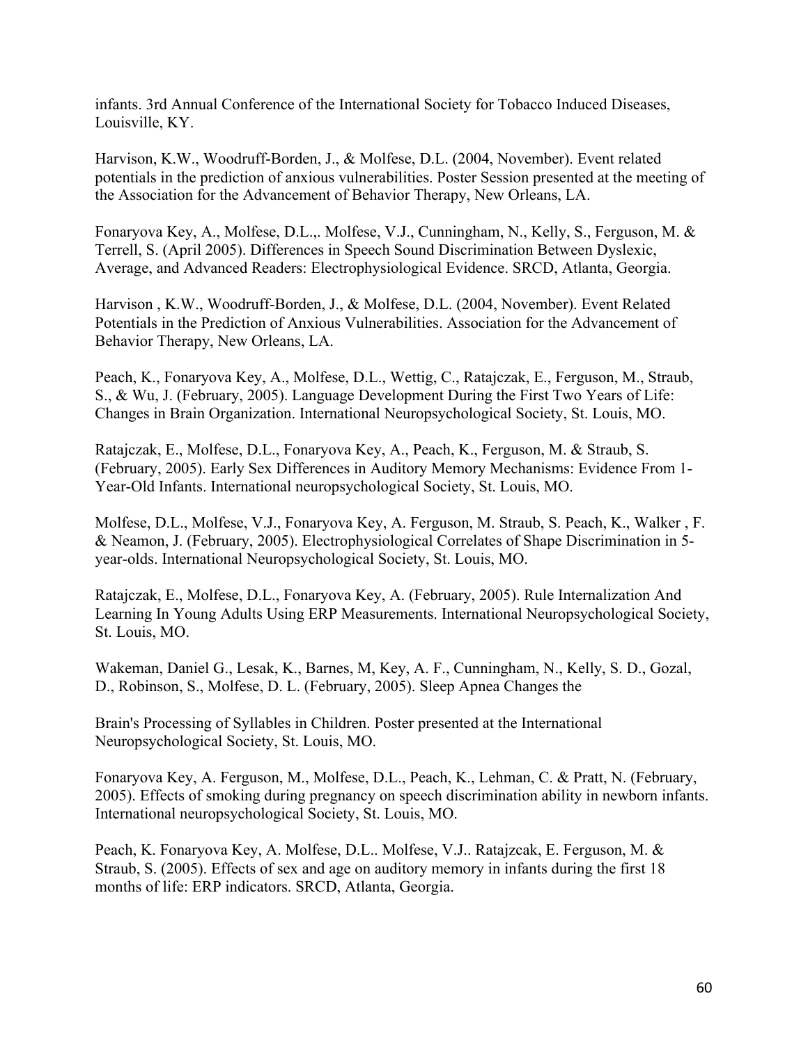infants. 3rd Annual Conference of the International Society for Tobacco Induced Diseases, Louisville, KY.

Harvison, K.W., Woodruff-Borden, J., & Molfese, D.L. (2004, November). Event related potentials in the prediction of anxious vulnerabilities. Poster Session presented at the meeting of the Association for the Advancement of Behavior Therapy, New Orleans, LA.

Fonaryova Key, A., Molfese, D.L.,. Molfese, V.J., Cunningham, N., Kelly, S., Ferguson, M. & Terrell, S. (April 2005). Differences in Speech Sound Discrimination Between Dyslexic, Average, and Advanced Readers: Electrophysiological Evidence. SRCD, Atlanta, Georgia.

Harvison , K.W., Woodruff-Borden, J., & Molfese, D.L. (2004, November). Event Related Potentials in the Prediction of Anxious Vulnerabilities. Association for the Advancement of Behavior Therapy, New Orleans, LA.

Peach, K., Fonaryova Key, A., Molfese, D.L., Wettig, C., Ratajczak, E., Ferguson, M., Straub, S., & Wu, J. (February, 2005). Language Development During the First Two Years of Life: Changes in Brain Organization. International Neuropsychological Society, St. Louis, MO.

Ratajczak, E., Molfese, D.L., Fonaryova Key, A., Peach, K., Ferguson, M. & Straub, S. (February, 2005). Early Sex Differences in Auditory Memory Mechanisms: Evidence From 1-Year-Old Infants. International neuropsychological Society, St. Louis, MO.

Molfese, D.L., Molfese, V.J., Fonaryova Key, A. Ferguson, M. Straub, S. Peach, K., Walker , F. & Neamon, J. (February, 2005). Electrophysiological Correlates of Shape Discrimination in 5-year-olds. International Neuropsychological Society, St. Louis, MO.

Ratajczak, E., Molfese, D.L., Fonaryova Key, A. (February, 2005). Rule Internalization And Learning In Young Adults Using ERP Measurements. International Neuropsychological Society, St. Louis, MO.

Wakeman, Daniel G., Lesak, K., Barnes, M, Key, A. F., Cunningham, N., Kelly, S. D., Gozal, D., Robinson, S., Molfese, D. L. (February, 2005). Sleep Apnea Changes the

Brain's Processing of Syllables in Children. Poster presented at the International Neuropsychological Society, St. Louis, MO.

Fonaryova Key, A. Ferguson, M., Molfese, D.L., Peach, K., Lehman, C. & Pratt, N. (February, 2005). Effects of smoking during pregnancy on speech discrimination ability in newborn infants. International neuropsychological Society, St. Louis, MO.

Peach, K. Fonaryova Key, A. Molfese, D.L.. Molfese, V.J.. Ratajzcak, E. Ferguson, M. & Straub, S. (2005). Effects of sex and age on auditory memory in infants during the first 18 months of life: ERP indicators. SRCD, Atlanta, Georgia.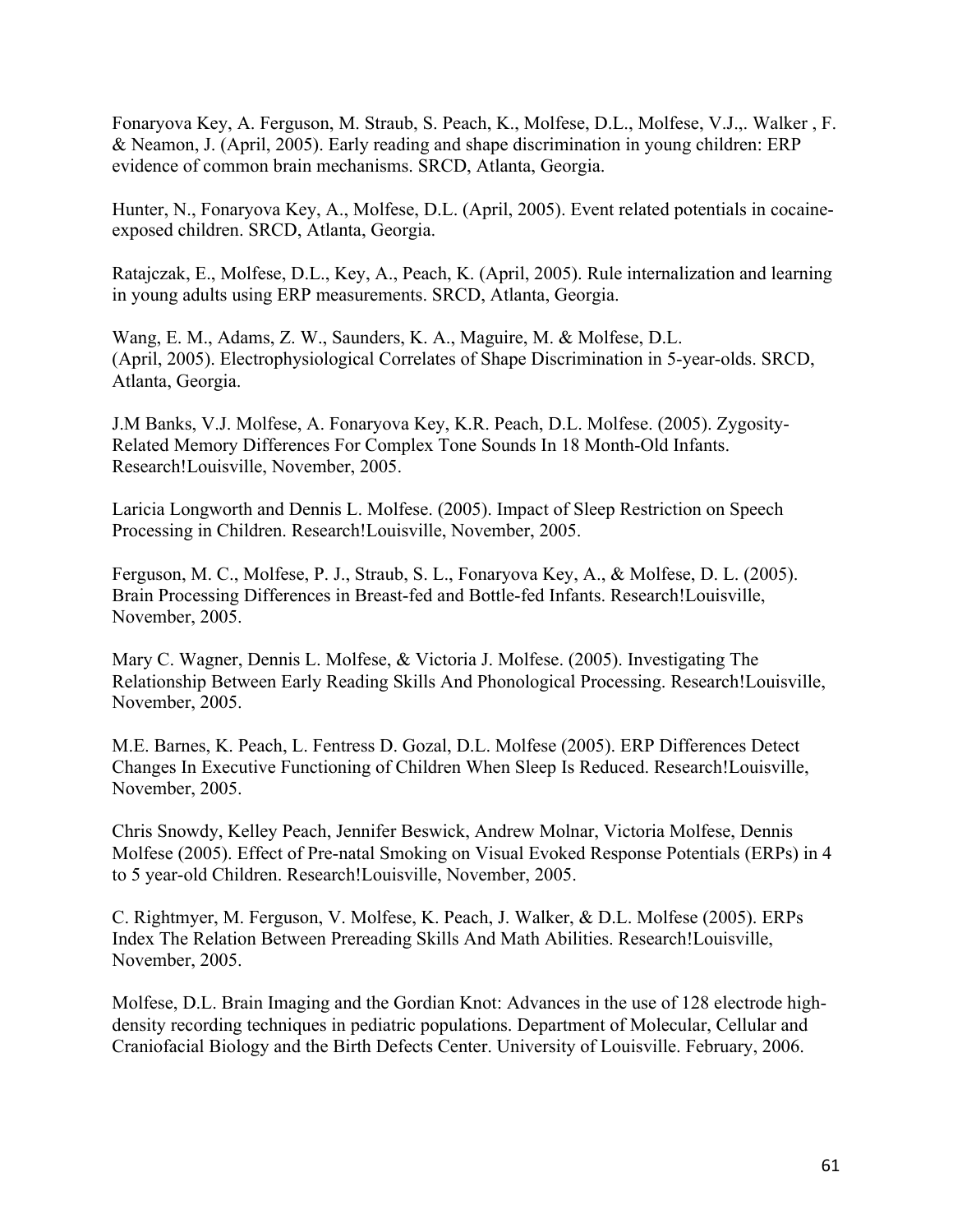Fonaryova Key, A. Ferguson, M. Straub, S. Peach, K., Molfese, D.L., Molfese, V.J.,. Walker , F. & Neamon, J. (April, 2005). Early reading and shape discrimination in young children: ERP evidence of common brain mechanisms. SRCD, Atlanta, Georgia.

Hunter, N., Fonaryova Key, A., Molfese, D.L. (April, 2005). Event related potentials in cocaine-exposed children. SRCD, Atlanta, Georgia.

Ratajczak, E., Molfese, D.L., Key, A., Peach, K. (April, 2005). Rule internalization and learning in young adults using ERP measurements. SRCD, Atlanta, Georgia.

Wang, E. M., Adams, Z. W., Saunders, K. A., Maguire, M. & Molfese, D.L. (April, 2005). Electrophysiological Correlates of Shape Discrimination in 5-year-olds. SRCD, Atlanta, Georgia.

J.M Banks, V.J. Molfese, A. Fonaryova Key, K.R. Peach, D.L. Molfese. (2005). Zygosity-Related Memory Differences For Complex Tone Sounds In 18 Month-Old Infants. Research!Louisville, November, 2005.

Laricia Longworth and Dennis L. Molfese. (2005). Impact of Sleep Restriction on Speech Processing in Children. Research!Louisville, November, 2005.

Ferguson, M. C., Molfese, P. J., Straub, S. L., Fonaryova Key, A., & Molfese, D. L. (2005). Brain Processing Differences in Breast-fed and Bottle-fed Infants. Research!Louisville, November, 2005.

Mary C. Wagner, Dennis L. Molfese, & Victoria J. Molfese. (2005). Investigating The Relationship Between Early Reading Skills And Phonological Processing. Research!Louisville, November, 2005.

M.E. Barnes, K. Peach, L. Fentress D. Gozal, D.L. Molfese (2005). ERP Differences Detect Changes In Executive Functioning of Children When Sleep Is Reduced. Research!Louisville, November, 2005.

Chris Snowdy, Kelley Peach, Jennifer Beswick, Andrew Molnar, Victoria Molfese, Dennis Molfese (2005). Effect of Pre-natal Smoking on Visual Evoked Response Potentials (ERPs) in 4 to 5 year-old Children. Research!Louisville, November, 2005.

C. Rightmyer, M. Ferguson, V. Molfese, K. Peach, J. Walker, & D.L. Molfese (2005). ERPs Index The Relation Between Prereading Skills And Math Abilities. Research!Louisville, November, 2005.

Molfese, D.L. Brain Imaging and the Gordian Knot: Advances in the use of 128 electrode high-density recording techniques in pediatric populations. Department of Molecular, Cellular and Craniofacial Biology and the Birth Defects Center. University of Louisville. February, 2006.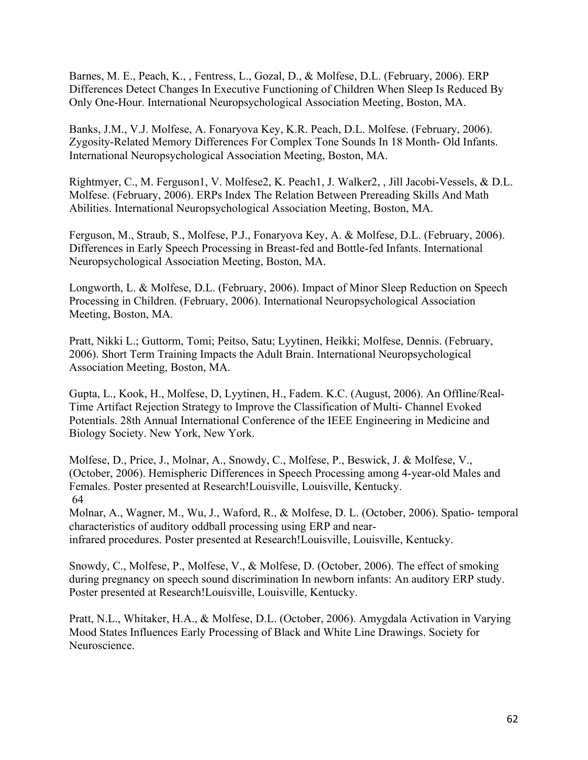Barnes, M. E., Peach, K., , Fentress, L., Gozal, D., & Molfese, D.L. (February, 2006). ERP Differences Detect Changes In Executive Functioning of Children When Sleep Is Reduced By Only One-Hour. International Neuropsychological Association Meeting, Boston, MA.

Banks, J.M., V.J. Molfese, A. Fonaryova Key, K.R. Peach, D.L. Molfese. (February, 2006). Zygosity-Related Memory Differences For Complex Tone Sounds In 18 Month- Old Infants. International Neuropsychological Association Meeting, Boston, MA.

Rightmyer, C., M. Ferguson1, V. Molfese2, K. Peach1, J. Walker2, , Jill Jacobi-Vessels, & D.L. Molfese. (February, 2006). ERPs Index The Relation Between Prereading Skills And Math Abilities. International Neuropsychological Association Meeting, Boston, MA.

Ferguson, M., Straub, S., Molfese, P.J., Fonaryova Key, A. & Molfese, D.L. (February, 2006). Differences in Early Speech Processing in Breast-fed and Bottle-fed Infants. International Neuropsychological Association Meeting, Boston, MA.

Longworth, L. & Molfese, D.L. (February, 2006). Impact of Minor Sleep Reduction on Speech Processing in Children. (February, 2006). International Neuropsychological Association Meeting, Boston, MA.

Pratt, Nikki L.; Guttorm, Tomi; Peitso, Satu; Lyytinen, Heikki; Molfese, Dennis. (February, 2006). Short Term Training Impacts the Adult Brain. International Neuropsychological Association Meeting, Boston, MA.

Gupta, L., Kook, H., Molfese, D, Lyytinen, H., Fadem. K.C. (August, 2006). An Offline/Real-Time Artifact Rejection Strategy to Improve the Classification of Multi- Channel Evoked Potentials. 28th Annual International Conference of the IEEE Engineering in Medicine and Biology Society. New York, New York.

Molfese, D., Price, J., Molnar, A., Snowdy, C., Molfese, P., Beswick, J. & Molfese, V., (October, 2006). Hemispheric Differences in Speech Processing among 4-year-old Males and Females. Poster presented at Research!Louisville, Louisville, Kentucky.

Molnar, A., Wagner, M., Wu, J., Waford, R., & Molfese, D. L. (October, 2006). Spatio- temporal characteristics of auditory oddball processing using ERP and near-infrared procedures. Poster presented at Research!Louisville, Louisville, Kentucky.

Snowdy, C., Molfese, P., Molfese, V., & Molfese, D. (October, 2006). The effect of smoking during pregnancy on speech sound discrimination In newborn infants: An auditory ERP study. Poster presented at Research!Louisville, Louisville, Kentucky.

Pratt, N.L., Whitaker, H.A., & Molfese, D.L. (October, 2006). Amygdala Activation in Varying Mood States Influences Early Processing of Black and White Line Drawings. Society for Neuroscience.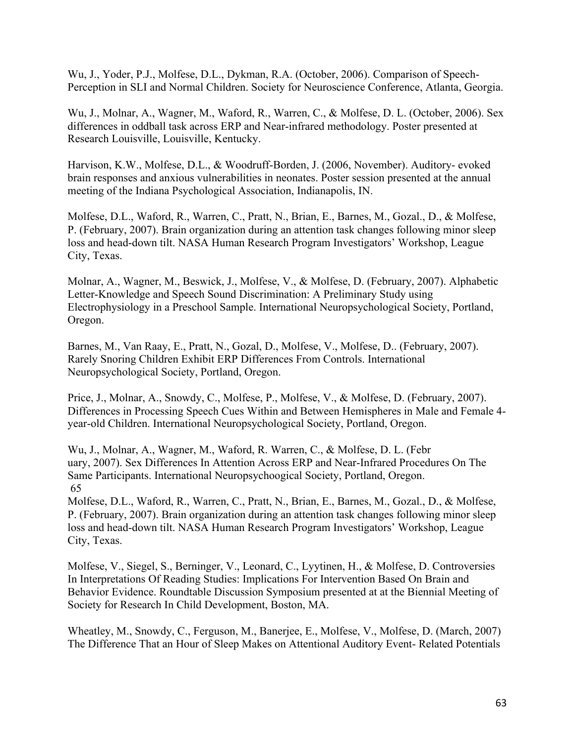Wu, J., Yoder, P.J., Molfese, D.L., Dykman, R.A. (October, 2006). Comparison of Speech-Perception in SLI and Normal Children. Society for Neuroscience Conference, Atlanta, Georgia.

Wu, J., Molnar, A., Wagner, M., Waford, R., Warren, C., & Molfese, D. L. (October, 2006). Sex differences in oddball task across ERP and Near-infrared methodology. Poster presented at Research Louisville, Louisville, Kentucky.

Harvison, K.W., Molfese, D.L., & Woodruff-Borden, J. (2006, November). Auditory- evoked brain responses and anxious vulnerabilities in neonates. Poster session presented at the annual meeting of the Indiana Psychological Association, Indianapolis, IN.

Molfese, D.L., Waford, R., Warren, C., Pratt, N., Brian, E., Barnes, M., Gozal., D., & Molfese, P. (February, 2007). Brain organization during an attention task changes following minor sleep loss and head-down tilt. NASA Human Research Program Investigators' Workshop, League City, Texas.

Molnar, A., Wagner, M., Beswick, J., Molfese, V., & Molfese, D. (February, 2007). Alphabetic Letter-Knowledge and Speech Sound Discrimination: A Preliminary Study using Electrophysiology in a Preschool Sample. International Neuropsychological Society, Portland, Oregon.

Barnes, M., Van Raay, E., Pratt, N., Gozal, D., Molfese, V., Molfese, D.. (February, 2007). Rarely Snoring Children Exhibit ERP Differences From Controls. International Neuropsychological Society, Portland, Oregon.

Price, J., Molnar, A., Snowdy, C., Molfese, P., Molfese, V., & Molfese, D. (February, 2007). Differences in Processing Speech Cues Within and Between Hemispheres in Male and Female 4-year-old Children. International Neuropsychological Society, Portland, Oregon.

Wu, J., Molnar, A., Wagner, M., Waford, R. Warren, C., & Molfese, D. L. (Febr uary, 2007). Sex Differences In Attention Across ERP and Near-Infrared Procedures On The Same Participants. International Neuropsychoogical Society, Portland, Oregon.
65
Molfese, D.L., Waford, R., Warren, C., Pratt, N., Brian, E., Barnes, M., Gozal., D., & Molfese, P. (February, 2007). Brain organization during an attention task changes following minor sleep loss and head-down tilt. NASA Human Research Program Investigators' Workshop, League City, Texas.

Molfese, V., Siegel, S., Berninger, V., Leonard, C., Lyytinen, H., & Molfese, D. Controversies In Interpretations Of Reading Studies: Implications For Intervention Based On Brain and Behavior Evidence. Roundtable Discussion Symposium presented at at the Biennial Meeting of Society for Research In Child Development, Boston, MA.

Wheatley, M., Snowdy, C., Ferguson, M., Banerjee, E., Molfese, V., Molfese, D. (March, 2007) The Difference That an Hour of Sleep Makes on Attentional Auditory Event- Related Potentials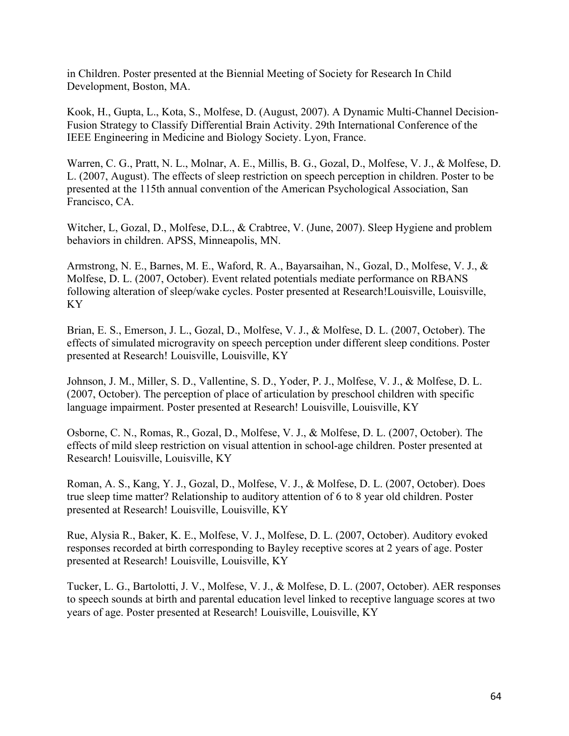in Children. Poster presented at the Biennial Meeting of Society for Research In Child Development, Boston, MA.

Kook, H., Gupta, L., Kota, S., Molfese, D. (August, 2007). A Dynamic Multi-Channel Decision-Fusion Strategy to Classify Differential Brain Activity. 29th International Conference of the IEEE Engineering in Medicine and Biology Society. Lyon, France.

Warren, C. G., Pratt, N. L., Molnar, A. E., Millis, B. G., Gozal, D., Molfese, V. J., & Molfese, D. L. (2007, August). The effects of sleep restriction on speech perception in children. Poster to be presented at the 115th annual convention of the American Psychological Association, San Francisco, CA.

Witcher, L, Gozal, D., Molfese, D.L., & Crabtree, V. (June, 2007). Sleep Hygiene and problem behaviors in children. APSS, Minneapolis, MN.

Armstrong, N. E., Barnes, M. E., Waford, R. A., Bayarsaihan, N., Gozal, D., Molfese, V. J., & Molfese, D. L. (2007, October). Event related potentials mediate performance on RBANS following alteration of sleep/wake cycles. Poster presented at Research!Louisville, Louisville, KY

Brian, E. S., Emerson, J. L., Gozal, D., Molfese, V. J., & Molfese, D. L. (2007, October). The effects of simulated microgravity on speech perception under different sleep conditions. Poster presented at Research! Louisville, Louisville, KY

Johnson, J. M., Miller, S. D., Vallentine, S. D., Yoder, P. J., Molfese, V. J., & Molfese, D. L. (2007, October). The perception of place of articulation by preschool children with specific language impairment. Poster presented at Research! Louisville, Louisville, KY

Osborne, C. N., Romas, R., Gozal, D., Molfese, V. J., & Molfese, D. L. (2007, October). The effects of mild sleep restriction on visual attention in school-age children. Poster presented at Research! Louisville, Louisville, KY

Roman, A. S., Kang, Y. J., Gozal, D., Molfese, V. J., & Molfese, D. L. (2007, October). Does true sleep time matter? Relationship to auditory attention of 6 to 8 year old children. Poster presented at Research! Louisville, Louisville, KY

Rue, Alysia R., Baker, K. E., Molfese, V. J., Molfese, D. L. (2007, October). Auditory evoked responses recorded at birth corresponding to Bayley receptive scores at 2 years of age. Poster presented at Research! Louisville, Louisville, KY

Tucker, L. G., Bartolotti, J. V., Molfese, V. J., & Molfese, D. L. (2007, October). AER responses to speech sounds at birth and parental education level linked to receptive language scores at two years of age. Poster presented at Research! Louisville, Louisville, KY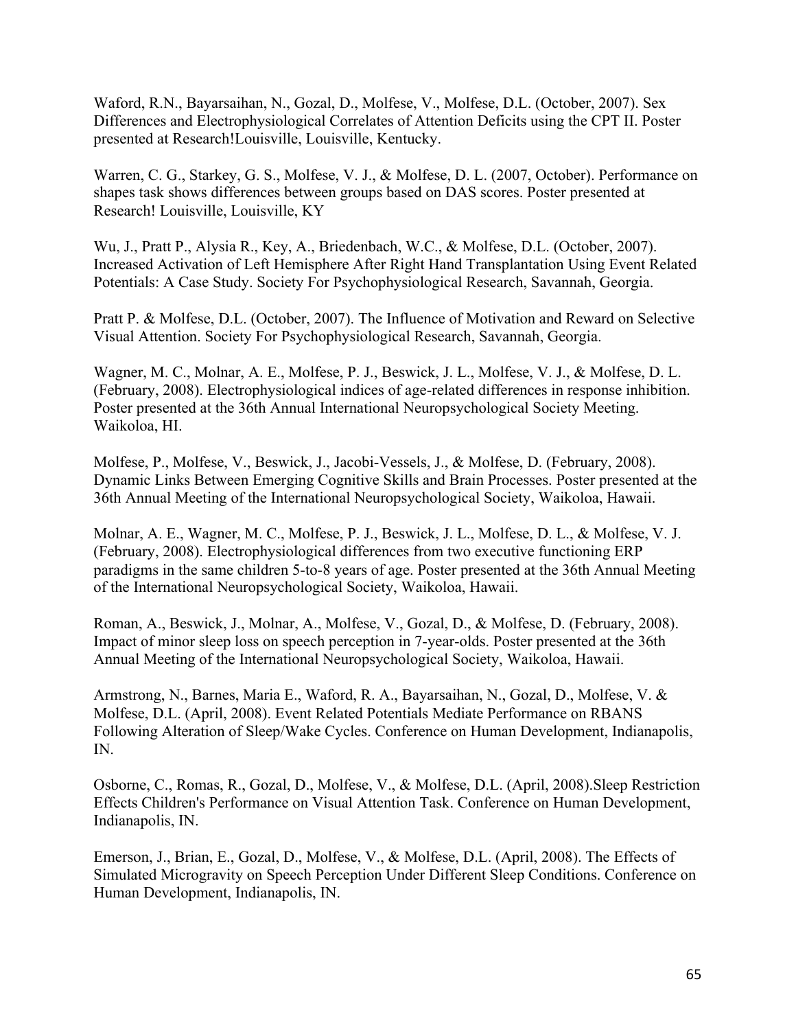Waford, R.N., Bayarsaihan, N., Gozal, D., Molfese, V., Molfese, D.L. (October, 2007). Sex Differences and Electrophysiological Correlates of Attention Deficits using the CPT II. Poster presented at Research!Louisville, Louisville, Kentucky.

Warren, C. G., Starkey, G. S., Molfese, V. J., & Molfese, D. L. (2007, October). Performance on shapes task shows differences between groups based on DAS scores. Poster presented at Research! Louisville, Louisville, KY

Wu, J., Pratt P., Alysia R., Key, A., Briedenbach, W.C., & Molfese, D.L. (October, 2007). Increased Activation of Left Hemisphere After Right Hand Transplantation Using Event Related Potentials: A Case Study. Society For Psychophysiological Research, Savannah, Georgia.

Pratt P. & Molfese, D.L. (October, 2007). The Influence of Motivation and Reward on Selective Visual Attention. Society For Psychophysiological Research, Savannah, Georgia.

Wagner, M. C., Molnar, A. E., Molfese, P. J., Beswick, J. L., Molfese, V. J., & Molfese, D. L. (February, 2008). Electrophysiological indices of age-related differences in response inhibition. Poster presented at the 36th Annual International Neuropsychological Society Meeting. Waikoloa, HI.

Molfese, P., Molfese, V., Beswick, J., Jacobi-Vessels, J., & Molfese, D. (February, 2008). Dynamic Links Between Emerging Cognitive Skills and Brain Processes. Poster presented at the 36th Annual Meeting of the International Neuropsychological Society, Waikoloa, Hawaii.

Molnar, A. E., Wagner, M. C., Molfese, P. J., Beswick, J. L., Molfese, D. L., & Molfese, V. J. (February, 2008). Electrophysiological differences from two executive functioning ERP paradigms in the same children 5-to-8 years of age. Poster presented at the 36th Annual Meeting of the International Neuropsychological Society, Waikoloa, Hawaii.

Roman, A., Beswick, J., Molnar, A., Molfese, V., Gozal, D., & Molfese, D. (February, 2008). Impact of minor sleep loss on speech perception in 7-year-olds. Poster presented at the 36th Annual Meeting of the International Neuropsychological Society, Waikoloa, Hawaii.

Armstrong, N., Barnes, Maria E., Waford, R. A., Bayarsaihan, N., Gozal, D., Molfese, V. & Molfese, D.L. (April, 2008). Event Related Potentials Mediate Performance on RBANS Following Alteration of Sleep/Wake Cycles. Conference on Human Development, Indianapolis, IN.

Osborne, C., Romas, R., Gozal, D., Molfese, V., & Molfese, D.L. (April, 2008).Sleep Restriction Effects Children's Performance on Visual Attention Task. Conference on Human Development, Indianapolis, IN.

Emerson, J., Brian, E., Gozal, D., Molfese, V., & Molfese, D.L. (April, 2008). The Effects of Simulated Microgravity on Speech Perception Under Different Sleep Conditions. Conference on Human Development, Indianapolis, IN.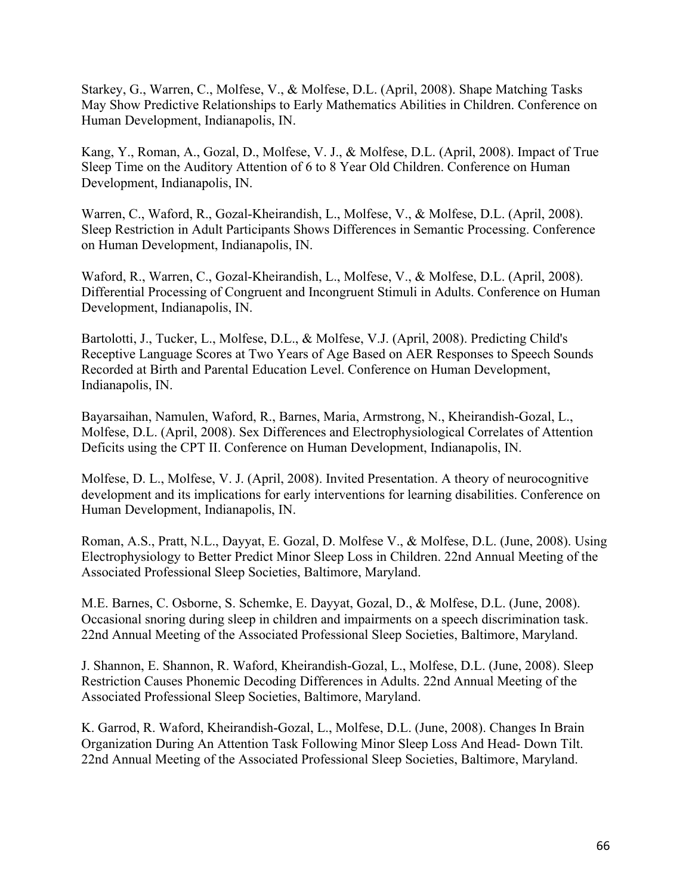Starkey, G., Warren, C., Molfese, V., & Molfese, D.L. (April, 2008). Shape Matching Tasks May Show Predictive Relationships to Early Mathematics Abilities in Children. Conference on Human Development, Indianapolis, IN.

Kang, Y., Roman, A., Gozal, D., Molfese, V. J., & Molfese, D.L. (April, 2008). Impact of True Sleep Time on the Auditory Attention of 6 to 8 Year Old Children. Conference on Human Development, Indianapolis, IN.

Warren, C., Waford, R., Gozal-Kheirandish, L., Molfese, V., & Molfese, D.L. (April, 2008). Sleep Restriction in Adult Participants Shows Differences in Semantic Processing. Conference on Human Development, Indianapolis, IN.

Waford, R., Warren, C., Gozal-Kheirandish, L., Molfese, V., & Molfese, D.L. (April, 2008). Differential Processing of Congruent and Incongruent Stimuli in Adults. Conference on Human Development, Indianapolis, IN.

Bartolotti, J., Tucker, L., Molfese, D.L., & Molfese, V.J. (April, 2008). Predicting Child's Receptive Language Scores at Two Years of Age Based on AER Responses to Speech Sounds Recorded at Birth and Parental Education Level. Conference on Human Development, Indianapolis, IN.

Bayarsaihan, Namulen, Waford, R., Barnes, Maria, Armstrong, N., Kheirandish-Gozal, L., Molfese, D.L. (April, 2008). Sex Differences and Electrophysiological Correlates of Attention Deficits using the CPT II. Conference on Human Development, Indianapolis, IN.

Molfese, D. L., Molfese, V. J. (April, 2008). Invited Presentation. A theory of neurocognitive development and its implications for early interventions for learning disabilities. Conference on Human Development, Indianapolis, IN.

Roman, A.S., Pratt, N.L., Dayyat, E. Gozal, D. Molfese V., & Molfese, D.L. (June, 2008). Using Electrophysiology to Better Predict Minor Sleep Loss in Children. 22nd Annual Meeting of the Associated Professional Sleep Societies, Baltimore, Maryland.

M.E. Barnes, C. Osborne, S. Schemke, E. Dayyat, Gozal, D., & Molfese, D.L. (June, 2008). Occasional snoring during sleep in children and impairments on a speech discrimination task. 22nd Annual Meeting of the Associated Professional Sleep Societies, Baltimore, Maryland.

J. Shannon, E. Shannon, R. Waford, Kheirandish-Gozal, L., Molfese, D.L. (June, 2008). Sleep Restriction Causes Phonemic Decoding Differences in Adults. 22nd Annual Meeting of the Associated Professional Sleep Societies, Baltimore, Maryland.

K. Garrod, R. Waford, Kheirandish-Gozal, L., Molfese, D.L. (June, 2008). Changes In Brain Organization During An Attention Task Following Minor Sleep Loss And Head- Down Tilt. 22nd Annual Meeting of the Associated Professional Sleep Societies, Baltimore, Maryland.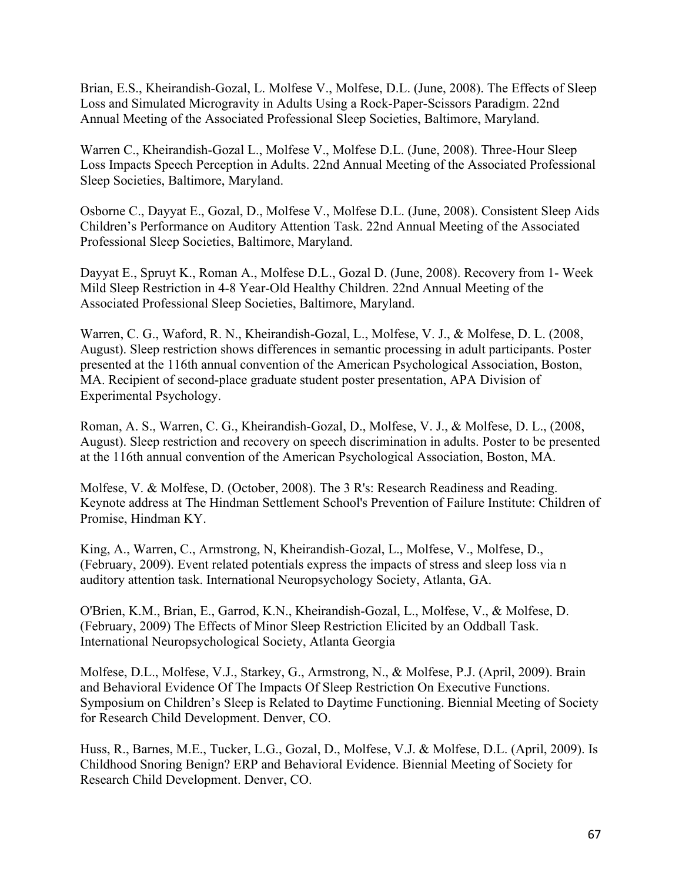Brian, E.S., Kheirandish-Gozal, L. Molfese V., Molfese, D.L. (June, 2008). The Effects of Sleep Loss and Simulated Microgravity in Adults Using a Rock-Paper-Scissors Paradigm. 22nd Annual Meeting of the Associated Professional Sleep Societies, Baltimore, Maryland.

Warren C., Kheirandish-Gozal L., Molfese V., Molfese D.L. (June, 2008). Three-Hour Sleep Loss Impacts Speech Perception in Adults. 22nd Annual Meeting of the Associated Professional Sleep Societies, Baltimore, Maryland.

Osborne C., Dayyat E., Gozal, D., Molfese V., Molfese D.L. (June, 2008). Consistent Sleep Aids Children's Performance on Auditory Attention Task. 22nd Annual Meeting of the Associated Professional Sleep Societies, Baltimore, Maryland.

Dayyat E., Spruyt K., Roman A., Molfese D.L., Gozal D. (June, 2008). Recovery from 1- Week Mild Sleep Restriction in 4-8 Year-Old Healthy Children. 22nd Annual Meeting of the Associated Professional Sleep Societies, Baltimore, Maryland.

Warren, C. G., Waford, R. N., Kheirandish-Gozal, L., Molfese, V. J., & Molfese, D. L. (2008, August). Sleep restriction shows differences in semantic processing in adult participants. Poster presented at the 116th annual convention of the American Psychological Association, Boston, MA. Recipient of second-place graduate student poster presentation, APA Division of Experimental Psychology.

Roman, A. S., Warren, C. G., Kheirandish-Gozal, D., Molfese, V. J., & Molfese, D. L., (2008, August). Sleep restriction and recovery on speech discrimination in adults. Poster to be presented at the 116th annual convention of the American Psychological Association, Boston, MA.

Molfese, V. & Molfese, D. (October, 2008). The 3 R's: Research Readiness and Reading. Keynote address at The Hindman Settlement School's Prevention of Failure Institute: Children of Promise, Hindman KY.

King, A., Warren, C., Armstrong, N, Kheirandish-Gozal, L., Molfese, V., Molfese, D., (February, 2009). Event related potentials express the impacts of stress and sleep loss via n auditory attention task. International Neuropsychology Society, Atlanta, GA.

O'Brien, K.M., Brian, E., Garrod, K.N., Kheirandish-Gozal, L., Molfese, V., & Molfese, D. (February, 2009) The Effects of Minor Sleep Restriction Elicited by an Oddball Task. International Neuropsychological Society, Atlanta Georgia

Molfese, D.L., Molfese, V.J., Starkey, G., Armstrong, N., & Molfese, P.J. (April, 2009). Brain and Behavioral Evidence Of The Impacts Of Sleep Restriction On Executive Functions. Symposium on Children's Sleep is Related to Daytime Functioning. Biennial Meeting of Society for Research Child Development. Denver, CO.

Huss, R., Barnes, M.E., Tucker, L.G., Gozal, D., Molfese, V.J. & Molfese, D.L. (April, 2009). Is Childhood Snoring Benign? ERP and Behavioral Evidence. Biennial Meeting of Society for Research Child Development. Denver, CO.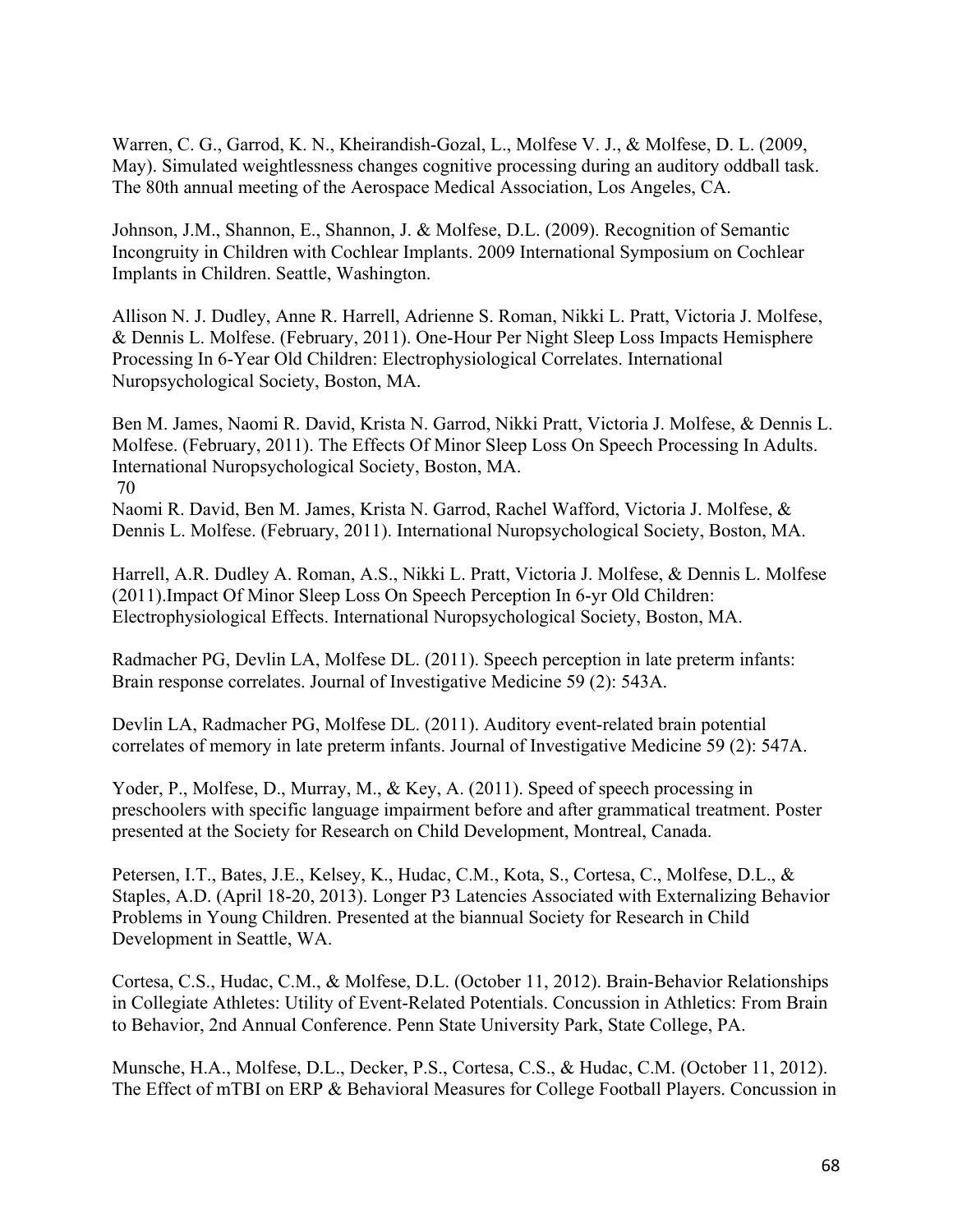Warren, C. G., Garrod, K. N., Kheirandish-Gozal, L., Molfese V. J., & Molfese, D. L. (2009, May). Simulated weightlessness changes cognitive processing during an auditory oddball task. The 80th annual meeting of the Aerospace Medical Association, Los Angeles, CA.

Johnson, J.M., Shannon, E., Shannon, J. & Molfese, D.L. (2009). Recognition of Semantic Incongruity in Children with Cochlear Implants. 2009 International Symposium on Cochlear Implants in Children. Seattle, Washington.

Allison N. J. Dudley, Anne R. Harrell, Adrienne S. Roman, Nikki L. Pratt, Victoria J. Molfese, & Dennis L. Molfese. (February, 2011). One-Hour Per Night Sleep Loss Impacts Hemisphere Processing In 6-Year Old Children: Electrophysiological Correlates. International Nuropsychological Society, Boston, MA.

Ben M. James, Naomi R. David, Krista N. Garrod, Nikki Pratt, Victoria J. Molfese, & Dennis L. Molfese. (February, 2011). The Effects Of Minor Sleep Loss On Speech Processing In Adults. International Nuropsychological Society, Boston, MA.
70
Naomi R. David, Ben M. James, Krista N. Garrod, Rachel Wafford, Victoria J. Molfese, & Dennis L. Molfese. (February, 2011). International Nuropsychological Society, Boston, MA.

Harrell, A.R. Dudley A. Roman, A.S., Nikki L. Pratt, Victoria J. Molfese, & Dennis L. Molfese (2011).Impact Of Minor Sleep Loss On Speech Perception In 6-yr Old Children: Electrophysiological Effects. International Nuropsychological Society, Boston, MA.

Radmacher PG, Devlin LA, Molfese DL. (2011). Speech perception in late preterm infants: Brain response correlates. Journal of Investigative Medicine 59 (2): 543A.

Devlin LA, Radmacher PG, Molfese DL. (2011). Auditory event-related brain potential correlates of memory in late preterm infants. Journal of Investigative Medicine 59 (2): 547A.

Yoder, P., Molfese, D., Murray, M., & Key, A. (2011). Speed of speech processing in preschoolers with specific language impairment before and after grammatical treatment. Poster presented at the Society for Research on Child Development, Montreal, Canada.

Petersen, I.T., Bates, J.E., Kelsey, K., Hudac, C.M., Kota, S., Cortesa, C., Molfese, D.L., & Staples, A.D. (April 18-20, 2013). Longer P3 Latencies Associated with Externalizing Behavior Problems in Young Children. Presented at the biannual Society for Research in Child Development in Seattle, WA.

Cortesa, C.S., Hudac, C.M., & Molfese, D.L. (October 11, 2012). Brain-Behavior Relationships in Collegiate Athletes: Utility of Event-Related Potentials. Concussion in Athletics: From Brain to Behavior, 2nd Annual Conference. Penn State University Park, State College, PA.

Munsche, H.A., Molfese, D.L., Decker, P.S., Cortesa, C.S., & Hudac, C.M. (October 11, 2012). The Effect of mTBI on ERP & Behavioral Measures for College Football Players. Concussion in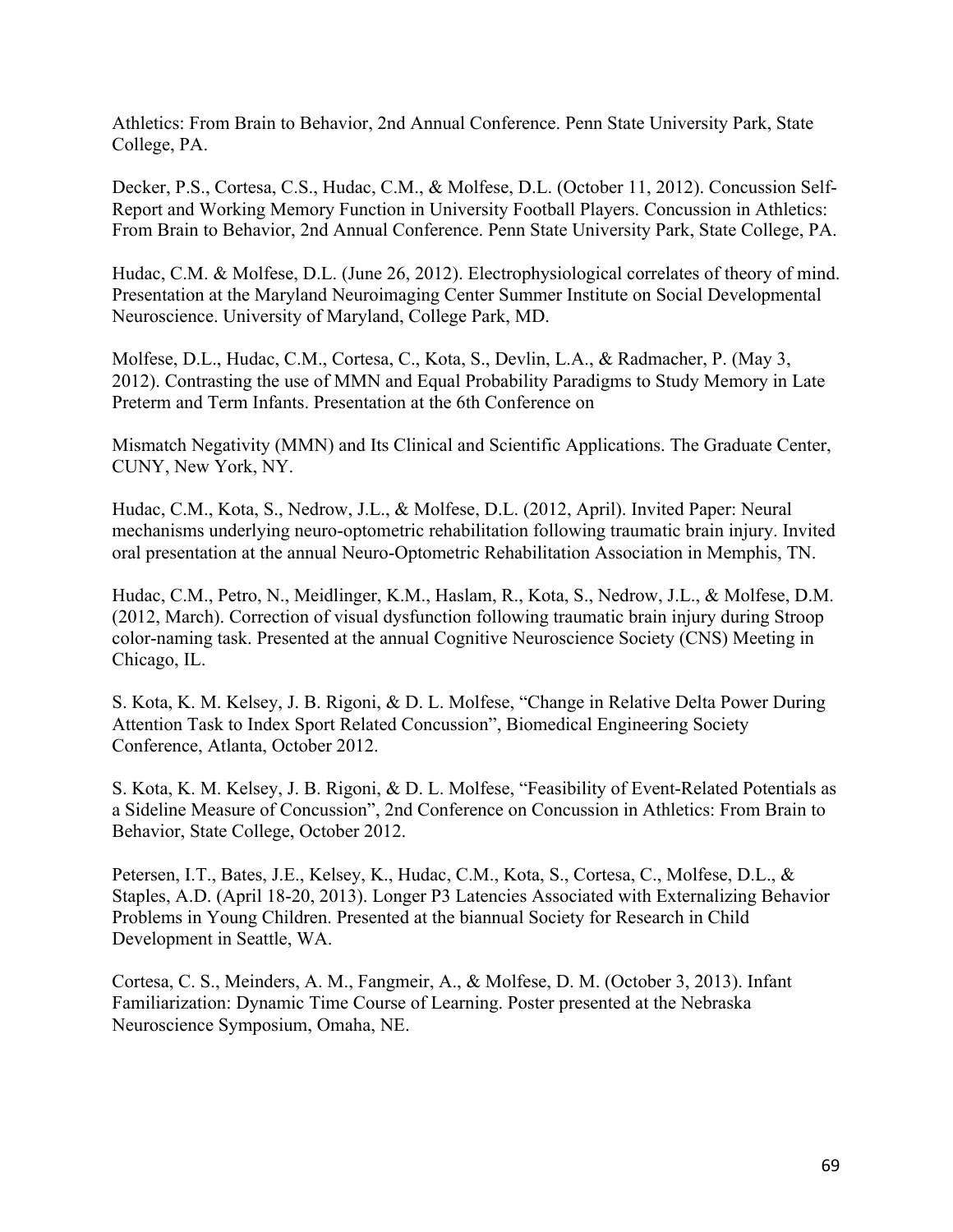Athletics: From Brain to Behavior, 2nd Annual Conference. Penn State University Park, State College, PA.

Decker, P.S., Cortesa, C.S., Hudac, C.M., & Molfese, D.L. (October 11, 2012). Concussion Self-Report and Working Memory Function in University Football Players. Concussion in Athletics: From Brain to Behavior, 2nd Annual Conference. Penn State University Park, State College, PA.

Hudac, C.M. & Molfese, D.L. (June 26, 2012). Electrophysiological correlates of theory of mind. Presentation at the Maryland Neuroimaging Center Summer Institute on Social Developmental Neuroscience. University of Maryland, College Park, MD.

Molfese, D.L., Hudac, C.M., Cortesa, C., Kota, S., Devlin, L.A., & Radmacher, P. (May 3, 2012). Contrasting the use of MMN and Equal Probability Paradigms to Study Memory in Late Preterm and Term Infants. Presentation at the 6th Conference on

Mismatch Negativity (MMN) and Its Clinical and Scientific Applications. The Graduate Center, CUNY, New York, NY.

Hudac, C.M., Kota, S., Nedrow, J.L., & Molfese, D.L. (2012, April). Invited Paper: Neural mechanisms underlying neuro-optometric rehabilitation following traumatic brain injury. Invited oral presentation at the annual Neuro-Optometric Rehabilitation Association in Memphis, TN.

Hudac, C.M., Petro, N., Meidlinger, K.M., Haslam, R., Kota, S., Nedrow, J.L., & Molfese, D.M. (2012, March). Correction of visual dysfunction following traumatic brain injury during Stroop color-naming task. Presented at the annual Cognitive Neuroscience Society (CNS) Meeting in Chicago, IL.

S. Kota, K. M. Kelsey, J. B. Rigoni, & D. L. Molfese, "Change in Relative Delta Power During Attention Task to Index Sport Related Concussion", Biomedical Engineering Society Conference, Atlanta, October 2012.

S. Kota, K. M. Kelsey, J. B. Rigoni, & D. L. Molfese, "Feasibility of Event-Related Potentials as a Sideline Measure of Concussion", 2nd Conference on Concussion in Athletics: From Brain to Behavior, State College, October 2012.

Petersen, I.T., Bates, J.E., Kelsey, K., Hudac, C.M., Kota, S., Cortesa, C., Molfese, D.L., & Staples, A.D. (April 18-20, 2013). Longer P3 Latencies Associated with Externalizing Behavior Problems in Young Children. Presented at the biannual Society for Research in Child Development in Seattle, WA.

Cortesa, C. S., Meinders, A. M., Fangmeir, A., & Molfese, D. M. (October 3, 2013). Infant Familiarization: Dynamic Time Course of Learning. Poster presented at the Nebraska Neuroscience Symposium, Omaha, NE.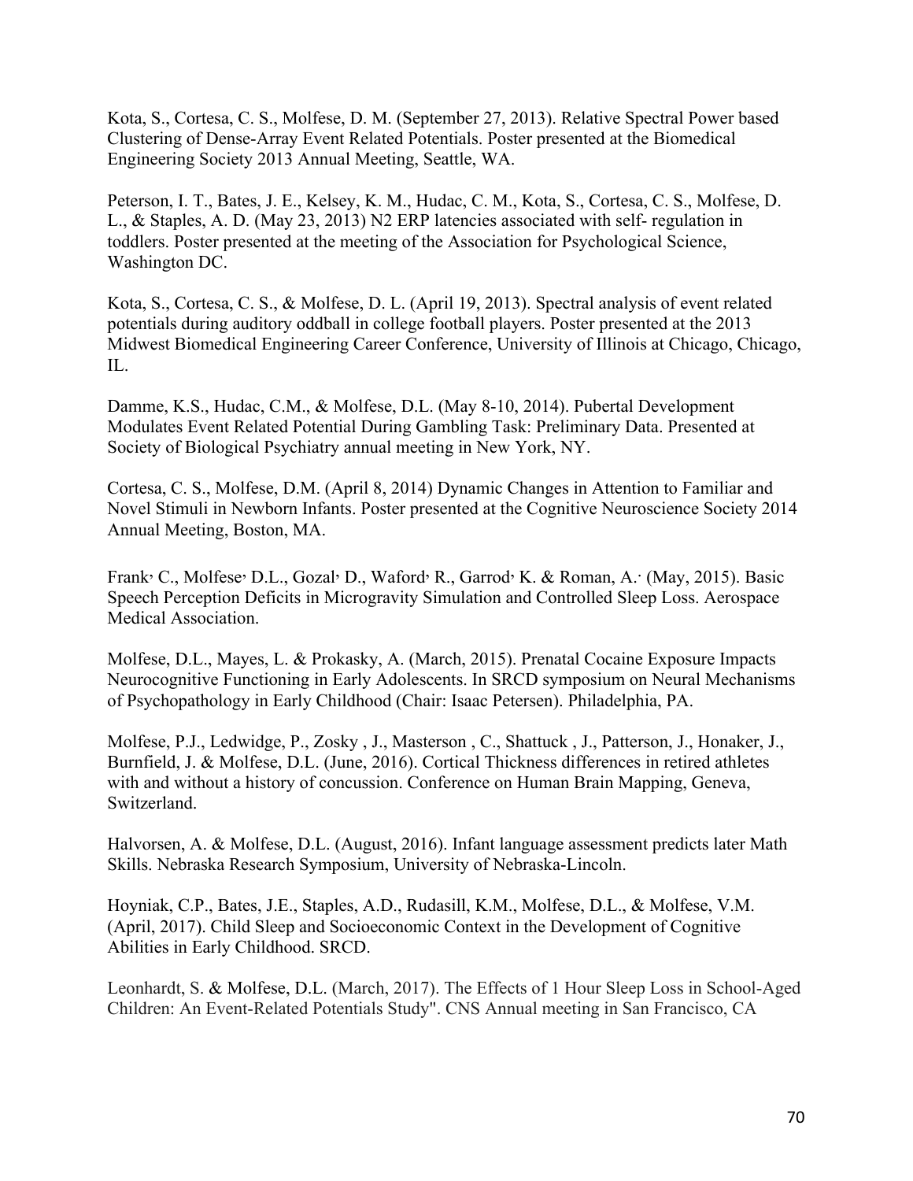Kota, S., Cortesa, C. S., Molfese, D. M. (September 27, 2013). Relative Spectral Power based Clustering of Dense-Array Event Related Potentials. Poster presented at the Biomedical Engineering Society 2013 Annual Meeting, Seattle, WA.

Peterson, I. T., Bates, J. E., Kelsey, K. M., Hudac, C. M., Kota, S., Cortesa, C. S., Molfese, D. L., & Staples, A. D. (May 23, 2013) N2 ERP latencies associated with self- regulation in toddlers. Poster presented at the meeting of the Association for Psychological Science, Washington DC.

Kota, S., Cortesa, C. S., & Molfese, D. L. (April 19, 2013). Spectral analysis of event related potentials during auditory oddball in college football players. Poster presented at the 2013 Midwest Biomedical Engineering Career Conference, University of Illinois at Chicago, Chicago, IL.

Damme, K.S., Hudac, C.M., & Molfese, D.L. (May 8-10, 2014). Pubertal Development Modulates Event Related Potential During Gambling Task: Preliminary Data. Presented at Society of Biological Psychiatry annual meeting in New York, NY.

Cortesa, C. S., Molfese, D.M. (April 8, 2014) Dynamic Changes in Attention to Familiar and Novel Stimuli in Newborn Infants. Poster presented at the Cognitive Neuroscience Society 2014 Annual Meeting, Boston, MA.

Frank' C., Molfese' D.L., Gozal' D., Waford' R., Garrod' K. & Roman, A.' (May, 2015). Basic Speech Perception Deficits in Microgravity Simulation and Controlled Sleep Loss. Aerospace Medical Association.

Molfese, D.L., Mayes, L. & Prokasky, A. (March, 2015). Prenatal Cocaine Exposure Impacts Neurocognitive Functioning in Early Adolescents. In SRCD symposium on Neural Mechanisms of Psychopathology in Early Childhood (Chair: Isaac Petersen). Philadelphia, PA.

Molfese, P.J., Ledwidge, P., Zosky , J., Masterson , C., Shattuck , J., Patterson, J., Honaker, J., Burnfield, J. & Molfese, D.L. (June, 2016). Cortical Thickness differences in retired athletes with and without a history of concussion. Conference on Human Brain Mapping, Geneva, Switzerland.

Halvorsen, A. & Molfese, D.L. (August, 2016). Infant language assessment predicts later Math Skills. Nebraska Research Symposium, University of Nebraska-Lincoln.

Hoyniak, C.P., Bates, J.E., Staples, A.D., Rudasill, K.M., Molfese, D.L., & Molfese, V.M. (April, 2017). Child Sleep and Socioeconomic Context in the Development of Cognitive Abilities in Early Childhood. SRCD.

Leonhardt, S. & Molfese, D.L. (March, 2017). The Effects of 1 Hour Sleep Loss in School-Aged Children: An Event-Related Potentials Study". CNS Annual meeting in San Francisco, CA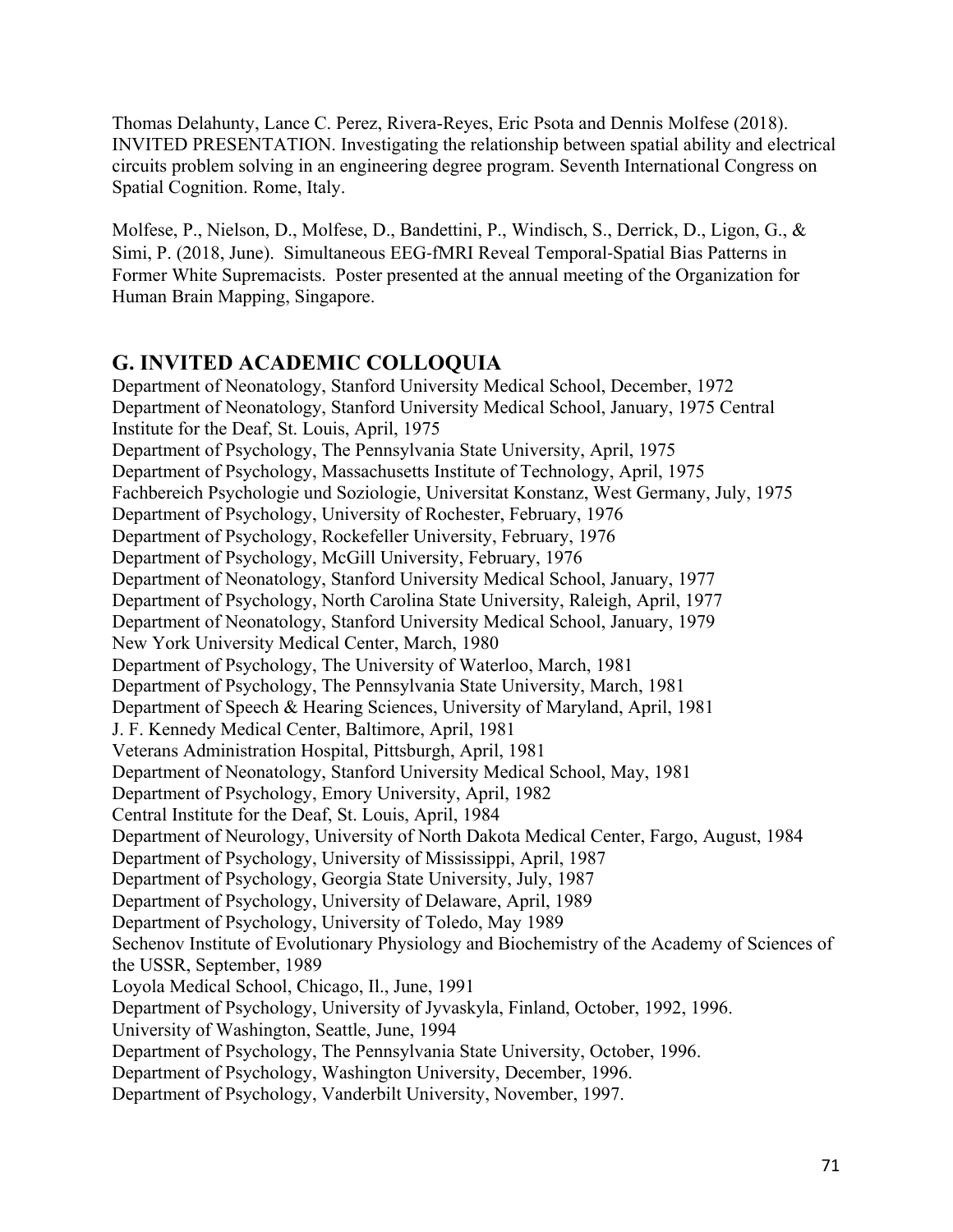Thomas Delahunty, Lance C. Perez, Rivera-Reyes, Eric Psota and Dennis Molfese (2018). INVITED PRESENTATION. Investigating the relationship between spatial ability and electrical circuits problem solving in an engineering degree program. Seventh International Congress on Spatial Cognition. Rome, Italy.

Molfese, P., Nielson, D., Molfese, D., Bandettini, P., Windisch, S., Derrick, D., Ligon, G., & Simi, P. (2018, June). Simultaneous EEG-fMRI Reveal Temporal-Spatial Bias Patterns in Former White Supremacists. Poster presented at the annual meeting of the Organization for Human Brain Mapping, Singapore.

## G. INVITED ACADEMIC COLLOQUIA

Department of Neonatology, Stanford University Medical School, December, 1972
Department of Neonatology, Stanford University Medical School, January, 1975 Central Institute for the Deaf, St. Louis, April, 1975
Department of Psychology, The Pennsylvania State University, April, 1975
Department of Psychology, Massachusetts Institute of Technology, April, 1975
Fachbereich Psychologie und Soziologie, Universitat Konstanz, West Germany, July, 1975
Department of Psychology, University of Rochester, February, 1976
Department of Psychology, Rockefeller University, February, 1976
Department of Psychology, McGill University, February, 1976
Department of Neonatology, Stanford University Medical School, January, 1977
Department of Psychology, North Carolina State University, Raleigh, April, 1977
Department of Neonatology, Stanford University Medical School, January, 1979
New York University Medical Center, March, 1980
Department of Psychology, The University of Waterloo, March, 1981
Department of Psychology, The Pennsylvania State University, March, 1981
Department of Speech & Hearing Sciences, University of Maryland, April, 1981
J. F. Kennedy Medical Center, Baltimore, April, 1981
Veterans Administration Hospital, Pittsburgh, April, 1981
Department of Neonatology, Stanford University Medical School, May, 1981
Department of Psychology, Emory University, April, 1982
Central Institute for the Deaf, St. Louis, April, 1984
Department of Neurology, University of North Dakota Medical Center, Fargo, August, 1984
Department of Psychology, University of Mississippi, April, 1987
Department of Psychology, Georgia State University, July, 1987
Department of Psychology, University of Delaware, April, 1989
Department of Psychology, University of Toledo, May 1989
Sechenov Institute of Evolutionary Physiology and Biochemistry of the Academy of Sciences of the USSR, September, 1989
Loyola Medical School, Chicago, Il., June, 1991
Department of Psychology, University of Jyvaskyla, Finland, October, 1992, 1996.
University of Washington, Seattle, June, 1994
Department of Psychology, The Pennsylvania State University, October, 1996.
Department of Psychology, Washington University, December, 1996.
Department of Psychology, Vanderbilt University, November, 1997.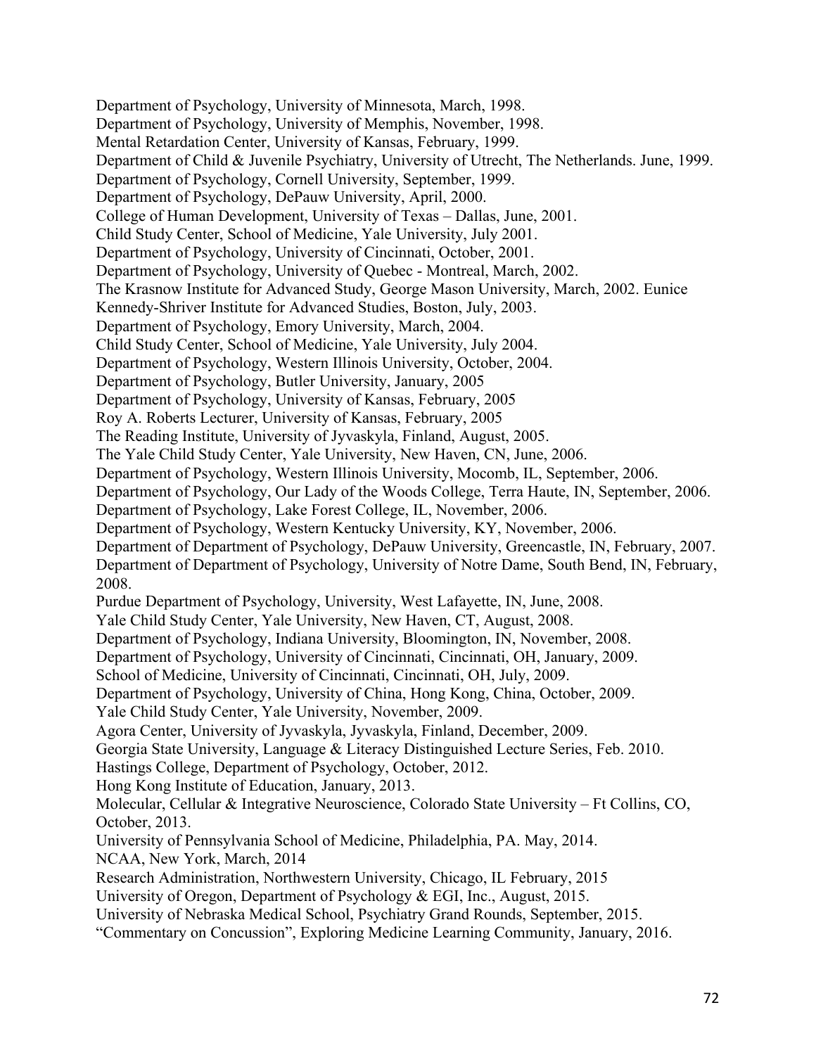Department of Psychology, University of Minnesota, March, 1998.
Department of Psychology, University of Memphis, November, 1998.
Mental Retardation Center, University of Kansas, February, 1999.
Department of Child & Juvenile Psychiatry, University of Utrecht, The Netherlands. June, 1999.
Department of Psychology, Cornell University, September, 1999.
Department of Psychology, DePauw University, April, 2000.
College of Human Development, University of Texas – Dallas, June, 2001.
Child Study Center, School of Medicine, Yale University, July 2001.
Department of Psychology, University of Cincinnati, October, 2001.
Department of Psychology, University of Quebec - Montreal, March, 2002.
The Krasnow Institute for Advanced Study, George Mason University, March, 2002. Eunice Kennedy-Shriver Institute for Advanced Studies, Boston, July, 2003.
Department of Psychology, Emory University, March, 2004.
Child Study Center, School of Medicine, Yale University, July 2004.
Department of Psychology, Western Illinois University, October, 2004.
Department of Psychology, Butler University, January, 2005
Department of Psychology, University of Kansas, February, 2005
Roy A. Roberts Lecturer, University of Kansas, February, 2005
The Reading Institute, University of Jyvaskyla, Finland, August, 2005.
The Yale Child Study Center, Yale University, New Haven, CN, June, 2006.
Department of Psychology, Western Illinois University, Mocomb, IL, September, 2006.
Department of Psychology, Our Lady of the Woods College, Terra Haute, IN, September, 2006.
Department of Psychology, Lake Forest College, IL, November, 2006.
Department of Psychology, Western Kentucky University, KY, November, 2006.
Department of Department of Psychology, DePauw University, Greencastle, IN, February, 2007.
Department of Department of Psychology, University of Notre Dame, South Bend, IN, February, 2008.
Purdue Department of Psychology, University, West Lafayette, IN, June, 2008.
Yale Child Study Center, Yale University, New Haven, CT, August, 2008.
Department of Psychology, Indiana University, Bloomington, IN, November, 2008.
Department of Psychology, University of Cincinnati, Cincinnati, OH, January, 2009.
School of Medicine, University of Cincinnati, Cincinnati, OH, July, 2009.
Department of Psychology, University of China, Hong Kong, China, October, 2009.
Yale Child Study Center, Yale University, November, 2009.
Agora Center, University of Jyvaskyla, Jyvaskyla, Finland, December, 2009.
Georgia State University, Language & Literacy Distinguished Lecture Series, Feb. 2010.
Hastings College, Department of Psychology, October, 2012.
Hong Kong Institute of Education, January, 2013.
Molecular, Cellular & Integrative Neuroscience, Colorado State University – Ft Collins, CO, October, 2013.
University of Pennsylvania School of Medicine, Philadelphia, PA. May, 2014.
NCAA, New York, March, 2014
Research Administration, Northwestern University, Chicago, IL February, 2015
University of Oregon, Department of Psychology & EGI, Inc., August, 2015.
University of Nebraska Medical School, Psychiatry Grand Rounds, September, 2015.
"Commentary on Concussion", Exploring Medicine Learning Community, January, 2016.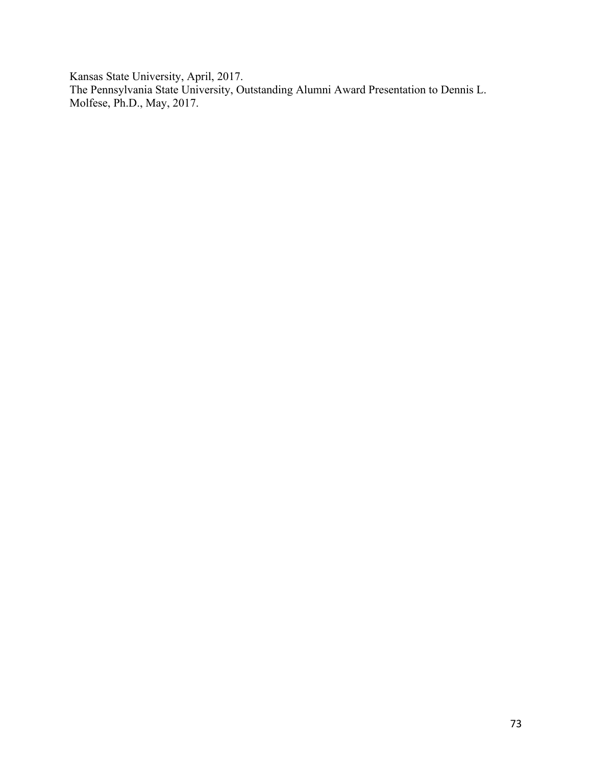Kansas State University, April, 2017.
The Pennsylvania State University, Outstanding Alumni Award Presentation to Dennis L. Molfese, Ph.D., May, 2017.